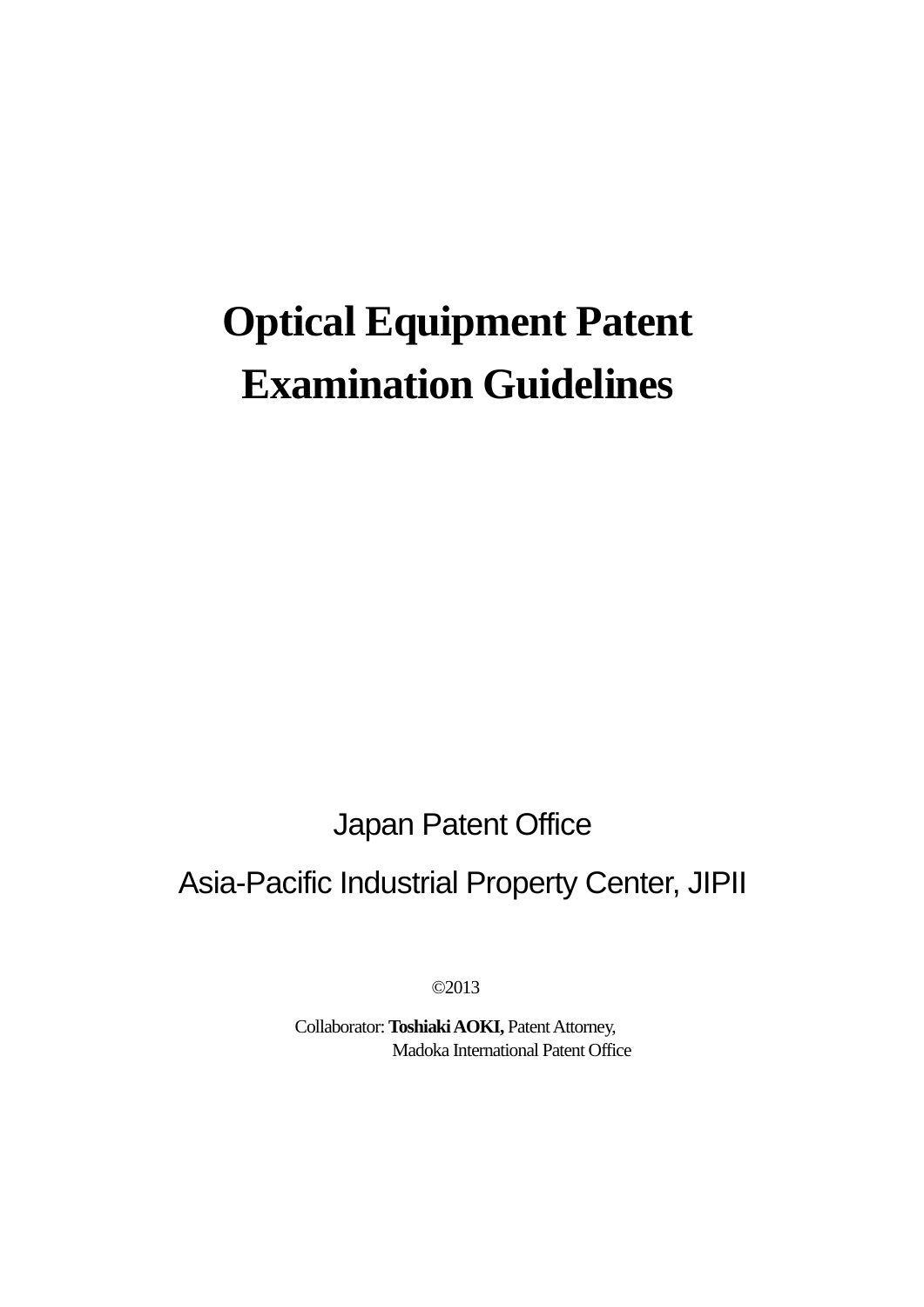# Optical Equipment Patent Examination Guidelines

Japan Patent Office

Asia-Pacific Industrial Property Center, JIPII

©2013

Collaborator: **Toshiaki AOKI,** Patent Attorney,
Madoka International Patent Office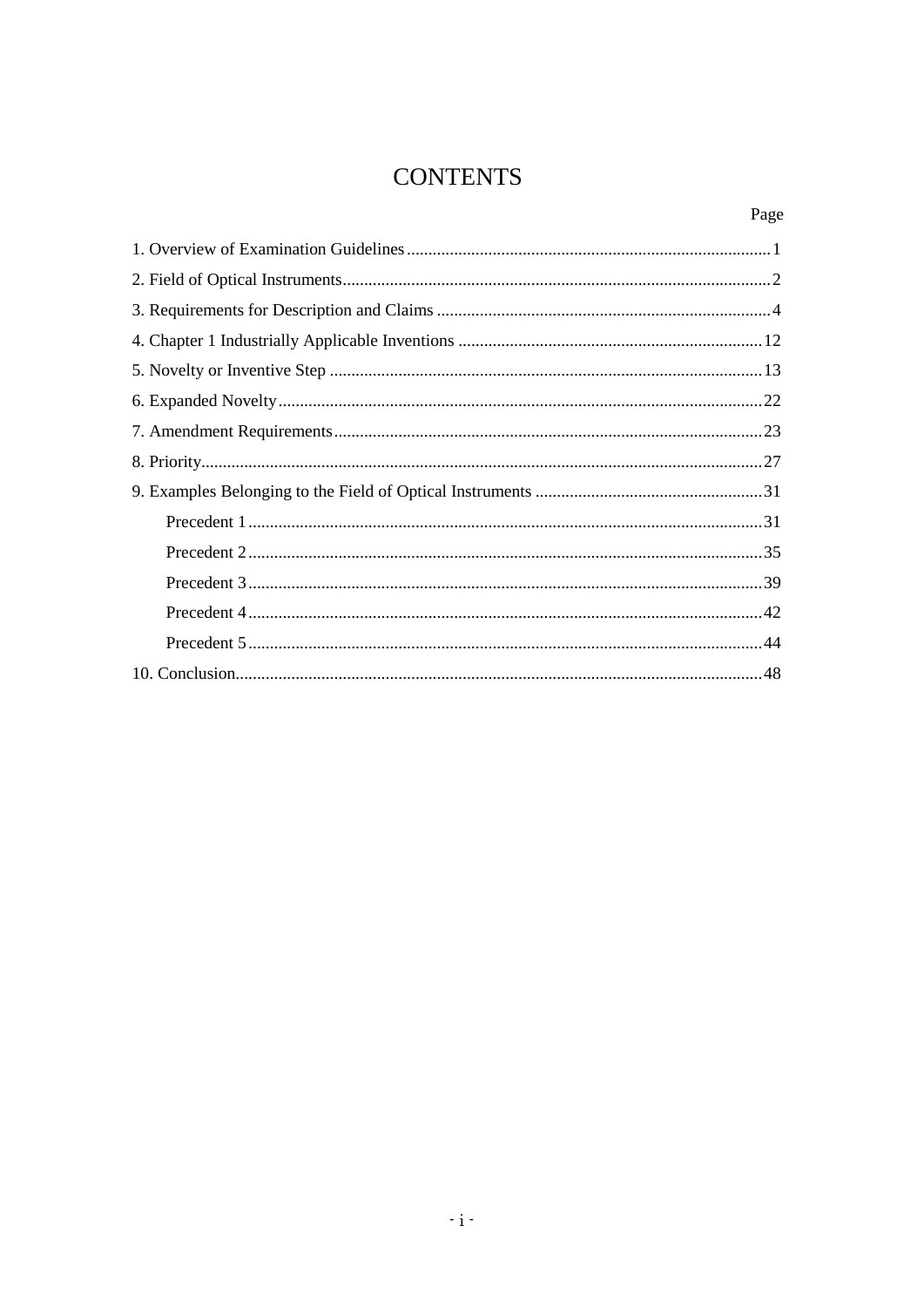# CONTENTS

Page

1. Overview of Examination Guidelines .................................................. 1
2. Field of Optical Instruments .................................................. 2
3. Requirements for Description and Claims .................................................. 4
4. Chapter 1 Industrially Applicable Inventions .................................................. 12
5. Novelty or Inventive Step .................................................. 13
6. Expanded Novelty .................................................. 22
7. Amendment Requirements .................................................. 23
8. Priority .................................................. 27
9. Examples Belonging to the Field of Optical Instruments .................................................. 31
    - Precedent 1 .................................................. 31
    - Precedent 2 .................................................. 35
    - Precedent 3 .................................................. 39
    - Precedent 4 .................................................. 42
    - Precedent 5 .................................................. 44
10. Conclusion .................................................. 48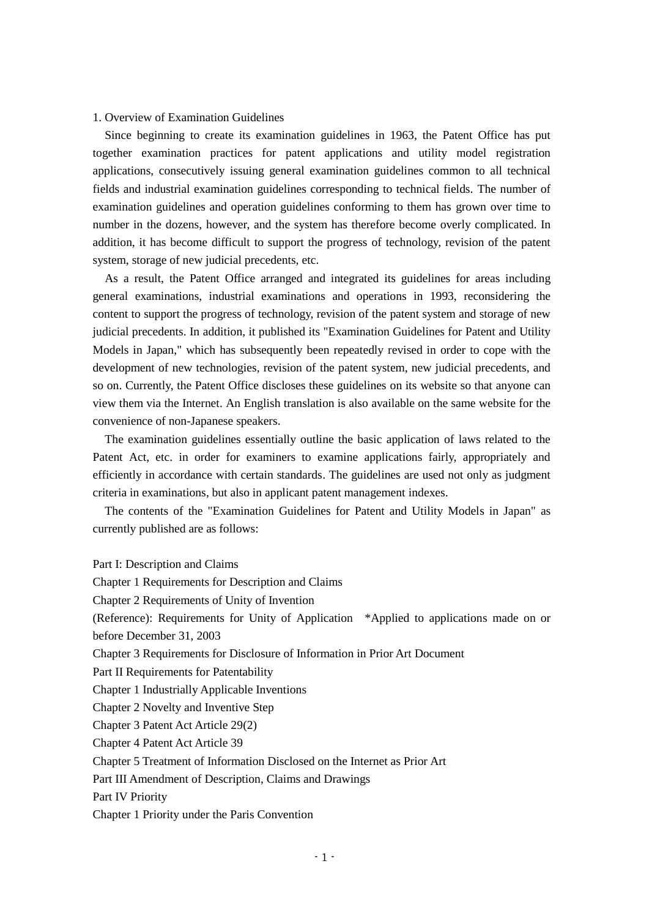## 1. Overview of Examination Guidelines

Since beginning to create its examination guidelines in 1963, the Patent Office has put together examination practices for patent applications and utility model registration applications, consecutively issuing general examination guidelines common to all technical fields and industrial examination guidelines corresponding to technical fields. The number of examination guidelines and operation guidelines conforming to them has grown over time to number in the dozens, however, and the system has therefore become overly complicated. In addition, it has become difficult to support the progress of technology, revision of the patent system, storage of new judicial precedents, etc.

As a result, the Patent Office arranged and integrated its guidelines for areas including general examinations, industrial examinations and operations in 1993, reconsidering the content to support the progress of technology, revision of the patent system and storage of new judicial precedents. In addition, it published its "Examination Guidelines for Patent and Utility Models in Japan," which has subsequently been repeatedly revised in order to cope with the development of new technologies, revision of the patent system, new judicial precedents, and so on. Currently, the Patent Office discloses these guidelines on its website so that anyone can view them via the Internet. An English translation is also available on the same website for the convenience of non-Japanese speakers.

The examination guidelines essentially outline the basic application of laws related to the Patent Act, etc. in order for examiners to examine applications fairly, appropriately and efficiently in accordance with certain standards. The guidelines are used not only as judgment criteria in examinations, but also in applicant patent management indexes.

The contents of the "Examination Guidelines for Patent and Utility Models in Japan" as currently published are as follows:

Part I: Description and Claims
Chapter 1 Requirements for Description and Claims
Chapter 2 Requirements of Unity of Invention
(Reference): Requirements for Unity of Application *Applied to applications made on or before December 31, 2003
Chapter 3 Requirements for Disclosure of Information in Prior Art Document
Part II Requirements for Patentability
Chapter 1 Industrially Applicable Inventions
Chapter 2 Novelty and Inventive Step
Chapter 3 Patent Act Article 29(2)
Chapter 4 Patent Act Article 39
Chapter 5 Treatment of Information Disclosed on the Internet as Prior Art
Part III Amendment of Description, Claims and Drawings
Part IV Priority
Chapter 1 Priority under the Paris Convention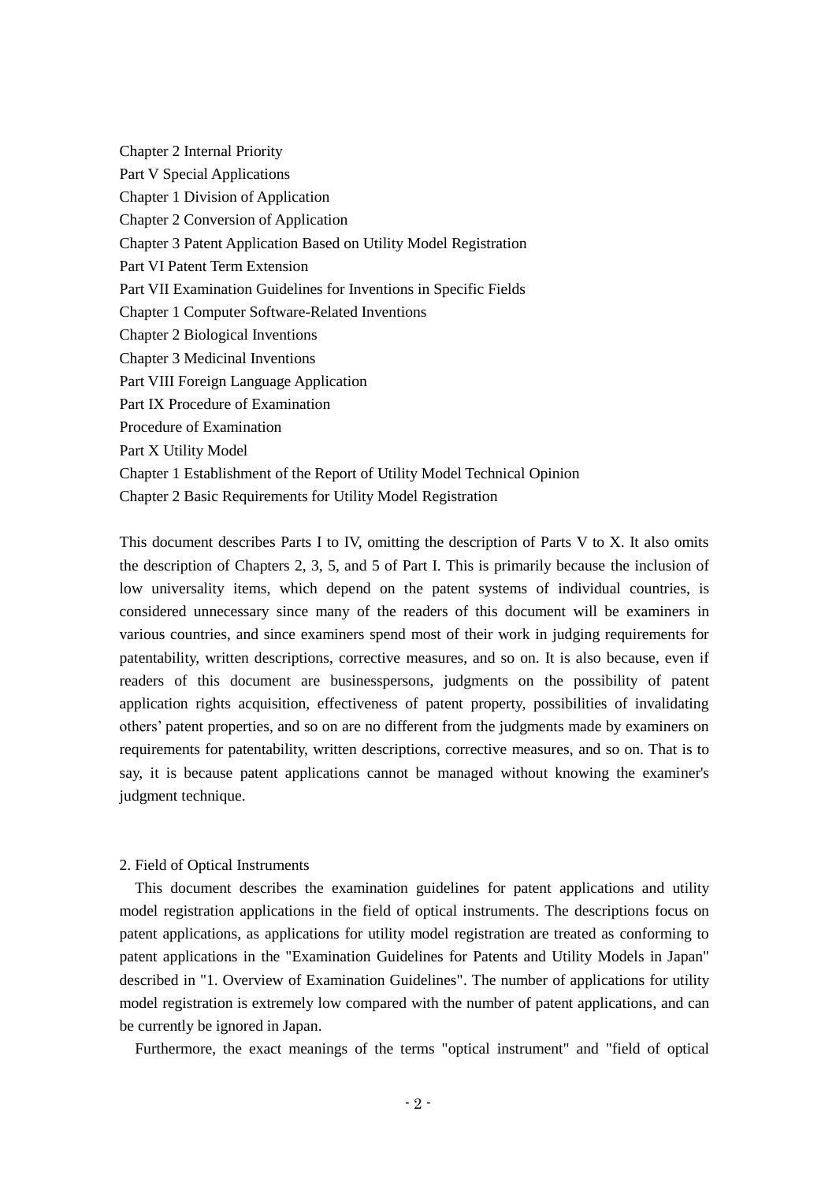Chapter 2 Internal Priority

Part V Special Applications

Chapter 1 Division of Application

Chapter 2 Conversion of Application

Chapter 3 Patent Application Based on Utility Model Registration

Part VI Patent Term Extension

Part VII Examination Guidelines for Inventions in Specific Fields

Chapter 1 Computer Software-Related Inventions

Chapter 2 Biological Inventions

Chapter 3 Medicinal Inventions

Part VIII Foreign Language Application

Part IX Procedure of Examination

Procedure of Examination

Part X Utility Model

Chapter 1 Establishment of the Report of Utility Model Technical Opinion

Chapter 2 Basic Requirements for Utility Model Registration

This document describes Parts I to IV, omitting the description of Parts V to X. It also omits the description of Chapters 2, 3, 5, and 5 of Part I. This is primarily because the inclusion of low universality items, which depend on the patent systems of individual countries, is considered unnecessary since many of the readers of this document will be examiners in various countries, and since examiners spend most of their work in judging requirements for patentability, written descriptions, corrective measures, and so on. It is also because, even if readers of this document are businesspersons, judgments on the possibility of patent application rights acquisition, effectiveness of patent property, possibilities of invalidating others' patent properties, and so on are no different from the judgments made by examiners on requirements for patentability, written descriptions, corrective measures, and so on. That is to say, it is because patent applications cannot be managed without knowing the examiner's judgment technique.

## 2. Field of Optical Instruments

This document describes the examination guidelines for patent applications and utility model registration applications in the field of optical instruments. The descriptions focus on patent applications, as applications for utility model registration are treated as conforming to patent applications in the "Examination Guidelines for Patents and Utility Models in Japan" described in "1. Overview of Examination Guidelines". The number of applications for utility model registration is extremely low compared with the number of patent applications, and can be currently be ignored in Japan.

Furthermore, the exact meanings of the terms "optical instrument" and "field of optical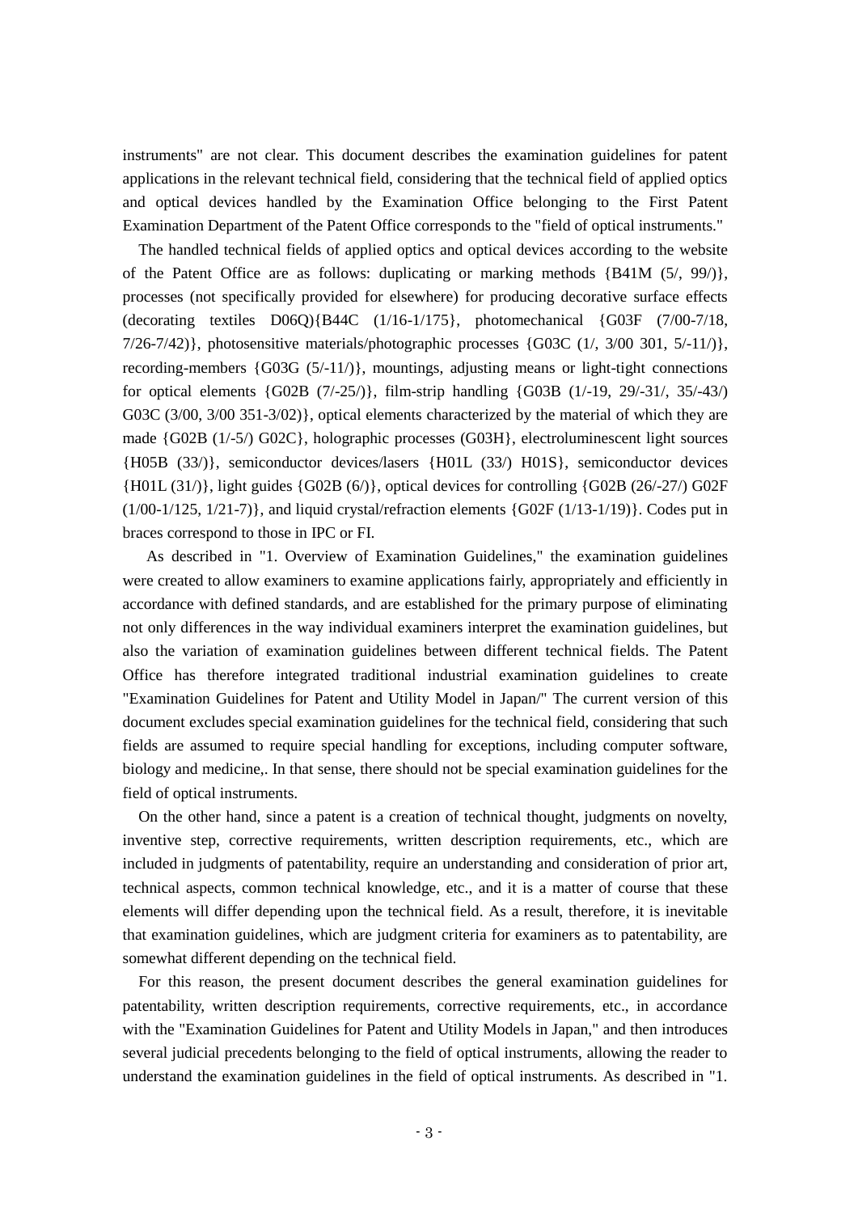instruments" are not clear. This document describes the examination guidelines for patent applications in the relevant technical field, considering that the technical field of applied optics and optical devices handled by the Examination Office belonging to the First Patent Examination Department of the Patent Office corresponds to the "field of optical instruments."

The handled technical fields of applied optics and optical devices according to the website of the Patent Office are as follows: duplicating or marking methods {B41M (5/, 99/)}, processes (not specifically provided for elsewhere) for producing decorative surface effects (decorating textiles D06Q){B44C (1/16-1/175}, photomechanical {G03F (7/00-7/18, 7/26-7/42)}, photosensitive materials/photographic processes {G03C (1/, 3/00 301, 5/-11/)}, recording-members {G03G (5/-11/)}, mountings, adjusting means or light-tight connections for optical elements {G02B (7/-25/)}, film-strip handling {G03B (1/-19, 29/-31/, 35/-43/) G03C (3/00, 3/00 351-3/02)}, optical elements characterized by the material of which they are made {G02B (1/-5/) G02C}, holographic processes (G03H}, electroluminescent light sources {H05B (33/)}, semiconductor devices/lasers {H01L (33/) H01S}, semiconductor devices {H01L (31/)}, light guides {G02B (6/)}, optical devices for controlling {G02B (26/-27/) G02F (1/00-1/125, 1/21-7)}, and liquid crystal/refraction elements {G02F (1/13-1/19)}. Codes put in braces correspond to those in IPC or FI.

As described in "1. Overview of Examination Guidelines," the examination guidelines were created to allow examiners to examine applications fairly, appropriately and efficiently in accordance with defined standards, and are established for the primary purpose of eliminating not only differences in the way individual examiners interpret the examination guidelines, but also the variation of examination guidelines between different technical fields. The Patent Office has therefore integrated traditional industrial examination guidelines to create "Examination Guidelines for Patent and Utility Model in Japan/" The current version of this document excludes special examination guidelines for the technical field, considering that such fields are assumed to require special handling for exceptions, including computer software, biology and medicine,. In that sense, there should not be special examination guidelines for the field of optical instruments.

On the other hand, since a patent is a creation of technical thought, judgments on novelty, inventive step, corrective requirements, written description requirements, etc., which are included in judgments of patentability, require an understanding and consideration of prior art, technical aspects, common technical knowledge, etc., and it is a matter of course that these elements will differ depending upon the technical field. As a result, therefore, it is inevitable that examination guidelines, which are judgment criteria for examiners as to patentability, are somewhat different depending on the technical field.

For this reason, the present document describes the general examination guidelines for patentability, written description requirements, corrective requirements, etc., in accordance with the "Examination Guidelines for Patent and Utility Models in Japan," and then introduces several judicial precedents belonging to the field of optical instruments, allowing the reader to understand the examination guidelines in the field of optical instruments. As described in "1.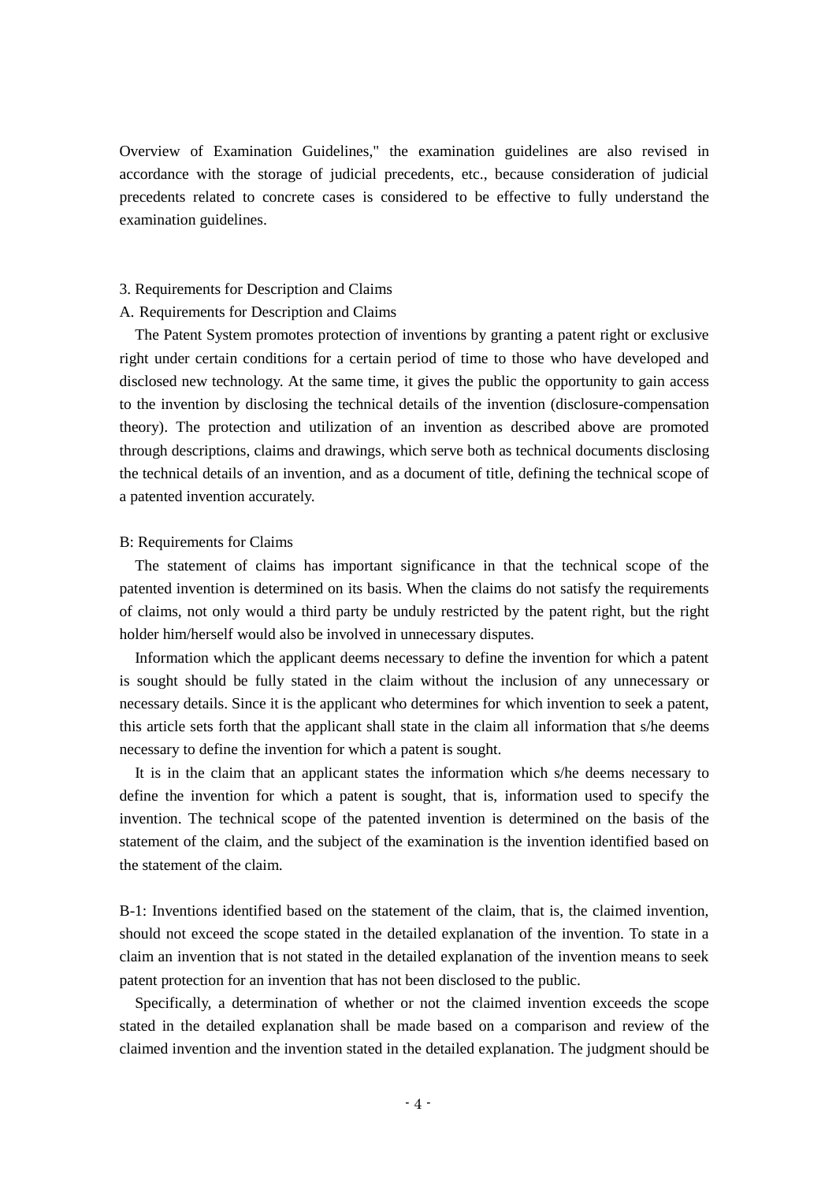Overview of Examination Guidelines," the examination guidelines are also revised in accordance with the storage of judicial precedents, etc., because consideration of judicial precedents related to concrete cases is considered to be effective to fully understand the examination guidelines.

3. Requirements for Description and Claims

A. Requirements for Description and Claims

The Patent System promotes protection of inventions by granting a patent right or exclusive right under certain conditions for a certain period of time to those who have developed and disclosed new technology. At the same time, it gives the public the opportunity to gain access to the invention by disclosing the technical details of the invention (disclosure-compensation theory). The protection and utilization of an invention as described above are promoted through descriptions, claims and drawings, which serve both as technical documents disclosing the technical details of an invention, and as a document of title, defining the technical scope of a patented invention accurately.

B: Requirements for Claims

The statement of claims has important significance in that the technical scope of the patented invention is determined on its basis. When the claims do not satisfy the requirements of claims, not only would a third party be unduly restricted by the patent right, but the right holder him/herself would also be involved in unnecessary disputes.

Information which the applicant deems necessary to define the invention for which a patent is sought should be fully stated in the claim without the inclusion of any unnecessary or necessary details. Since it is the applicant who determines for which invention to seek a patent, this article sets forth that the applicant shall state in the claim all information that s/he deems necessary to define the invention for which a patent is sought.

It is in the claim that an applicant states the information which s/he deems necessary to define the invention for which a patent is sought, that is, information used to specify the invention. The technical scope of the patented invention is determined on the basis of the statement of the claim, and the subject of the examination is the invention identified based on the statement of the claim.

B-1: Inventions identified based on the statement of the claim, that is, the claimed invention, should not exceed the scope stated in the detailed explanation of the invention. To state in a claim an invention that is not stated in the detailed explanation of the invention means to seek patent protection for an invention that has not been disclosed to the public.

Specifically, a determination of whether or not the claimed invention exceeds the scope stated in the detailed explanation shall be made based on a comparison and review of the claimed invention and the invention stated in the detailed explanation. The judgment should be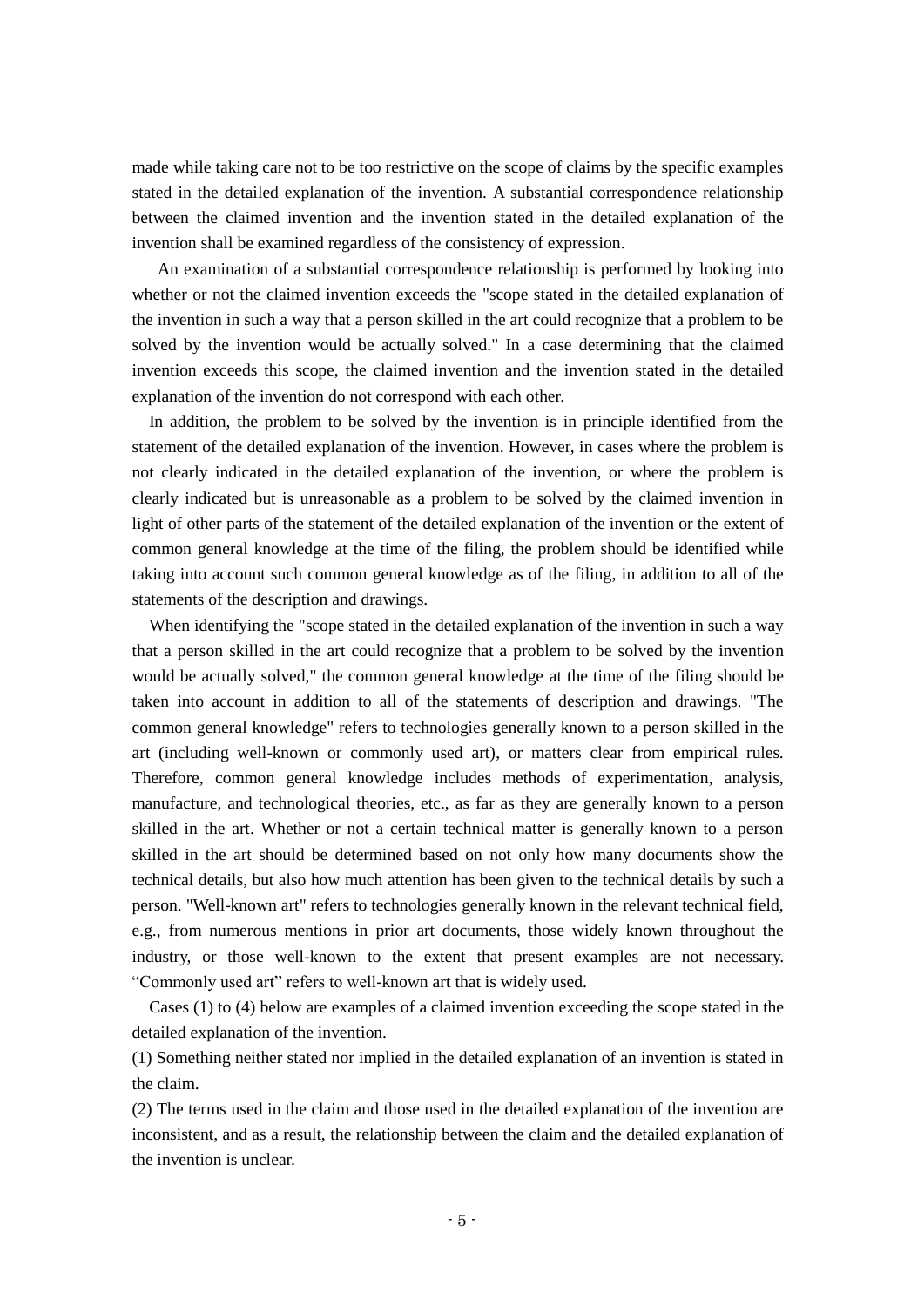made while taking care not to be too restrictive on the scope of claims by the specific examples stated in the detailed explanation of the invention. A substantial correspondence relationship between the claimed invention and the invention stated in the detailed explanation of the invention shall be examined regardless of the consistency of expression.

An examination of a substantial correspondence relationship is performed by looking into whether or not the claimed invention exceeds the "scope stated in the detailed explanation of the invention in such a way that a person skilled in the art could recognize that a problem to be solved by the invention would be actually solved." In a case determining that the claimed invention exceeds this scope, the claimed invention and the invention stated in the detailed explanation of the invention do not correspond with each other.

In addition, the problem to be solved by the invention is in principle identified from the statement of the detailed explanation of the invention. However, in cases where the problem is not clearly indicated in the detailed explanation of the invention, or where the problem is clearly indicated but is unreasonable as a problem to be solved by the claimed invention in light of other parts of the statement of the detailed explanation of the invention or the extent of common general knowledge at the time of the filing, the problem should be identified while taking into account such common general knowledge as of the filing, in addition to all of the statements of the description and drawings.

When identifying the "scope stated in the detailed explanation of the invention in such a way that a person skilled in the art could recognize that a problem to be solved by the invention would be actually solved," the common general knowledge at the time of the filing should be taken into account in addition to all of the statements of description and drawings. "The common general knowledge" refers to technologies generally known to a person skilled in the art (including well-known or commonly used art), or matters clear from empirical rules. Therefore, common general knowledge includes methods of experimentation, analysis, manufacture, and technological theories, etc., as far as they are generally known to a person skilled in the art. Whether or not a certain technical matter is generally known to a person skilled in the art should be determined based on not only how many documents show the technical details, but also how much attention has been given to the technical details by such a person. "Well-known art" refers to technologies generally known in the relevant technical field, e.g., from numerous mentions in prior art documents, those widely known throughout the industry, or those well-known to the extent that present examples are not necessary. "Commonly used art" refers to well-known art that is widely used.

Cases (1) to (4) below are examples of a claimed invention exceeding the scope stated in the detailed explanation of the invention.

(1) Something neither stated nor implied in the detailed explanation of an invention is stated in the claim.

(2) The terms used in the claim and those used in the detailed explanation of the invention are inconsistent, and as a result, the relationship between the claim and the detailed explanation of the invention is unclear.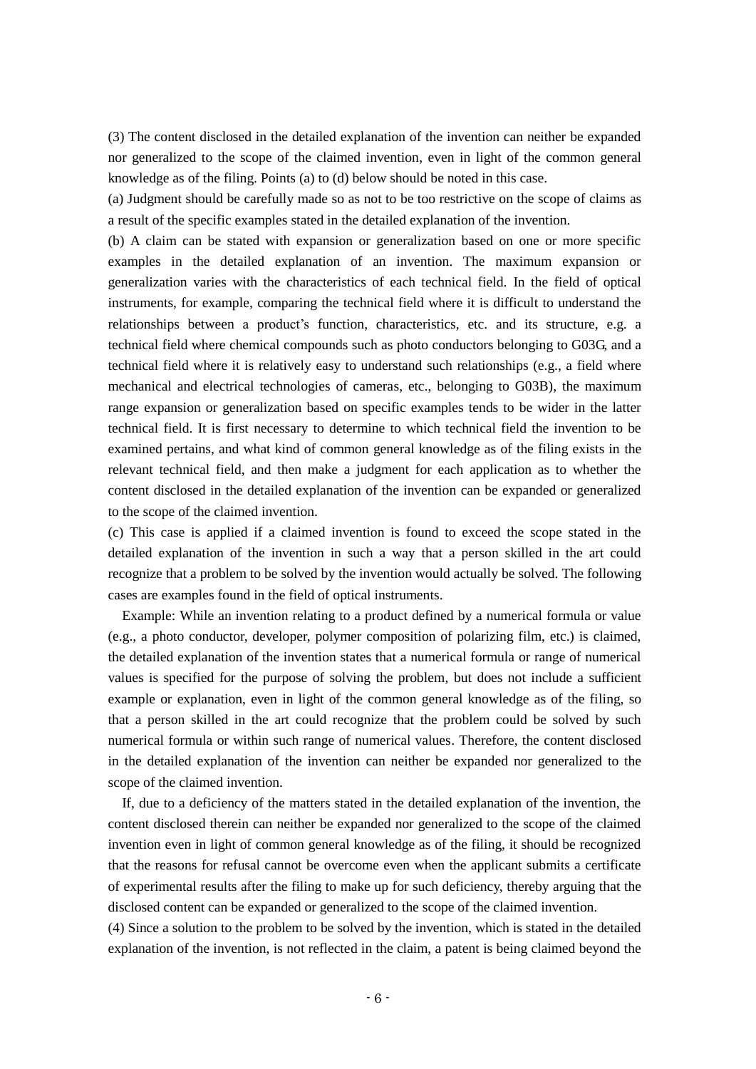(3) The content disclosed in the detailed explanation of the invention can neither be expanded nor generalized to the scope of the claimed invention, even in light of the common general knowledge as of the filing. Points (a) to (d) below should be noted in this case.

(a) Judgment should be carefully made so as not to be too restrictive on the scope of claims as a result of the specific examples stated in the detailed explanation of the invention.

(b) A claim can be stated with expansion or generalization based on one or more specific examples in the detailed explanation of an invention. The maximum expansion or generalization varies with the characteristics of each technical field. In the field of optical instruments, for example, comparing the technical field where it is difficult to understand the relationships between a product's function, characteristics, etc. and its structure, e.g. a technical field where chemical compounds such as photo conductors belonging to G03G, and a technical field where it is relatively easy to understand such relationships (e.g., a field where mechanical and electrical technologies of cameras, etc., belonging to G03B), the maximum range expansion or generalization based on specific examples tends to be wider in the latter technical field. It is first necessary to determine to which technical field the invention to be examined pertains, and what kind of common general knowledge as of the filing exists in the relevant technical field, and then make a judgment for each application as to whether the content disclosed in the detailed explanation of the invention can be expanded or generalized to the scope of the claimed invention.

(c) This case is applied if a claimed invention is found to exceed the scope stated in the detailed explanation of the invention in such a way that a person skilled in the art could recognize that a problem to be solved by the invention would actually be solved. The following cases are examples found in the field of optical instruments.

Example: While an invention relating to a product defined by a numerical formula or value (e.g., a photo conductor, developer, polymer composition of polarizing film, etc.) is claimed, the detailed explanation of the invention states that a numerical formula or range of numerical values is specified for the purpose of solving the problem, but does not include a sufficient example or explanation, even in light of the common general knowledge as of the filing, so that a person skilled in the art could recognize that the problem could be solved by such numerical formula or within such range of numerical values. Therefore, the content disclosed in the detailed explanation of the invention can neither be expanded nor generalized to the scope of the claimed invention.

If, due to a deficiency of the matters stated in the detailed explanation of the invention, the content disclosed therein can neither be expanded nor generalized to the scope of the claimed invention even in light of common general knowledge as of the filing, it should be recognized that the reasons for refusal cannot be overcome even when the applicant submits a certificate of experimental results after the filing to make up for such deficiency, thereby arguing that the disclosed content can be expanded or generalized to the scope of the claimed invention.

(4) Since a solution to the problem to be solved by the invention, which is stated in the detailed explanation of the invention, is not reflected in the claim, a patent is being claimed beyond the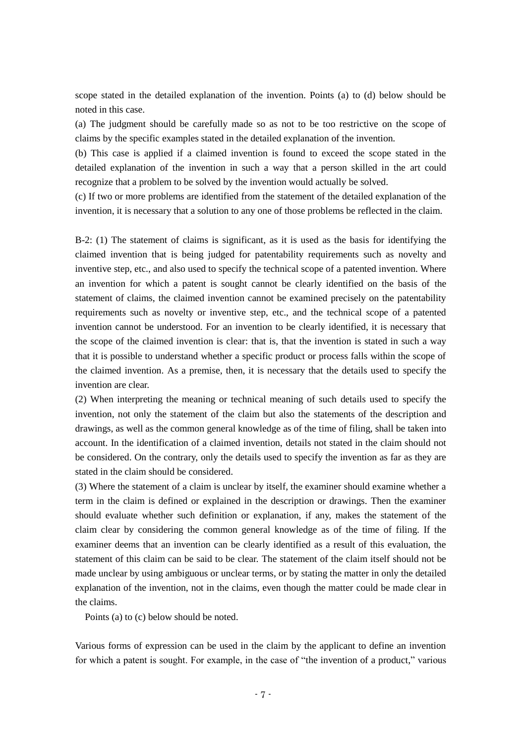scope stated in the detailed explanation of the invention. Points (a) to (d) below should be noted in this case.

(a) The judgment should be carefully made so as not to be too restrictive on the scope of claims by the specific examples stated in the detailed explanation of the invention.

(b) This case is applied if a claimed invention is found to exceed the scope stated in the detailed explanation of the invention in such a way that a person skilled in the art could recognize that a problem to be solved by the invention would actually be solved.

(c) If two or more problems are identified from the statement of the detailed explanation of the invention, it is necessary that a solution to any one of those problems be reflected in the claim.

B-2: (1) The statement of claims is significant, as it is used as the basis for identifying the claimed invention that is being judged for patentability requirements such as novelty and inventive step, etc., and also used to specify the technical scope of a patented invention. Where an invention for which a patent is sought cannot be clearly identified on the basis of the statement of claims, the claimed invention cannot be examined precisely on the patentability requirements such as novelty or inventive step, etc., and the technical scope of a patented invention cannot be understood. For an invention to be clearly identified, it is necessary that the scope of the claimed invention is clear: that is, that the invention is stated in such a way that it is possible to understand whether a specific product or process falls within the scope of the claimed invention. As a premise, then, it is necessary that the details used to specify the invention are clear.

(2) When interpreting the meaning or technical meaning of such details used to specify the invention, not only the statement of the claim but also the statements of the description and drawings, as well as the common general knowledge as of the time of filing, shall be taken into account. In the identification of a claimed invention, details not stated in the claim should not be considered. On the contrary, only the details used to specify the invention as far as they are stated in the claim should be considered.

(3) Where the statement of a claim is unclear by itself, the examiner should examine whether a term in the claim is defined or explained in the description or drawings. Then the examiner should evaluate whether such definition or explanation, if any, makes the statement of the claim clear by considering the common general knowledge as of the time of filing. If the examiner deems that an invention can be clearly identified as a result of this evaluation, the statement of this claim can be said to be clear. The statement of the claim itself should not be made unclear by using ambiguous or unclear terms, or by stating the matter in only the detailed explanation of the invention, not in the claims, even though the matter could be made clear in the claims.

Points (a) to (c) below should be noted.

Various forms of expression can be used in the claim by the applicant to define an invention for which a patent is sought. For example, in the case of "the invention of a product," various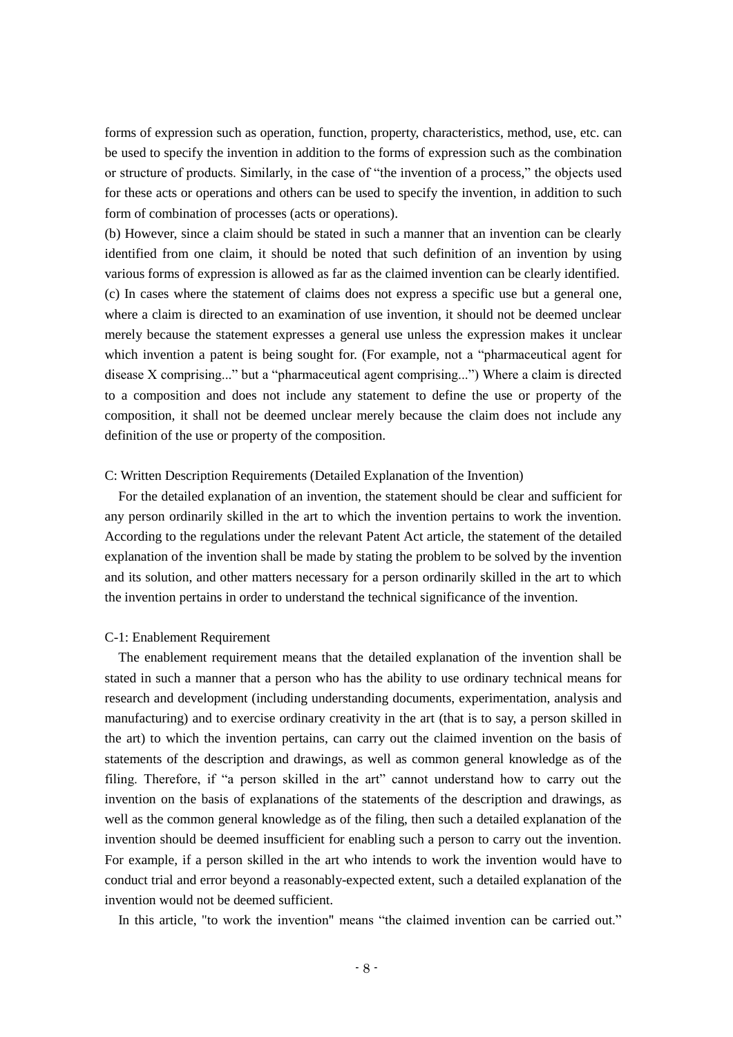forms of expression such as operation, function, property, characteristics, method, use, etc. can be used to specify the invention in addition to the forms of expression such as the combination or structure of products. Similarly, in the case of "the invention of a process," the objects used for these acts or operations and others can be used to specify the invention, in addition to such form of combination of processes (acts or operations).

(b) However, since a claim should be stated in such a manner that an invention can be clearly identified from one claim, it should be noted that such definition of an invention by using various forms of expression is allowed as far as the claimed invention can be clearly identified.

(c) In cases where the statement of claims does not express a specific use but a general one, where a claim is directed to an examination of use invention, it should not be deemed unclear merely because the statement expresses a general use unless the expression makes it unclear which invention a patent is being sought for. (For example, not a "pharmaceutical agent for disease X comprising..." but a "pharmaceutical agent comprising...") Where a claim is directed to a composition and does not include any statement to define the use or property of the composition, it shall not be deemed unclear merely because the claim does not include any definition of the use or property of the composition.

C: Written Description Requirements (Detailed Explanation of the Invention)

For the detailed explanation of an invention, the statement should be clear and sufficient for any person ordinarily skilled in the art to which the invention pertains to work the invention. According to the regulations under the relevant Patent Act article, the statement of the detailed explanation of the invention shall be made by stating the problem to be solved by the invention and its solution, and other matters necessary for a person ordinarily skilled in the art to which the invention pertains in order to understand the technical significance of the invention.

C-1: Enablement Requirement

The enablement requirement means that the detailed explanation of the invention shall be stated in such a manner that a person who has the ability to use ordinary technical means for research and development (including understanding documents, experimentation, analysis and manufacturing) and to exercise ordinary creativity in the art (that is to say, a person skilled in the art) to which the invention pertains, can carry out the claimed invention on the basis of statements of the description and drawings, as well as common general knowledge as of the filing. Therefore, if "a person skilled in the art" cannot understand how to carry out the invention on the basis of explanations of the statements of the description and drawings, as well as the common general knowledge as of the filing, then such a detailed explanation of the invention should be deemed insufficient for enabling such a person to carry out the invention. For example, if a person skilled in the art who intends to work the invention would have to conduct trial and error beyond a reasonably-expected extent, such a detailed explanation of the invention would not be deemed sufficient.

In this article, "to work the invention" means "the claimed invention can be carried out."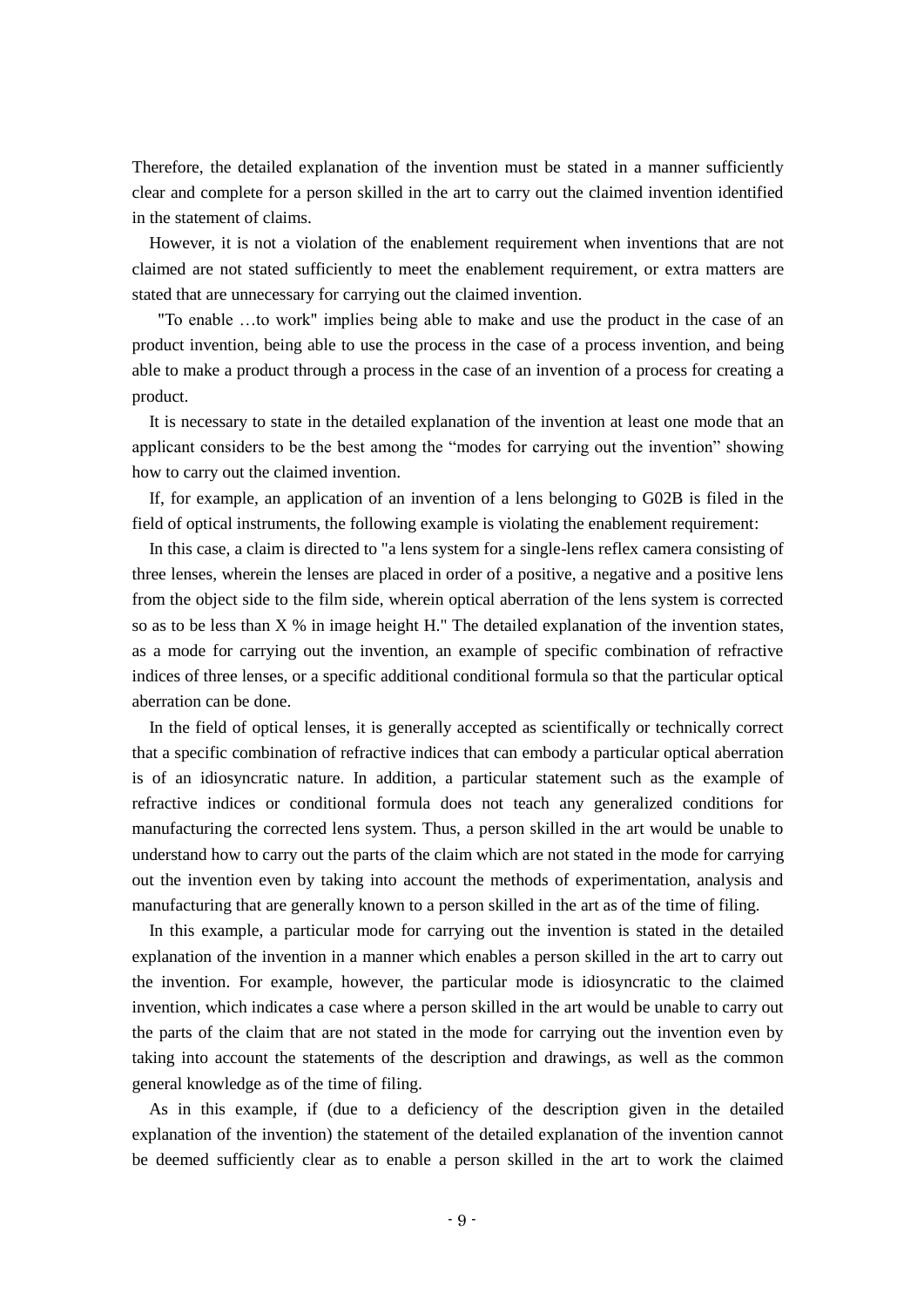Therefore, the detailed explanation of the invention must be stated in a manner sufficiently clear and complete for a person skilled in the art to carry out the claimed invention identified in the statement of claims.

However, it is not a violation of the enablement requirement when inventions that are not claimed are not stated sufficiently to meet the enablement requirement, or extra matters are stated that are unnecessary for carrying out the claimed invention.

"To enable …to work" implies being able to make and use the product in the case of an product invention, being able to use the process in the case of a process invention, and being able to make a product through a process in the case of an invention of a process for creating a product.

It is necessary to state in the detailed explanation of the invention at least one mode that an applicant considers to be the best among the “modes for carrying out the invention” showing how to carry out the claimed invention.

If, for example, an application of an invention of a lens belonging to G02B is filed in the field of optical instruments, the following example is violating the enablement requirement:

In this case, a claim is directed to "a lens system for a single-lens reflex camera consisting of three lenses, wherein the lenses are placed in order of a positive, a negative and a positive lens from the object side to the film side, wherein optical aberration of the lens system is corrected so as to be less than X % in image height H." The detailed explanation of the invention states, as a mode for carrying out the invention, an example of specific combination of refractive indices of three lenses, or a specific additional conditional formula so that the particular optical aberration can be done.

In the field of optical lenses, it is generally accepted as scientifically or technically correct that a specific combination of refractive indices that can embody a particular optical aberration is of an idiosyncratic nature. In addition, a particular statement such as the example of refractive indices or conditional formula does not teach any generalized conditions for manufacturing the corrected lens system. Thus, a person skilled in the art would be unable to understand how to carry out the parts of the claim which are not stated in the mode for carrying out the invention even by taking into account the methods of experimentation, analysis and manufacturing that are generally known to a person skilled in the art as of the time of filing.

In this example, a particular mode for carrying out the invention is stated in the detailed explanation of the invention in a manner which enables a person skilled in the art to carry out the invention. For example, however, the particular mode is idiosyncratic to the claimed invention, which indicates a case where a person skilled in the art would be unable to carry out the parts of the claim that are not stated in the mode for carrying out the invention even by taking into account the statements of the description and drawings, as well as the common general knowledge as of the time of filing.

As in this example, if (due to a deficiency of the description given in the detailed explanation of the invention) the statement of the detailed explanation of the invention cannot be deemed sufficiently clear as to enable a person skilled in the art to work the claimed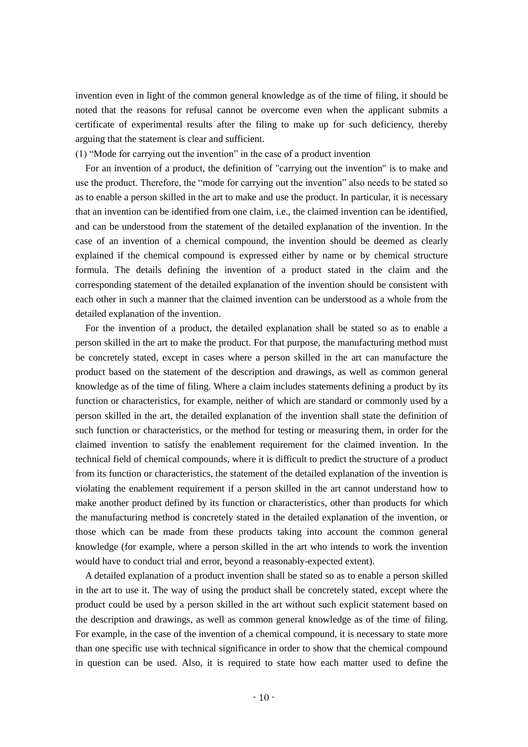invention even in light of the common general knowledge as of the time of filing, it should be noted that the reasons for refusal cannot be overcome even when the applicant submits a certificate of experimental results after the filing to make up for such deficiency, thereby arguing that the statement is clear and sufficient.

(1) “Mode for carrying out the invention” in the case of a product invention

For an invention of a product, the definition of "carrying out the invention" is to make and use the product. Therefore, the “mode for carrying out the invention” also needs to be stated so as to enable a person skilled in the art to make and use the product. In particular, it is necessary that an invention can be identified from one claim, i.e., the claimed invention can be identified, and can be understood from the statement of the detailed explanation of the invention. In the case of an invention of a chemical compound, the invention should be deemed as clearly explained if the chemical compound is expressed either by name or by chemical structure formula. The details defining the invention of a product stated in the claim and the corresponding statement of the detailed explanation of the invention should be consistent with each other in such a manner that the claimed invention can be understood as a whole from the detailed explanation of the invention.

For the invention of a product, the detailed explanation shall be stated so as to enable a person skilled in the art to make the product. For that purpose, the manufacturing method must be concretely stated, except in cases where a person skilled in the art can manufacture the product based on the statement of the description and drawings, as well as common general knowledge as of the time of filing. Where a claim includes statements defining a product by its function or characteristics, for example, neither of which are standard or commonly used by a person skilled in the art, the detailed explanation of the invention shall state the definition of such function or characteristics, or the method for testing or measuring them, in order for the claimed invention to satisfy the enablement requirement for the claimed invention. In the technical field of chemical compounds, where it is difficult to predict the structure of a product from its function or characteristics, the statement of the detailed explanation of the invention is violating the enablement requirement if a person skilled in the art cannot understand how to make another product defined by its function or characteristics, other than products for which the manufacturing method is concretely stated in the detailed explanation of the invention, or those which can be made from these products taking into account the common general knowledge (for example, where a person skilled in the art who intends to work the invention would have to conduct trial and error, beyond a reasonably-expected extent).

A detailed explanation of a product invention shall be stated so as to enable a person skilled in the art to use it. The way of using the product shall be concretely stated, except where the product could be used by a person skilled in the art without such explicit statement based on the description and drawings, as well as common general knowledge as of the time of filing. For example, in the case of the invention of a chemical compound, it is necessary to state more than one specific use with technical significance in order to show that the chemical compound in question can be used. Also, it is required to state how each matter used to define the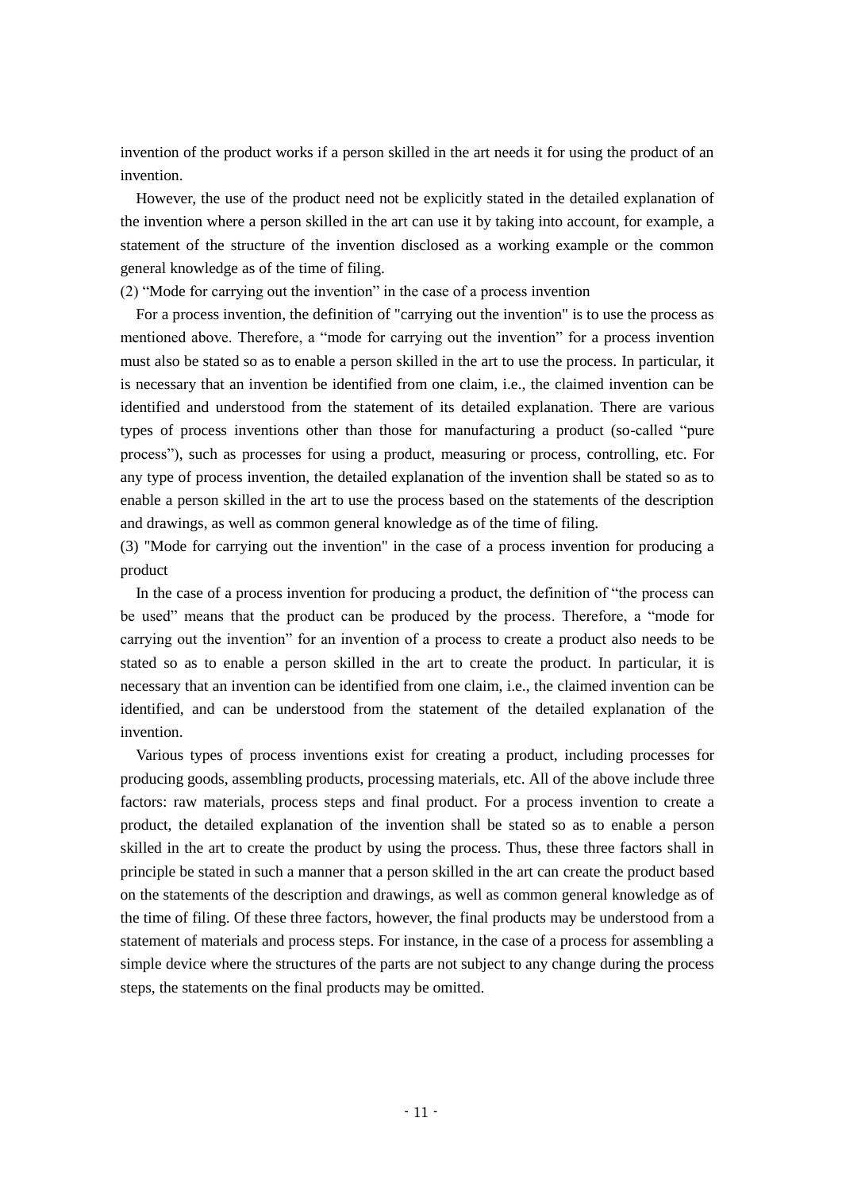invention of the product works if a person skilled in the art needs it for using the product of an invention.

However, the use of the product need not be explicitly stated in the detailed explanation of the invention where a person skilled in the art can use it by taking into account, for example, a statement of the structure of the invention disclosed as a working example or the common general knowledge as of the time of filing.

(2) “Mode for carrying out the invention” in the case of a process invention

For a process invention, the definition of "carrying out the invention" is to use the process as mentioned above. Therefore, a “mode for carrying out the invention” for a process invention must also be stated so as to enable a person skilled in the art to use the process. In particular, it is necessary that an invention be identified from one claim, i.e., the claimed invention can be identified and understood from the statement of its detailed explanation. There are various types of process inventions other than those for manufacturing a product (so-called “pure process”), such as processes for using a product, measuring or process, controlling, etc. For any type of process invention, the detailed explanation of the invention shall be stated so as to enable a person skilled in the art to use the process based on the statements of the description and drawings, as well as common general knowledge as of the time of filing.

(3) "Mode for carrying out the invention" in the case of a process invention for producing a product

In the case of a process invention for producing a product, the definition of “the process can be used” means that the product can be produced by the process. Therefore, a “mode for carrying out the invention” for an invention of a process to create a product also needs to be stated so as to enable a person skilled in the art to create the product. In particular, it is necessary that an invention can be identified from one claim, i.e., the claimed invention can be identified, and can be understood from the statement of the detailed explanation of the invention.

Various types of process inventions exist for creating a product, including processes for producing goods, assembling products, processing materials, etc. All of the above include three factors: raw materials, process steps and final product. For a process invention to create a product, the detailed explanation of the invention shall be stated so as to enable a person skilled in the art to create the product by using the process. Thus, these three factors shall in principle be stated in such a manner that a person skilled in the art can create the product based on the statements of the description and drawings, as well as common general knowledge as of the time of filing. Of these three factors, however, the final products may be understood from a statement of materials and process steps. For instance, in the case of a process for assembling a simple device where the structures of the parts are not subject to any change during the process steps, the statements on the final products may be omitted.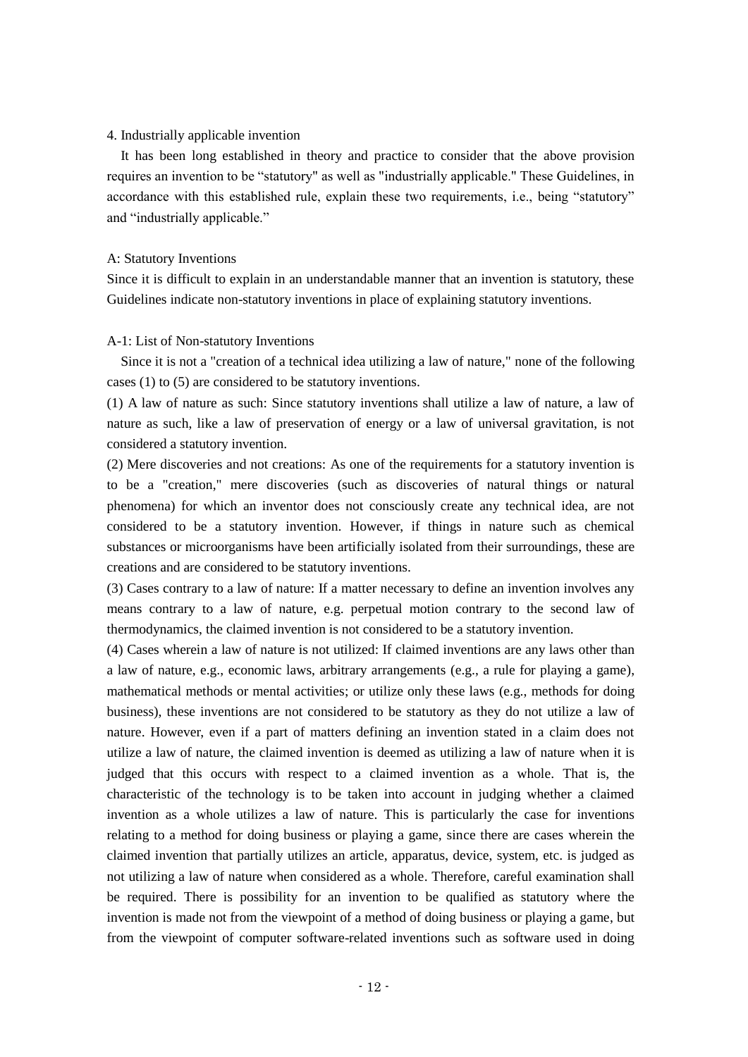## 4. Industrially applicable invention

It has been long established in theory and practice to consider that the above provision requires an invention to be "statutory" as well as "industrially applicable." These Guidelines, in accordance with this established rule, explain these two requirements, i.e., being "statutory" and "industrially applicable."

### A: Statutory Inventions

Since it is difficult to explain in an understandable manner that an invention is statutory, these Guidelines indicate non-statutory inventions in place of explaining statutory inventions.

#### A-1: List of Non-statutory Inventions

Since it is not a "creation of a technical idea utilizing a law of nature," none of the following cases (1) to (5) are considered to be statutory inventions.

(1) A law of nature as such: Since statutory inventions shall utilize a law of nature, a law of nature as such, like a law of preservation of energy or a law of universal gravitation, is not considered a statutory invention.

(2) Mere discoveries and not creations: As one of the requirements for a statutory invention is to be a "creation," mere discoveries (such as discoveries of natural things or natural phenomena) for which an inventor does not consciously create any technical idea, are not considered to be a statutory invention. However, if things in nature such as chemical substances or microorganisms have been artificially isolated from their surroundings, these are creations and are considered to be statutory inventions.

(3) Cases contrary to a law of nature: If a matter necessary to define an invention involves any means contrary to a law of nature, e.g. perpetual motion contrary to the second law of thermodynamics, the claimed invention is not considered to be a statutory invention.

(4) Cases wherein a law of nature is not utilized: If claimed inventions are any laws other than a law of nature, e.g., economic laws, arbitrary arrangements (e.g., a rule for playing a game), mathematical methods or mental activities; or utilize only these laws (e.g., methods for doing business), these inventions are not considered to be statutory as they do not utilize a law of nature. However, even if a part of matters defining an invention stated in a claim does not utilize a law of nature, the claimed invention is deemed as utilizing a law of nature when it is judged that this occurs with respect to a claimed invention as a whole. That is, the characteristic of the technology is to be taken into account in judging whether a claimed invention as a whole utilizes a law of nature. This is particularly the case for inventions relating to a method for doing business or playing a game, since there are cases wherein the claimed invention that partially utilizes an article, apparatus, device, system, etc. is judged as not utilizing a law of nature when considered as a whole. Therefore, careful examination shall be required. There is possibility for an invention to be qualified as statutory where the invention is made not from the viewpoint of a method of doing business or playing a game, but from the viewpoint of computer software-related inventions such as software used in doing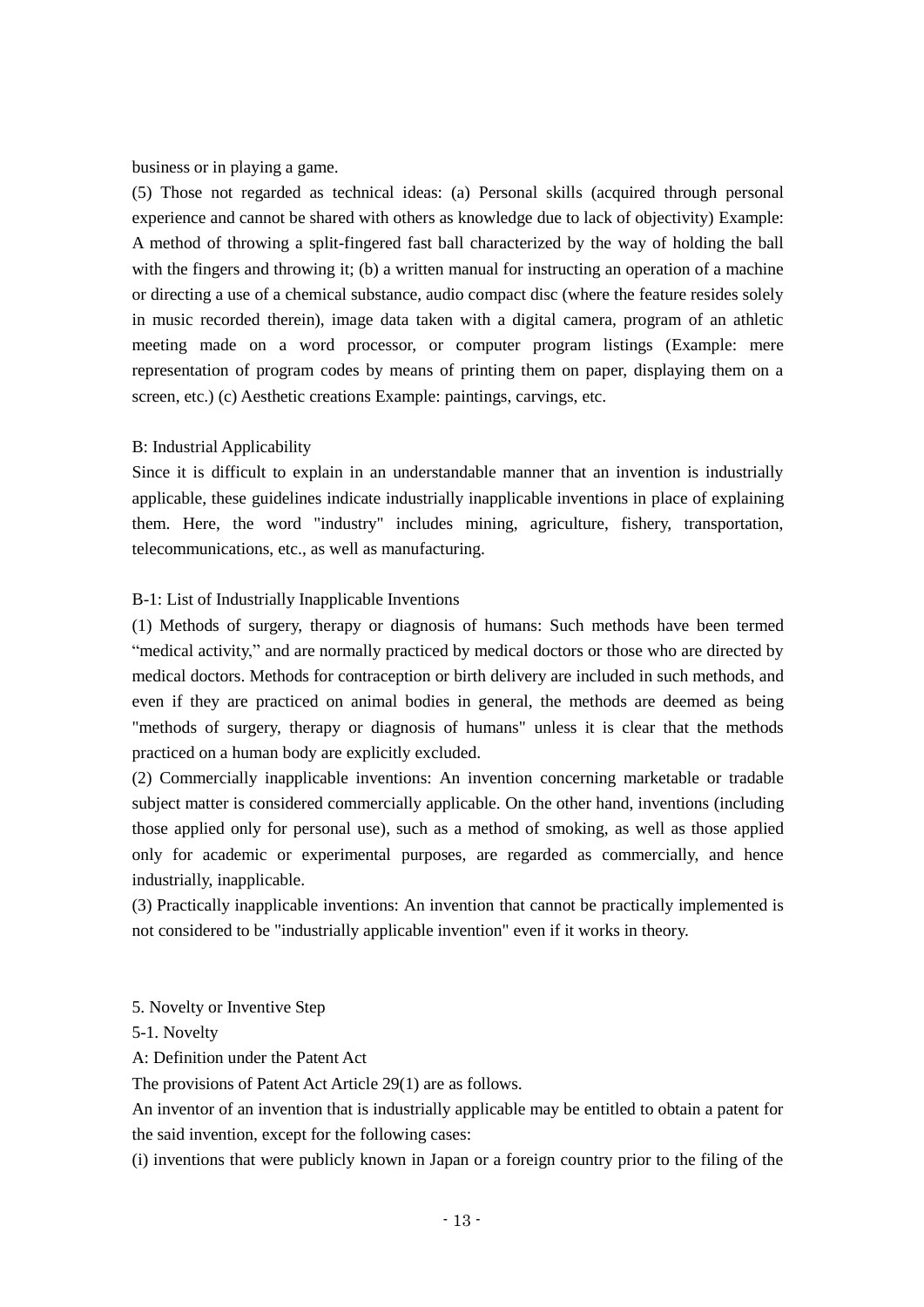business or in playing a game.

(5) Those not regarded as technical ideas: (a) Personal skills (acquired through personal experience and cannot be shared with others as knowledge due to lack of objectivity) Example: A method of throwing a split-fingered fast ball characterized by the way of holding the ball with the fingers and throwing it; (b) a written manual for instructing an operation of a machine or directing a use of a chemical substance, audio compact disc (where the feature resides solely in music recorded therein), image data taken with a digital camera, program of an athletic meeting made on a word processor, or computer program listings (Example: mere representation of program codes by means of printing them on paper, displaying them on a screen, etc.) (c) Aesthetic creations Example: paintings, carvings, etc.

B: Industrial Applicability

Since it is difficult to explain in an understandable manner that an invention is industrially applicable, these guidelines indicate industrially inapplicable inventions in place of explaining them. Here, the word "industry" includes mining, agriculture, fishery, transportation, telecommunications, etc., as well as manufacturing.

B-1: List of Industrially Inapplicable Inventions

(1) Methods of surgery, therapy or diagnosis of humans: Such methods have been termed “medical activity,” and are normally practiced by medical doctors or those who are directed by medical doctors. Methods for contraception or birth delivery are included in such methods, and even if they are practiced on animal bodies in general, the methods are deemed as being "methods of surgery, therapy or diagnosis of humans" unless it is clear that the methods practiced on a human body are explicitly excluded.

(2) Commercially inapplicable inventions: An invention concerning marketable or tradable subject matter is considered commercially applicable. On the other hand, inventions (including those applied only for personal use), such as a method of smoking, as well as those applied only for academic or experimental purposes, are regarded as commercially, and hence industrially, inapplicable.

(3) Practically inapplicable inventions: An invention that cannot be practically implemented is not considered to be "industrially applicable invention" even if it works in theory.

5. Novelty or Inventive Step

5-1. Novelty

A: Definition under the Patent Act

The provisions of Patent Act Article 29(1) are as follows.

An inventor of an invention that is industrially applicable may be entitled to obtain a patent for the said invention, except for the following cases:

(i) inventions that were publicly known in Japan or a foreign country prior to the filing of the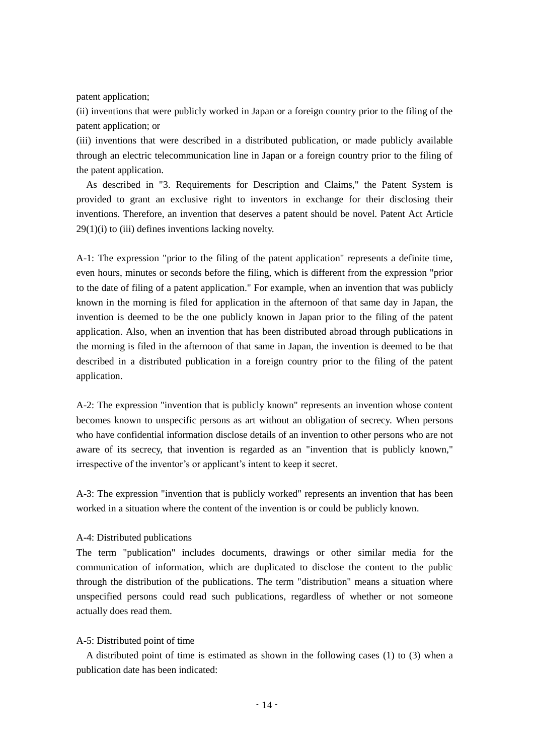patent application;

(ii) inventions that were publicly worked in Japan or a foreign country prior to the filing of the patent application; or

(iii) inventions that were described in a distributed publication, or made publicly available through an electric telecommunication line in Japan or a foreign country prior to the filing of the patent application.

As described in "3. Requirements for Description and Claims," the Patent System is provided to grant an exclusive right to inventors in exchange for their disclosing their inventions. Therefore, an invention that deserves a patent should be novel. Patent Act Article 29(1)(i) to (iii) defines inventions lacking novelty.

A-1: The expression "prior to the filing of the patent application" represents a definite time, even hours, minutes or seconds before the filing, which is different from the expression "prior to the date of filing of a patent application." For example, when an invention that was publicly known in the morning is filed for application in the afternoon of that same day in Japan, the invention is deemed to be the one publicly known in Japan prior to the filing of the patent application. Also, when an invention that has been distributed abroad through publications in the morning is filed in the afternoon of that same in Japan, the invention is deemed to be that described in a distributed publication in a foreign country prior to the filing of the patent application.

A-2: The expression "invention that is publicly known" represents an invention whose content becomes known to unspecific persons as art without an obligation of secrecy. When persons who have confidential information disclose details of an invention to other persons who are not aware of its secrecy, that invention is regarded as an "invention that is publicly known," irrespective of the inventor's or applicant's intent to keep it secret.

A-3: The expression "invention that is publicly worked" represents an invention that has been worked in a situation where the content of the invention is or could be publicly known.

A-4: Distributed publications

The term "publication" includes documents, drawings or other similar media for the communication of information, which are duplicated to disclose the content to the public through the distribution of the publications. The term "distribution" means a situation where unspecified persons could read such publications, regardless of whether or not someone actually does read them.

A-5: Distributed point of time

A distributed point of time is estimated as shown in the following cases (1) to (3) when a publication date has been indicated: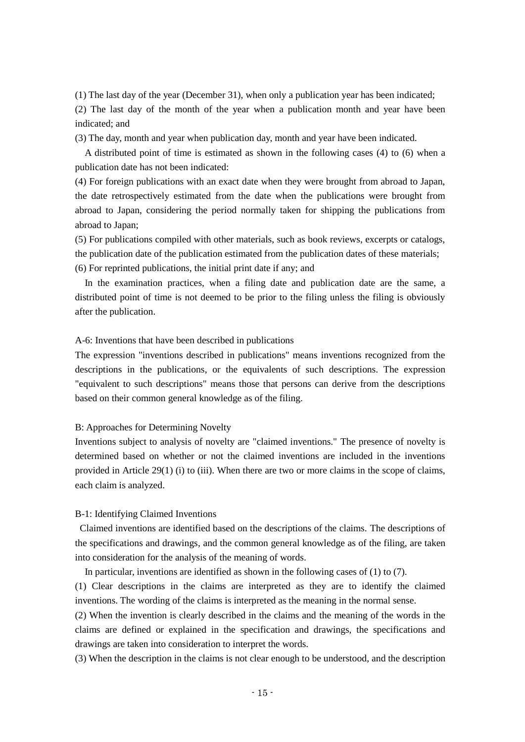(1) The last day of the year (December 31), when only a publication year has been indicated;

(2) The last day of the month of the year when a publication month and year have been indicated; and

(3) The day, month and year when publication day, month and year have been indicated.

A distributed point of time is estimated as shown in the following cases (4) to (6) when a publication date has not been indicated:

(4) For foreign publications with an exact date when they were brought from abroad to Japan, the date retrospectively estimated from the date when the publications were brought from abroad to Japan, considering the period normally taken for shipping the publications from abroad to Japan;

(5) For publications compiled with other materials, such as book reviews, excerpts or catalogs, the publication date of the publication estimated from the publication dates of these materials;

(6) For reprinted publications, the initial print date if any; and

In the examination practices, when a filing date and publication date are the same, a distributed point of time is not deemed to be prior to the filing unless the filing is obviously after the publication.

A-6: Inventions that have been described in publications

The expression "inventions described in publications" means inventions recognized from the descriptions in the publications, or the equivalents of such descriptions. The expression "equivalent to such descriptions" means those that persons can derive from the descriptions based on their common general knowledge as of the filing.

B: Approaches for Determining Novelty

Inventions subject to analysis of novelty are "claimed inventions." The presence of novelty is determined based on whether or not the claimed inventions are included in the inventions provided in Article 29(1) (i) to (iii). When there are two or more claims in the scope of claims, each claim is analyzed.

B-1: Identifying Claimed Inventions

Claimed inventions are identified based on the descriptions of the claims. The descriptions of the specifications and drawings, and the common general knowledge as of the filing, are taken into consideration for the analysis of the meaning of words.

In particular, inventions are identified as shown in the following cases of (1) to (7).

(1) Clear descriptions in the claims are interpreted as they are to identify the claimed inventions. The wording of the claims is interpreted as the meaning in the normal sense.

(2) When the invention is clearly described in the claims and the meaning of the words in the claims are defined or explained in the specification and drawings, the specifications and drawings are taken into consideration to interpret the words.

(3) When the description in the claims is not clear enough to be understood, and the description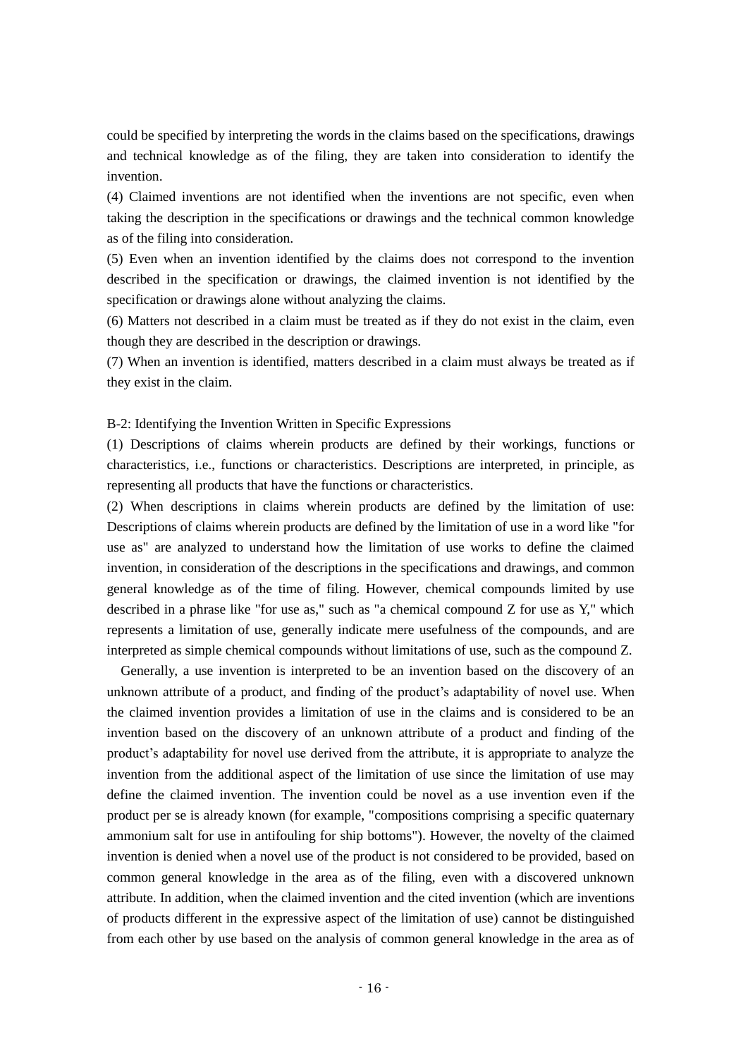could be specified by interpreting the words in the claims based on the specifications, drawings and technical knowledge as of the filing, they are taken into consideration to identify the invention.

(4) Claimed inventions are not identified when the inventions are not specific, even when taking the description in the specifications or drawings and the technical common knowledge as of the filing into consideration.

(5) Even when an invention identified by the claims does not correspond to the invention described in the specification or drawings, the claimed invention is not identified by the specification or drawings alone without analyzing the claims.

(6) Matters not described in a claim must be treated as if they do not exist in the claim, even though they are described in the description or drawings.

(7) When an invention is identified, matters described in a claim must always be treated as if they exist in the claim.

B-2: Identifying the Invention Written in Specific Expressions

(1) Descriptions of claims wherein products are defined by their workings, functions or characteristics, i.e., functions or characteristics. Descriptions are interpreted, in principle, as representing all products that have the functions or characteristics.

(2) When descriptions in claims wherein products are defined by the limitation of use: Descriptions of claims wherein products are defined by the limitation of use in a word like "for use as" are analyzed to understand how the limitation of use works to define the claimed invention, in consideration of the descriptions in the specifications and drawings, and common general knowledge as of the time of filing. However, chemical compounds limited by use described in a phrase like "for use as," such as "a chemical compound Z for use as Y," which represents a limitation of use, generally indicate mere usefulness of the compounds, and are interpreted as simple chemical compounds without limitations of use, such as the compound Z.

Generally, a use invention is interpreted to be an invention based on the discovery of an unknown attribute of a product, and finding of the product's adaptability of novel use. When the claimed invention provides a limitation of use in the claims and is considered to be an invention based on the discovery of an unknown attribute of a product and finding of the product's adaptability for novel use derived from the attribute, it is appropriate to analyze the invention from the additional aspect of the limitation of use since the limitation of use may define the claimed invention. The invention could be novel as a use invention even if the product per se is already known (for example, "compositions comprising a specific quaternary ammonium salt for use in antifouling for ship bottoms"). However, the novelty of the claimed invention is denied when a novel use of the product is not considered to be provided, based on common general knowledge in the area as of the filing, even with a discovered unknown attribute. In addition, when the claimed invention and the cited invention (which are inventions of products different in the expressive aspect of the limitation of use) cannot be distinguished from each other by use based on the analysis of common general knowledge in the area as of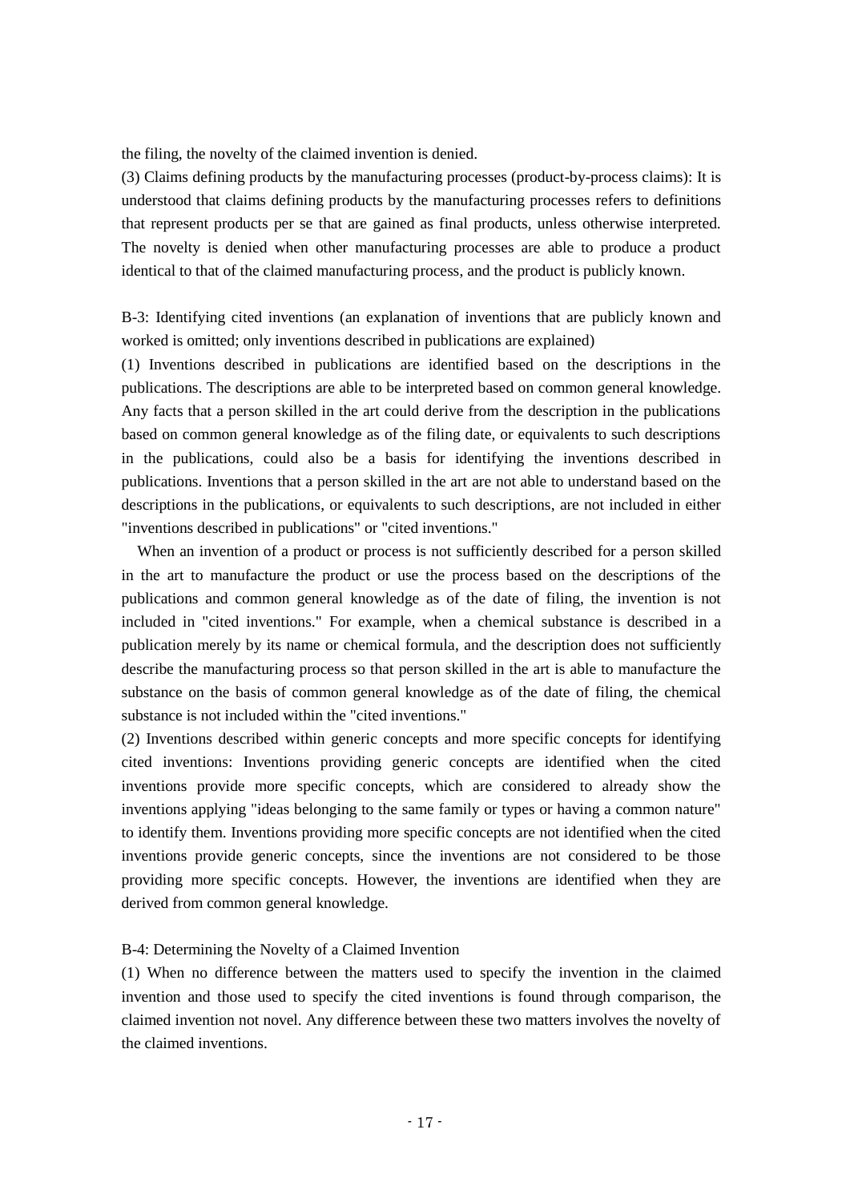the filing, the novelty of the claimed invention is denied.

(3) Claims defining products by the manufacturing processes (product-by-process claims): It is understood that claims defining products by the manufacturing processes refers to definitions that represent products per se that are gained as final products, unless otherwise interpreted. The novelty is denied when other manufacturing processes are able to produce a product identical to that of the claimed manufacturing process, and the product is publicly known.

B-3: Identifying cited inventions (an explanation of inventions that are publicly known and worked is omitted; only inventions described in publications are explained)

(1) Inventions described in publications are identified based on the descriptions in the publications. The descriptions are able to be interpreted based on common general knowledge. Any facts that a person skilled in the art could derive from the description in the publications based on common general knowledge as of the filing date, or equivalents to such descriptions in the publications, could also be a basis for identifying the inventions described in publications. Inventions that a person skilled in the art are not able to understand based on the descriptions in the publications, or equivalents to such descriptions, are not included in either "inventions described in publications" or "cited inventions."

When an invention of a product or process is not sufficiently described for a person skilled in the art to manufacture the product or use the process based on the descriptions of the publications and common general knowledge as of the date of filing, the invention is not included in "cited inventions." For example, when a chemical substance is described in a publication merely by its name or chemical formula, and the description does not sufficiently describe the manufacturing process so that person skilled in the art is able to manufacture the substance on the basis of common general knowledge as of the date of filing, the chemical substance is not included within the "cited inventions."

(2) Inventions described within generic concepts and more specific concepts for identifying cited inventions: Inventions providing generic concepts are identified when the cited inventions provide more specific concepts, which are considered to already show the inventions applying "ideas belonging to the same family or types or having a common nature" to identify them. Inventions providing more specific concepts are not identified when the cited inventions provide generic concepts, since the inventions are not considered to be those providing more specific concepts. However, the inventions are identified when they are derived from common general knowledge.

B-4: Determining the Novelty of a Claimed Invention

(1) When no difference between the matters used to specify the invention in the claimed invention and those used to specify the cited inventions is found through comparison, the claimed invention not novel. Any difference between these two matters involves the novelty of the claimed inventions.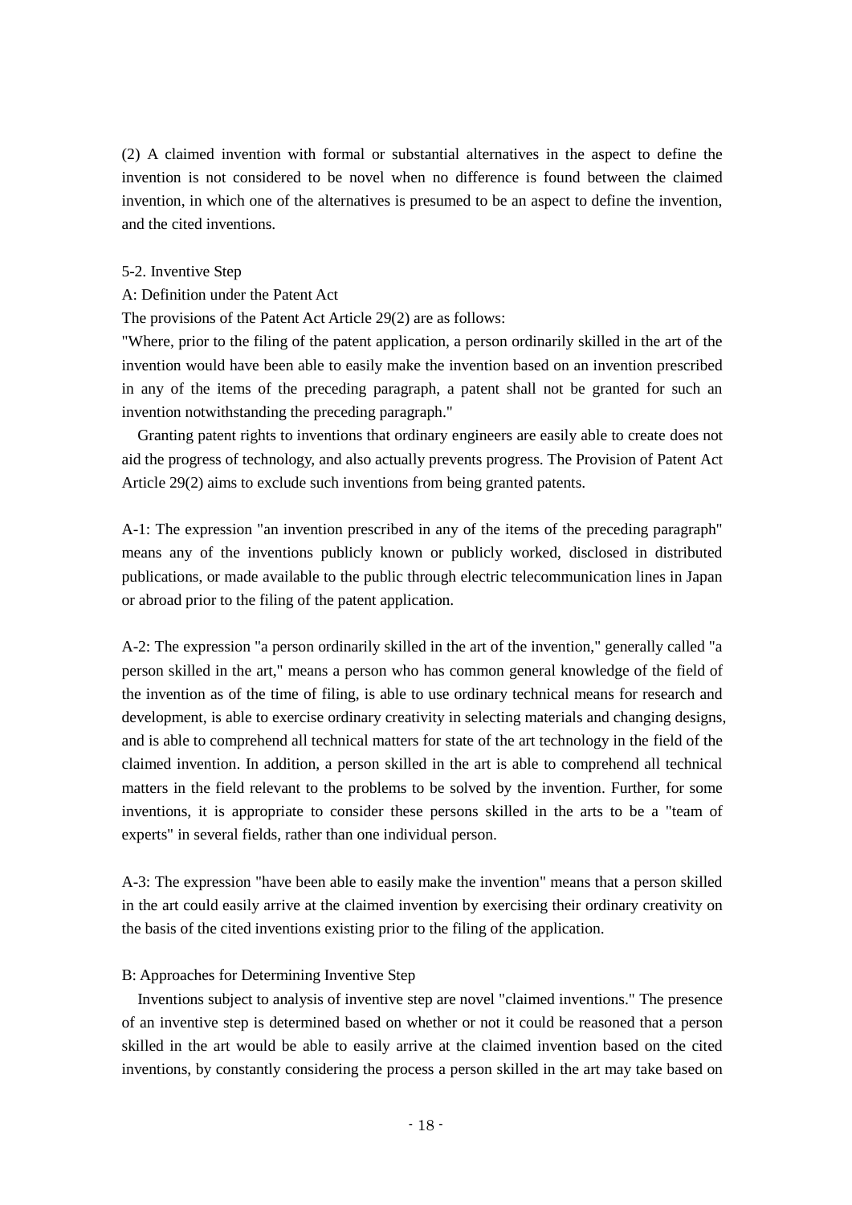(2) A claimed invention with formal or substantial alternatives in the aspect to define the invention is not considered to be novel when no difference is found between the claimed invention, in which one of the alternatives is presumed to be an aspect to define the invention, and the cited inventions.

### 5-2. Inventive Step

A: Definition under the Patent Act

The provisions of the Patent Act Article 29(2) are as follows:

"Where, prior to the filing of the patent application, a person ordinarily skilled in the art of the invention would have been able to easily make the invention based on an invention prescribed in any of the items of the preceding paragraph, a patent shall not be granted for such an invention notwithstanding the preceding paragraph."

Granting patent rights to inventions that ordinary engineers are easily able to create does not aid the progress of technology, and also actually prevents progress. The Provision of Patent Act Article 29(2) aims to exclude such inventions from being granted patents.

A-1: The expression "an invention prescribed in any of the items of the preceding paragraph" means any of the inventions publicly known or publicly worked, disclosed in distributed publications, or made available to the public through electric telecommunication lines in Japan or abroad prior to the filing of the patent application.

A-2: The expression "a person ordinarily skilled in the art of the invention," generally called "a person skilled in the art," means a person who has common general knowledge of the field of the invention as of the time of filing, is able to use ordinary technical means for research and development, is able to exercise ordinary creativity in selecting materials and changing designs, and is able to comprehend all technical matters for state of the art technology in the field of the claimed invention. In addition, a person skilled in the art is able to comprehend all technical matters in the field relevant to the problems to be solved by the invention. Further, for some inventions, it is appropriate to consider these persons skilled in the arts to be a "team of experts" in several fields, rather than one individual person.

A-3: The expression "have been able to easily make the invention" means that a person skilled in the art could easily arrive at the claimed invention by exercising their ordinary creativity on the basis of the cited inventions existing prior to the filing of the application.

B: Approaches for Determining Inventive Step

Inventions subject to analysis of inventive step are novel "claimed inventions." The presence of an inventive step is determined based on whether or not it could be reasoned that a person skilled in the art would be able to easily arrive at the claimed invention based on the cited inventions, by constantly considering the process a person skilled in the art may take based on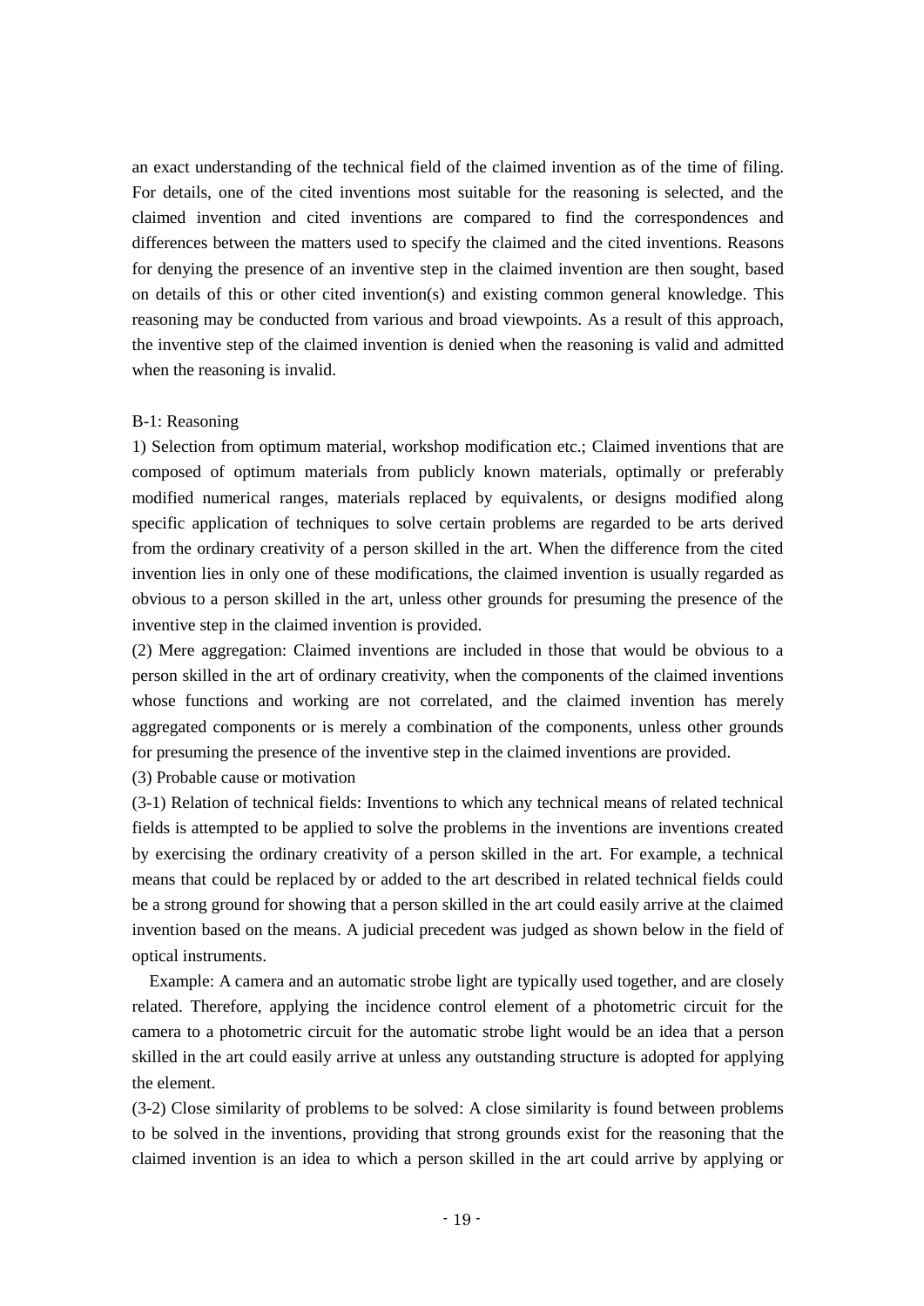an exact understanding of the technical field of the claimed invention as of the time of filing. For details, one of the cited inventions most suitable for the reasoning is selected, and the claimed invention and cited inventions are compared to find the correspondences and differences between the matters used to specify the claimed and the cited inventions. Reasons for denying the presence of an inventive step in the claimed invention are then sought, based on details of this or other cited invention(s) and existing common general knowledge. This reasoning may be conducted from various and broad viewpoints. As a result of this approach, the inventive step of the claimed invention is denied when the reasoning is valid and admitted when the reasoning is invalid.

B-1: Reasoning

1) Selection from optimum material, workshop modification etc.; Claimed inventions that are composed of optimum materials from publicly known materials, optimally or preferably modified numerical ranges, materials replaced by equivalents, or designs modified along specific application of techniques to solve certain problems are regarded to be arts derived from the ordinary creativity of a person skilled in the art. When the difference from the cited invention lies in only one of these modifications, the claimed invention is usually regarded as obvious to a person skilled in the art, unless other grounds for presuming the presence of the inventive step in the claimed invention is provided.

(2) Mere aggregation: Claimed inventions are included in those that would be obvious to a person skilled in the art of ordinary creativity, when the components of the claimed inventions whose functions and working are not correlated, and the claimed invention has merely aggregated components or is merely a combination of the components, unless other grounds for presuming the presence of the inventive step in the claimed inventions are provided.

(3) Probable cause or motivation

(3-1) Relation of technical fields: Inventions to which any technical means of related technical fields is attempted to be applied to solve the problems in the inventions are inventions created by exercising the ordinary creativity of a person skilled in the art. For example, a technical means that could be replaced by or added to the art described in related technical fields could be a strong ground for showing that a person skilled in the art could easily arrive at the claimed invention based on the means. A judicial precedent was judged as shown below in the field of optical instruments.

Example: A camera and an automatic strobe light are typically used together, and are closely related. Therefore, applying the incidence control element of a photometric circuit for the camera to a photometric circuit for the automatic strobe light would be an idea that a person skilled in the art could easily arrive at unless any outstanding structure is adopted for applying the element.

(3-2) Close similarity of problems to be solved: A close similarity is found between problems to be solved in the inventions, providing that strong grounds exist for the reasoning that the claimed invention is an idea to which a person skilled in the art could arrive by applying or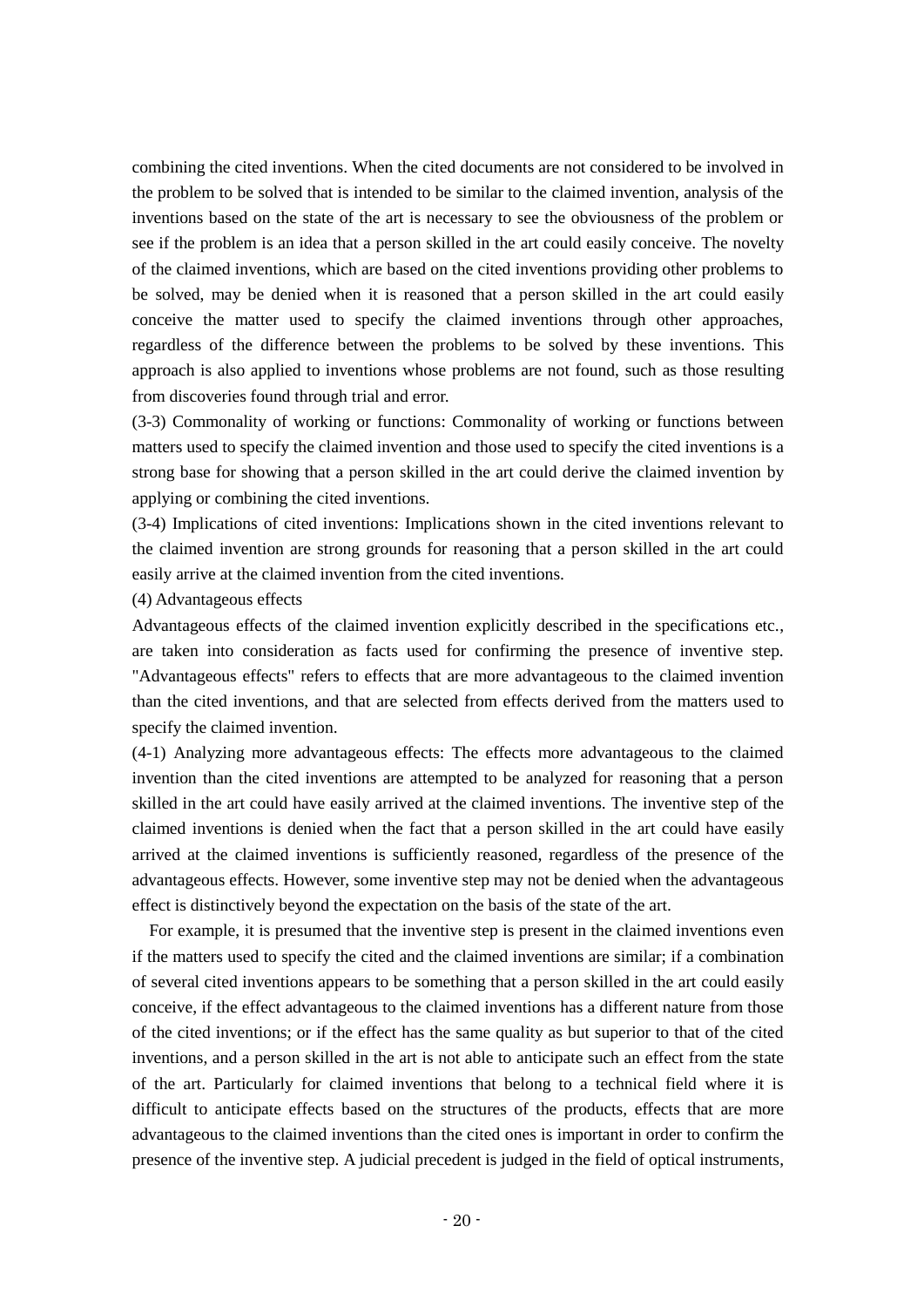combining the cited inventions. When the cited documents are not considered to be involved in the problem to be solved that is intended to be similar to the claimed invention, analysis of the inventions based on the state of the art is necessary to see the obviousness of the problem or see if the problem is an idea that a person skilled in the art could easily conceive. The novelty of the claimed inventions, which are based on the cited inventions providing other problems to be solved, may be denied when it is reasoned that a person skilled in the art could easily conceive the matter used to specify the claimed inventions through other approaches, regardless of the difference between the problems to be solved by these inventions. This approach is also applied to inventions whose problems are not found, such as those resulting from discoveries found through trial and error.

(3-3) Commonality of working or functions: Commonality of working or functions between matters used to specify the claimed invention and those used to specify the cited inventions is a strong base for showing that a person skilled in the art could derive the claimed invention by applying or combining the cited inventions.

(3-4) Implications of cited inventions: Implications shown in the cited inventions relevant to the claimed invention are strong grounds for reasoning that a person skilled in the art could easily arrive at the claimed invention from the cited inventions.

(4) Advantageous effects

Advantageous effects of the claimed invention explicitly described in the specifications etc., are taken into consideration as facts used for confirming the presence of inventive step. "Advantageous effects" refers to effects that are more advantageous to the claimed invention than the cited inventions, and that are selected from effects derived from the matters used to specify the claimed invention.

(4-1) Analyzing more advantageous effects: The effects more advantageous to the claimed invention than the cited inventions are attempted to be analyzed for reasoning that a person skilled in the art could have easily arrived at the claimed inventions. The inventive step of the claimed inventions is denied when the fact that a person skilled in the art could have easily arrived at the claimed inventions is sufficiently reasoned, regardless of the presence of the advantageous effects. However, some inventive step may not be denied when the advantageous effect is distinctively beyond the expectation on the basis of the state of the art.

For example, it is presumed that the inventive step is present in the claimed inventions even if the matters used to specify the cited and the claimed inventions are similar; if a combination of several cited inventions appears to be something that a person skilled in the art could easily conceive, if the effect advantageous to the claimed inventions has a different nature from those of the cited inventions; or if the effect has the same quality as but superior to that of the cited inventions, and a person skilled in the art is not able to anticipate such an effect from the state of the art. Particularly for claimed inventions that belong to a technical field where it is difficult to anticipate effects based on the structures of the products, effects that are more advantageous to the claimed inventions than the cited ones is important in order to confirm the presence of the inventive step. A judicial precedent is judged in the field of optical instruments,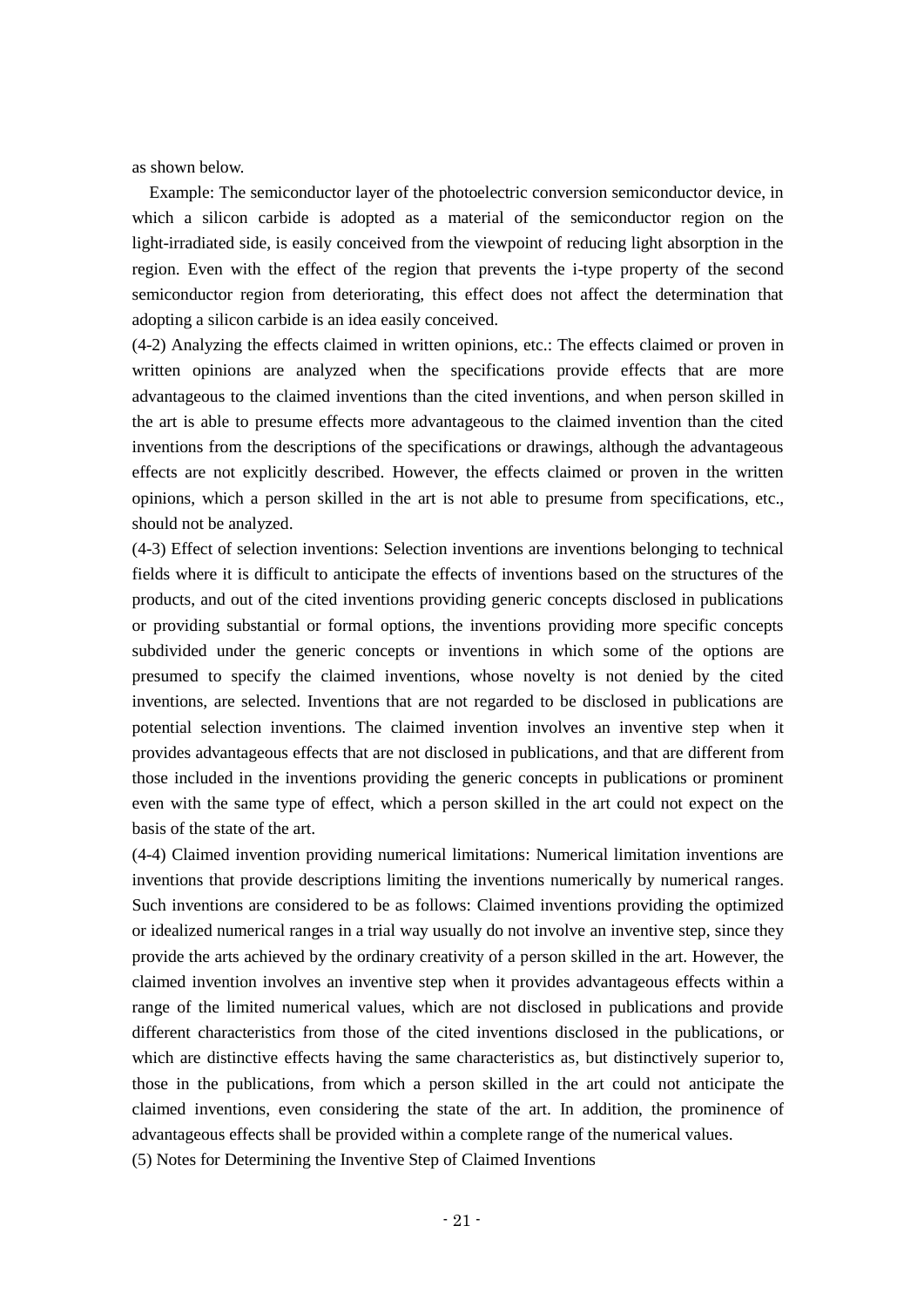as shown below.

Example: The semiconductor layer of the photoelectric conversion semiconductor device, in which a silicon carbide is adopted as a material of the semiconductor region on the light-irradiated side, is easily conceived from the viewpoint of reducing light absorption in the region. Even with the effect of the region that prevents the i-type property of the second semiconductor region from deteriorating, this effect does not affect the determination that adopting a silicon carbide is an idea easily conceived.

(4-2) Analyzing the effects claimed in written opinions, etc.: The effects claimed or proven in written opinions are analyzed when the specifications provide effects that are more advantageous to the claimed inventions than the cited inventions, and when person skilled in the art is able to presume effects more advantageous to the claimed invention than the cited inventions from the descriptions of the specifications or drawings, although the advantageous effects are not explicitly described. However, the effects claimed or proven in the written opinions, which a person skilled in the art is not able to presume from specifications, etc., should not be analyzed.

(4-3) Effect of selection inventions: Selection inventions are inventions belonging to technical fields where it is difficult to anticipate the effects of inventions based on the structures of the products, and out of the cited inventions providing generic concepts disclosed in publications or providing substantial or formal options, the inventions providing more specific concepts subdivided under the generic concepts or inventions in which some of the options are presumed to specify the claimed inventions, whose novelty is not denied by the cited inventions, are selected. Inventions that are not regarded to be disclosed in publications are potential selection inventions. The claimed invention involves an inventive step when it provides advantageous effects that are not disclosed in publications, and that are different from those included in the inventions providing the generic concepts in publications or prominent even with the same type of effect, which a person skilled in the art could not expect on the basis of the state of the art.

(4-4) Claimed invention providing numerical limitations: Numerical limitation inventions are inventions that provide descriptions limiting the inventions numerically by numerical ranges. Such inventions are considered to be as follows: Claimed inventions providing the optimized or idealized numerical ranges in a trial way usually do not involve an inventive step, since they provide the arts achieved by the ordinary creativity of a person skilled in the art. However, the claimed invention involves an inventive step when it provides advantageous effects within a range of the limited numerical values, which are not disclosed in publications and provide different characteristics from those of the cited inventions disclosed in the publications, or which are distinctive effects having the same characteristics as, but distinctively superior to, those in the publications, from which a person skilled in the art could not anticipate the claimed inventions, even considering the state of the art. In addition, the prominence of advantageous effects shall be provided within a complete range of the numerical values.

(5) Notes for Determining the Inventive Step of Claimed Inventions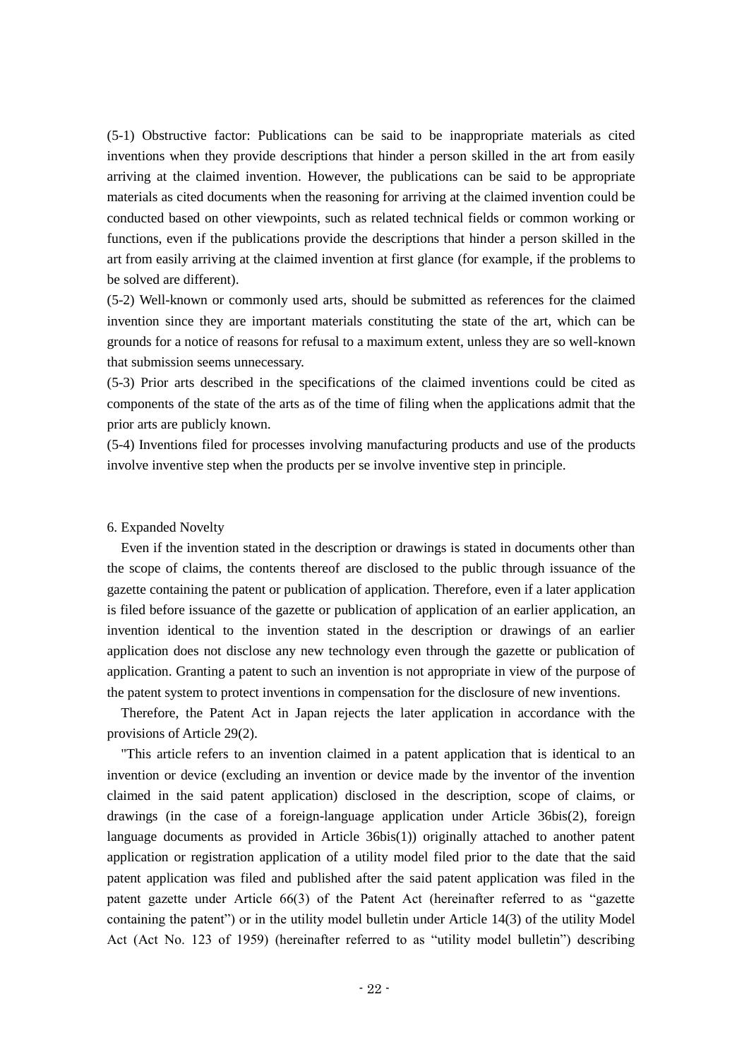(5-1) Obstructive factor: Publications can be said to be inappropriate materials as cited inventions when they provide descriptions that hinder a person skilled in the art from easily arriving at the claimed invention. However, the publications can be said to be appropriate materials as cited documents when the reasoning for arriving at the claimed invention could be conducted based on other viewpoints, such as related technical fields or common working or functions, even if the publications provide the descriptions that hinder a person skilled in the art from easily arriving at the claimed invention at first glance (for example, if the problems to be solved are different).

(5-2) Well-known or commonly used arts, should be submitted as references for the claimed invention since they are important materials constituting the state of the art, which can be grounds for a notice of reasons for refusal to a maximum extent, unless they are so well-known that submission seems unnecessary.

(5-3) Prior arts described in the specifications of the claimed inventions could be cited as components of the state of the arts as of the time of filing when the applications admit that the prior arts are publicly known.

(5-4) Inventions filed for processes involving manufacturing products and use of the products involve inventive step when the products per se involve inventive step in principle.

## 6. Expanded Novelty

Even if the invention stated in the description or drawings is stated in documents other than the scope of claims, the contents thereof are disclosed to the public through issuance of the gazette containing the patent or publication of application. Therefore, even if a later application is filed before issuance of the gazette or publication of application of an earlier application, an invention identical to the invention stated in the description or drawings of an earlier application does not disclose any new technology even through the gazette or publication of application. Granting a patent to such an invention is not appropriate in view of the purpose of the patent system to protect inventions in compensation for the disclosure of new inventions.

Therefore, the Patent Act in Japan rejects the later application in accordance with the provisions of Article 29(2).

"This article refers to an invention claimed in a patent application that is identical to an invention or device (excluding an invention or device made by the inventor of the invention claimed in the said patent application) disclosed in the description, scope of claims, or drawings (in the case of a foreign-language application under Article 36bis(2), foreign language documents as provided in Article 36bis(1)) originally attached to another patent application or registration application of a utility model filed prior to the date that the said patent application was filed and published after the said patent application was filed in the patent gazette under Article 66(3) of the Patent Act (hereinafter referred to as "gazette containing the patent") or in the utility model bulletin under Article 14(3) of the utility Model Act (Act No. 123 of 1959) (hereinafter referred to as "utility model bulletin") describing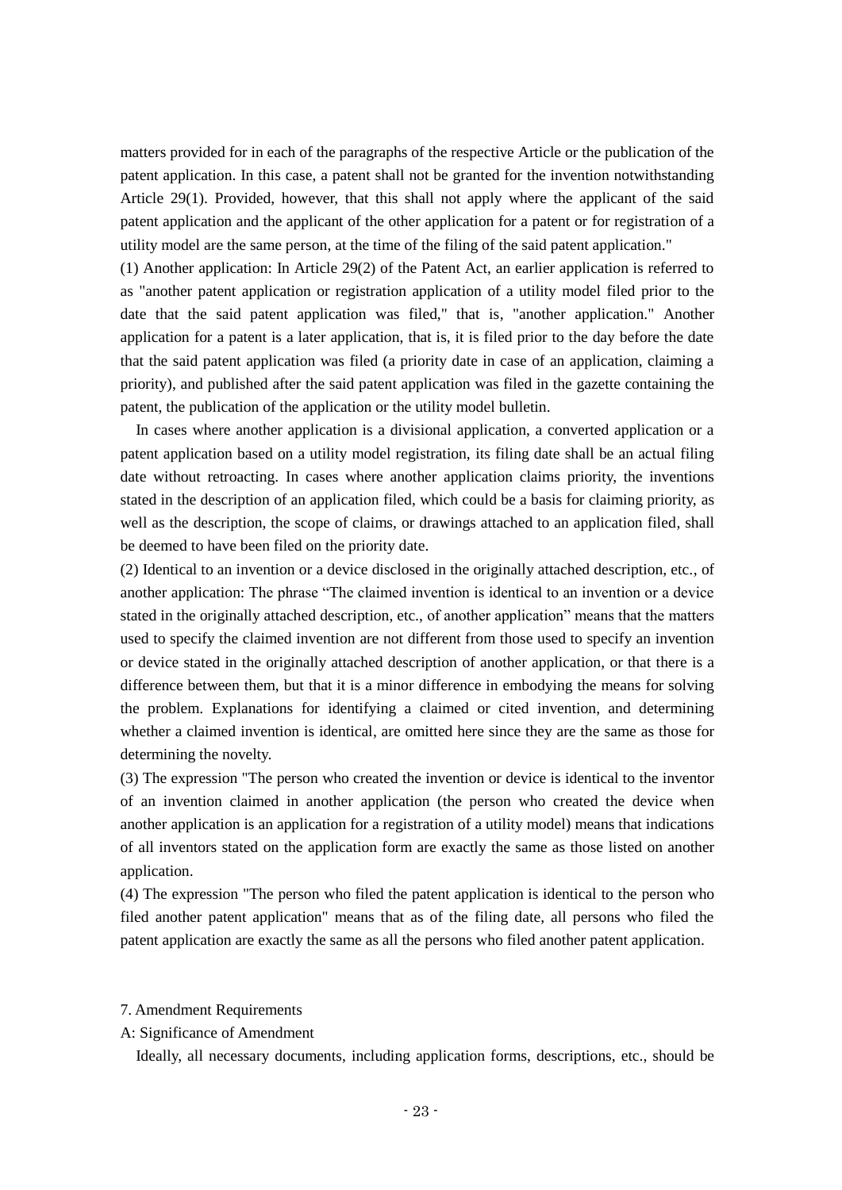matters provided for in each of the paragraphs of the respective Article or the publication of the patent application. In this case, a patent shall not be granted for the invention notwithstanding Article 29(1). Provided, however, that this shall not apply where the applicant of the said patent application and the applicant of the other application for a patent or for registration of a utility model are the same person, at the time of the filing of the said patent application."

(1) Another application: In Article 29(2) of the Patent Act, an earlier application is referred to as "another patent application or registration application of a utility model filed prior to the date that the said patent application was filed," that is, "another application." Another application for a patent is a later application, that is, it is filed prior to the day before the date that the said patent application was filed (a priority date in case of an application, claiming a priority), and published after the said patent application was filed in the gazette containing the patent, the publication of the application or the utility model bulletin.

In cases where another application is a divisional application, a converted application or a patent application based on a utility model registration, its filing date shall be an actual filing date without retroacting. In cases where another application claims priority, the inventions stated in the description of an application filed, which could be a basis for claiming priority, as well as the description, the scope of claims, or drawings attached to an application filed, shall be deemed to have been filed on the priority date.

(2) Identical to an invention or a device disclosed in the originally attached description, etc., of another application: The phrase "The claimed invention is identical to an invention or a device stated in the originally attached description, etc., of another application" means that the matters used to specify the claimed invention are not different from those used to specify an invention or device stated in the originally attached description of another application, or that there is a difference between them, but that it is a minor difference in embodying the means for solving the problem. Explanations for identifying a claimed or cited invention, and determining whether a claimed invention is identical, are omitted here since they are the same as those for determining the novelty.

(3) The expression "The person who created the invention or device is identical to the inventor of an invention claimed in another application (the person who created the device when another application is an application for a registration of a utility model) means that indications of all inventors stated on the application form are exactly the same as those listed on another application.

(4) The expression "The person who filed the patent application is identical to the person who filed another patent application" means that as of the filing date, all persons who filed the patent application are exactly the same as all the persons who filed another patent application.

## 7. Amendment Requirements

### A: Significance of Amendment

Ideally, all necessary documents, including application forms, descriptions, etc., should be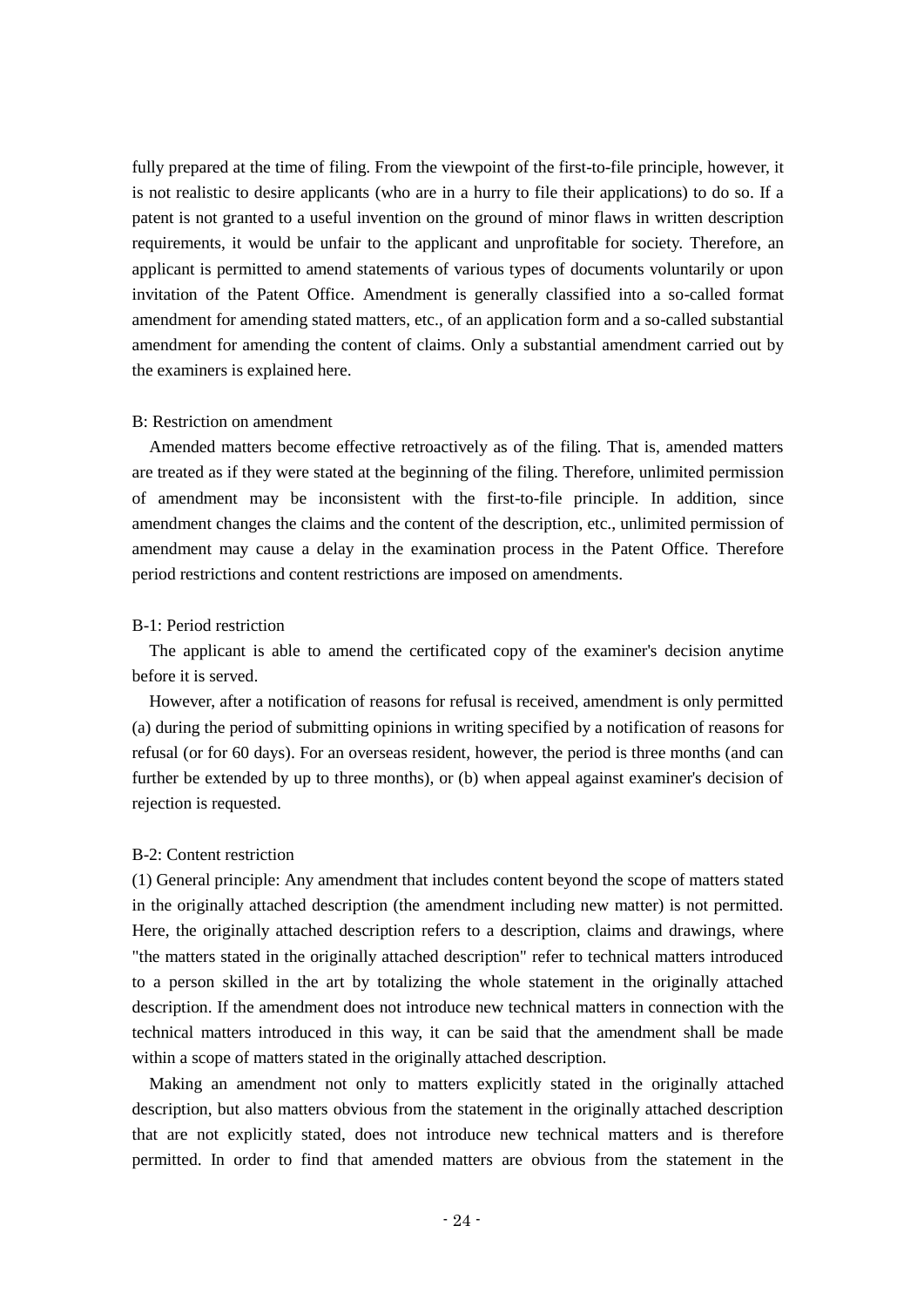fully prepared at the time of filing. From the viewpoint of the first-to-file principle, however, it is not realistic to desire applicants (who are in a hurry to file their applications) to do so. If a patent is not granted to a useful invention on the ground of minor flaws in written description requirements, it would be unfair to the applicant and unprofitable for society. Therefore, an applicant is permitted to amend statements of various types of documents voluntarily or upon invitation of the Patent Office. Amendment is generally classified into a so-called format amendment for amending stated matters, etc., of an application form and a so-called substantial amendment for amending the content of claims. Only a substantial amendment carried out by the examiners is explained here.

B: Restriction on amendment

Amended matters become effective retroactively as of the filing. That is, amended matters are treated as if they were stated at the beginning of the filing. Therefore, unlimited permission of amendment may be inconsistent with the first-to-file principle. In addition, since amendment changes the claims and the content of the description, etc., unlimited permission of amendment may cause a delay in the examination process in the Patent Office. Therefore period restrictions and content restrictions are imposed on amendments.

B-1: Period restriction

The applicant is able to amend the certificated copy of the examiner's decision anytime before it is served.

However, after a notification of reasons for refusal is received, amendment is only permitted (a) during the period of submitting opinions in writing specified by a notification of reasons for refusal (or for 60 days). For an overseas resident, however, the period is three months (and can further be extended by up to three months), or (b) when appeal against examiner's decision of rejection is requested.

B-2: Content restriction

(1) General principle: Any amendment that includes content beyond the scope of matters stated in the originally attached description (the amendment including new matter) is not permitted. Here, the originally attached description refers to a description, claims and drawings, where "the matters stated in the originally attached description" refer to technical matters introduced to a person skilled in the art by totalizing the whole statement in the originally attached description. If the amendment does not introduce new technical matters in connection with the technical matters introduced in this way, it can be said that the amendment shall be made within a scope of matters stated in the originally attached description.

Making an amendment not only to matters explicitly stated in the originally attached description, but also matters obvious from the statement in the originally attached description that are not explicitly stated, does not introduce new technical matters and is therefore permitted. In order to find that amended matters are obvious from the statement in the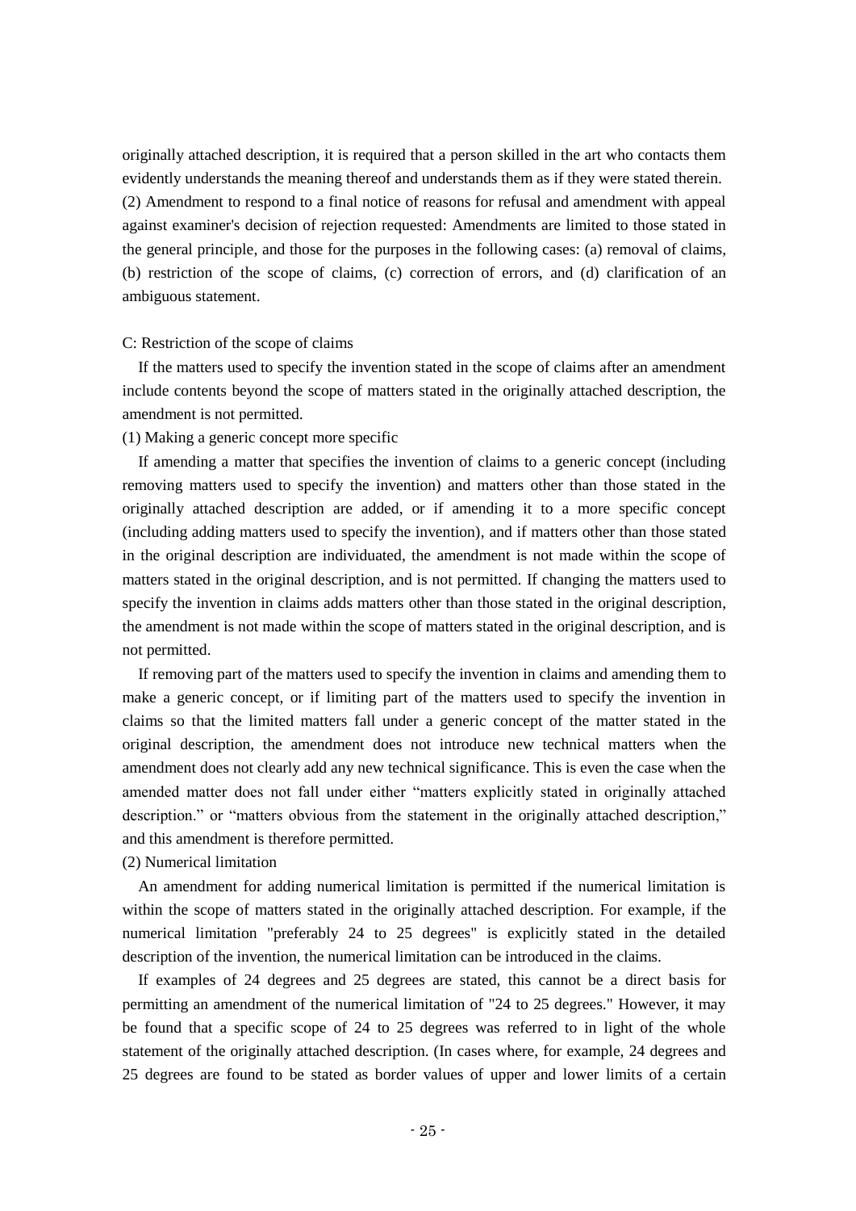originally attached description, it is required that a person skilled in the art who contacts them evidently understands the meaning thereof and understands them as if they were stated therein.

(2) Amendment to respond to a final notice of reasons for refusal and amendment with appeal against examiner's decision of rejection requested: Amendments are limited to those stated in the general principle, and those for the purposes in the following cases: (a) removal of claims, (b) restriction of the scope of claims, (c) correction of errors, and (d) clarification of an ambiguous statement.

C: Restriction of the scope of claims

If the matters used to specify the invention stated in the scope of claims after an amendment include contents beyond the scope of matters stated in the originally attached description, the amendment is not permitted.

(1) Making a generic concept more specific

If amending a matter that specifies the invention of claims to a generic concept (including removing matters used to specify the invention) and matters other than those stated in the originally attached description are added, or if amending it to a more specific concept (including adding matters used to specify the invention), and if matters other than those stated in the original description are individuated, the amendment is not made within the scope of matters stated in the original description, and is not permitted. If changing the matters used to specify the invention in claims adds matters other than those stated in the original description, the amendment is not made within the scope of matters stated in the original description, and is not permitted.

If removing part of the matters used to specify the invention in claims and amending them to make a generic concept, or if limiting part of the matters used to specify the invention in claims so that the limited matters fall under a generic concept of the matter stated in the original description, the amendment does not introduce new technical matters when the amendment does not clearly add any new technical significance. This is even the case when the amended matter does not fall under either “matters explicitly stated in originally attached description.” or “matters obvious from the statement in the originally attached description,” and this amendment is therefore permitted.

(2) Numerical limitation

An amendment for adding numerical limitation is permitted if the numerical limitation is within the scope of matters stated in the originally attached description. For example, if the numerical limitation "preferably 24 to 25 degrees" is explicitly stated in the detailed description of the invention, the numerical limitation can be introduced in the claims.

If examples of 24 degrees and 25 degrees are stated, this cannot be a direct basis for permitting an amendment of the numerical limitation of "24 to 25 degrees." However, it may be found that a specific scope of 24 to 25 degrees was referred to in light of the whole statement of the originally attached description. (In cases where, for example, 24 degrees and 25 degrees are found to be stated as border values of upper and lower limits of a certain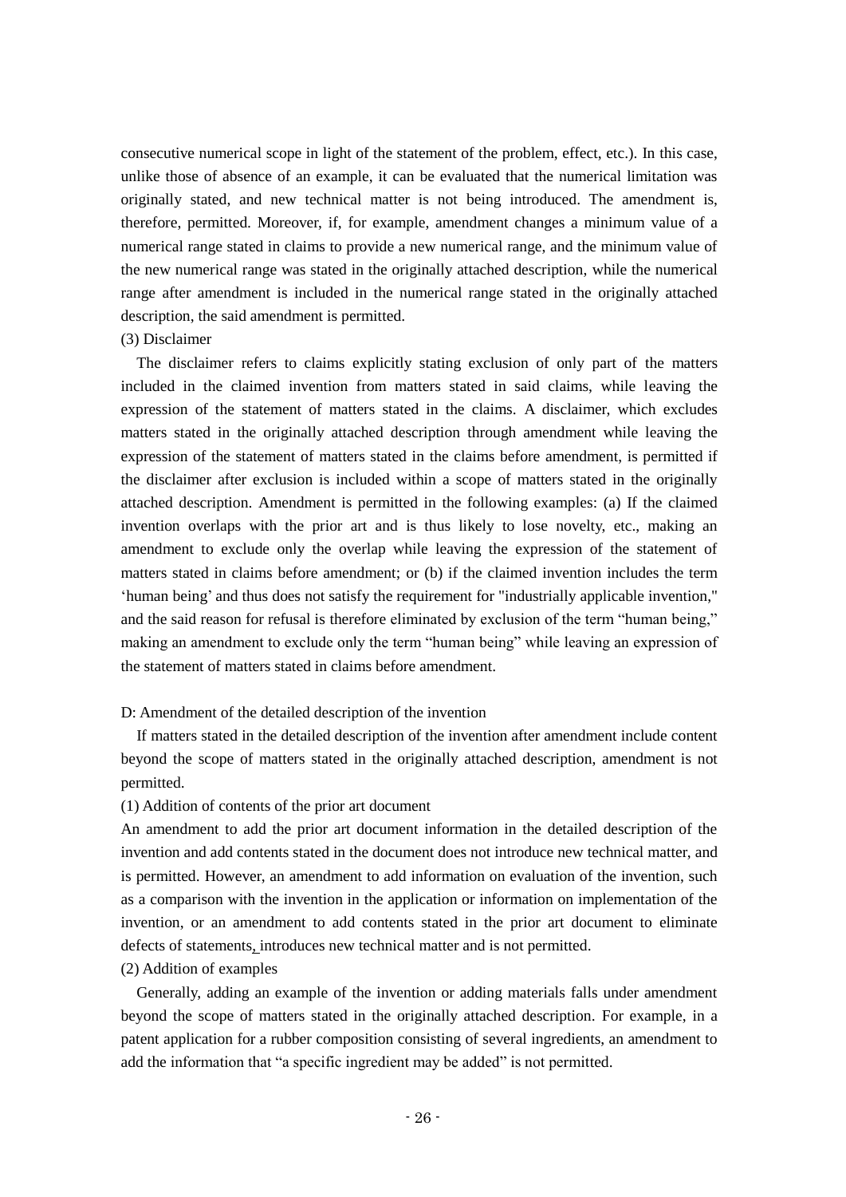consecutive numerical scope in light of the statement of the problem, effect, etc.). In this case, unlike those of absence of an example, it can be evaluated that the numerical limitation was originally stated, and new technical matter is not being introduced. The amendment is, therefore, permitted. Moreover, if, for example, amendment changes a minimum value of a numerical range stated in claims to provide a new numerical range, and the minimum value of the new numerical range was stated in the originally attached description, while the numerical range after amendment is included in the numerical range stated in the originally attached description, the said amendment is permitted.

(3) Disclaimer

The disclaimer refers to claims explicitly stating exclusion of only part of the matters included in the claimed invention from matters stated in said claims, while leaving the expression of the statement of matters stated in the claims. A disclaimer, which excludes matters stated in the originally attached description through amendment while leaving the expression of the statement of matters stated in the claims before amendment, is permitted if the disclaimer after exclusion is included within a scope of matters stated in the originally attached description. Amendment is permitted in the following examples: (a) If the claimed invention overlaps with the prior art and is thus likely to lose novelty, etc., making an amendment to exclude only the overlap while leaving the expression of the statement of matters stated in claims before amendment; or (b) if the claimed invention includes the term 'human being' and thus does not satisfy the requirement for "industrially applicable invention," and the said reason for refusal is therefore eliminated by exclusion of the term "human being," making an amendment to exclude only the term "human being" while leaving an expression of the statement of matters stated in claims before amendment.

D: Amendment of the detailed description of the invention

If matters stated in the detailed description of the invention after amendment include content beyond the scope of matters stated in the originally attached description, amendment is not permitted.

(1) Addition of contents of the prior art document

An amendment to add the prior art document information in the detailed description of the invention and add contents stated in the document does not introduce new technical matter, and is permitted. However, an amendment to add information on evaluation of the invention, such as a comparison with the invention in the application or information on implementation of the invention, or an amendment to add contents stated in the prior art document to eliminate defects of statements, introduces new technical matter and is not permitted.

(2) Addition of examples

Generally, adding an example of the invention or adding materials falls under amendment beyond the scope of matters stated in the originally attached description. For example, in a patent application for a rubber composition consisting of several ingredients, an amendment to add the information that "a specific ingredient may be added" is not permitted.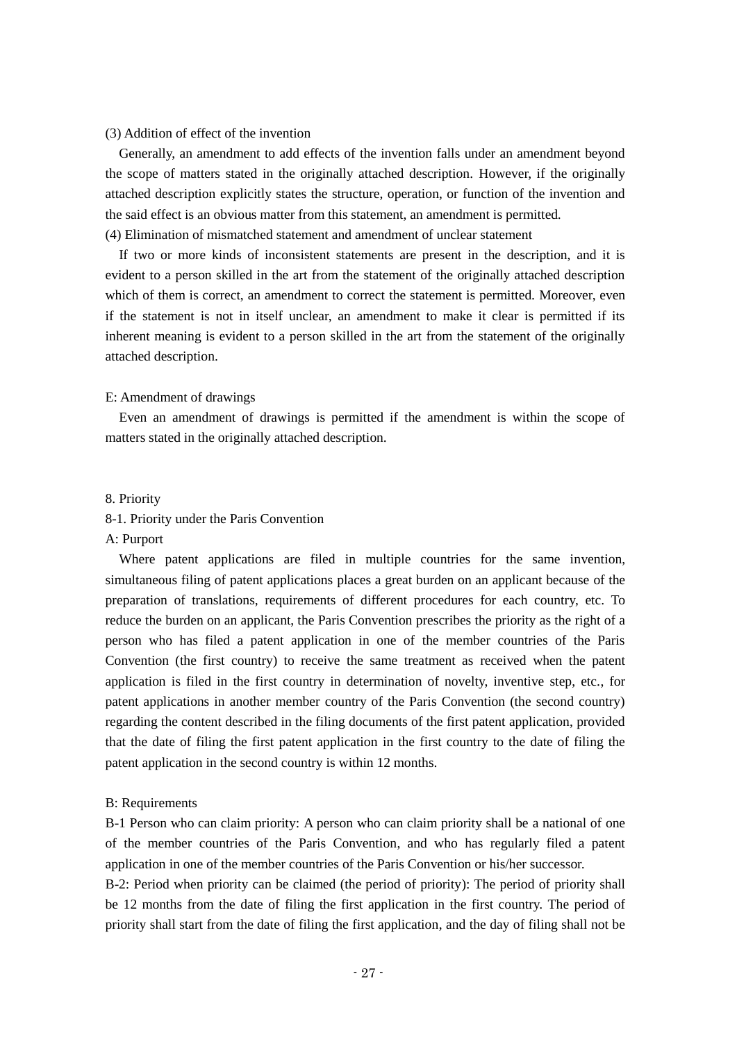(3) Addition of effect of the invention

Generally, an amendment to add effects of the invention falls under an amendment beyond the scope of matters stated in the originally attached description. However, if the originally attached description explicitly states the structure, operation, or function of the invention and the said effect is an obvious matter from this statement, an amendment is permitted.

(4) Elimination of mismatched statement and amendment of unclear statement

If two or more kinds of inconsistent statements are present in the description, and it is evident to a person skilled in the art from the statement of the originally attached description which of them is correct, an amendment to correct the statement is permitted. Moreover, even if the statement is not in itself unclear, an amendment to make it clear is permitted if its inherent meaning is evident to a person skilled in the art from the statement of the originally attached description.

E: Amendment of drawings

Even an amendment of drawings is permitted if the amendment is within the scope of matters stated in the originally attached description.

## 8. Priority

### 8-1. Priority under the Paris Convention

A: Purport

Where patent applications are filed in multiple countries for the same invention, simultaneous filing of patent applications places a great burden on an applicant because of the preparation of translations, requirements of different procedures for each country, etc. To reduce the burden on an applicant, the Paris Convention prescribes the priority as the right of a person who has filed a patent application in one of the member countries of the Paris Convention (the first country) to receive the same treatment as received when the patent application is filed in the first country in determination of novelty, inventive step, etc., for patent applications in another member country of the Paris Convention (the second country) regarding the content described in the filing documents of the first patent application, provided that the date of filing the first patent application in the first country to the date of filing the patent application in the second country is within 12 months.

B: Requirements

B-1 Person who can claim priority: A person who can claim priority shall be a national of one of the member countries of the Paris Convention, and who has regularly filed a patent application in one of the member countries of the Paris Convention or his/her successor.

B-2: Period when priority can be claimed (the period of priority): The period of priority shall be 12 months from the date of filing the first application in the first country. The period of priority shall start from the date of filing the first application, and the day of filing shall not be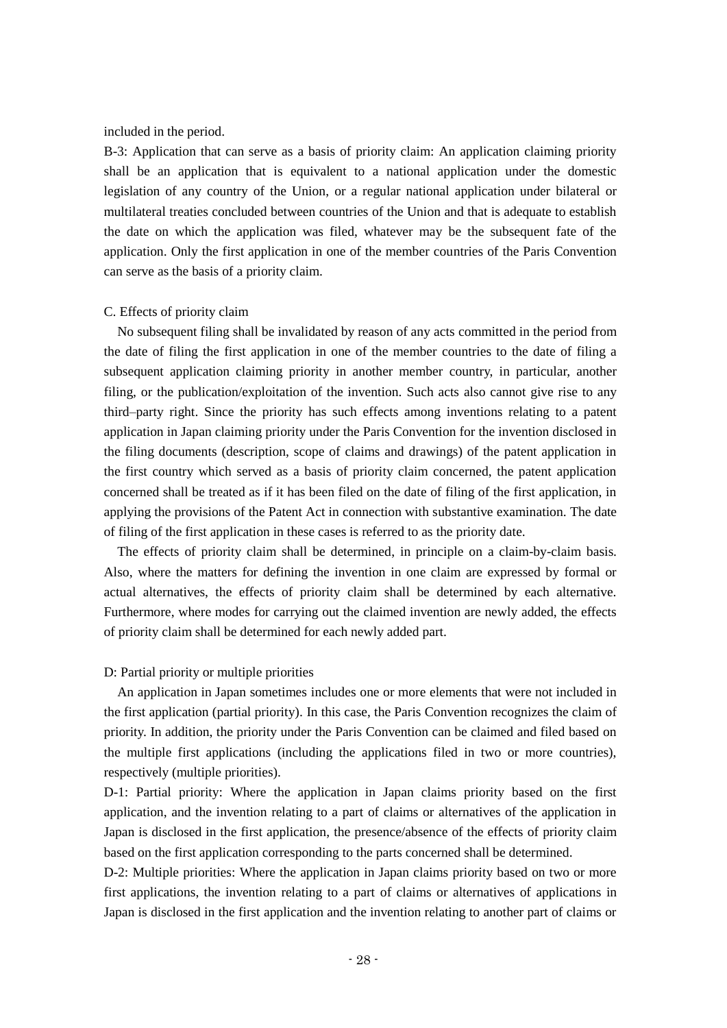included in the period.

B-3: Application that can serve as a basis of priority claim: An application claiming priority shall be an application that is equivalent to a national application under the domestic legislation of any country of the Union, or a regular national application under bilateral or multilateral treaties concluded between countries of the Union and that is adequate to establish the date on which the application was filed, whatever may be the subsequent fate of the application. Only the first application in one of the member countries of the Paris Convention can serve as the basis of a priority claim.

C. Effects of priority claim

No subsequent filing shall be invalidated by reason of any acts committed in the period from the date of filing the first application in one of the member countries to the date of filing a subsequent application claiming priority in another member country, in particular, another filing, or the publication/exploitation of the invention. Such acts also cannot give rise to any third–party right. Since the priority has such effects among inventions relating to a patent application in Japan claiming priority under the Paris Convention for the invention disclosed in the filing documents (description, scope of claims and drawings) of the patent application in the first country which served as a basis of priority claim concerned, the patent application concerned shall be treated as if it has been filed on the date of filing of the first application, in applying the provisions of the Patent Act in connection with substantive examination. The date of filing of the first application in these cases is referred to as the priority date.

The effects of priority claim shall be determined, in principle on a claim-by-claim basis. Also, where the matters for defining the invention in one claim are expressed by formal or actual alternatives, the effects of priority claim shall be determined by each alternative. Furthermore, where modes for carrying out the claimed invention are newly added, the effects of priority claim shall be determined for each newly added part.

D: Partial priority or multiple priorities

An application in Japan sometimes includes one or more elements that were not included in the first application (partial priority). In this case, the Paris Convention recognizes the claim of priority. In addition, the priority under the Paris Convention can be claimed and filed based on the multiple first applications (including the applications filed in two or more countries), respectively (multiple priorities).

D-1: Partial priority: Where the application in Japan claims priority based on the first application, and the invention relating to a part of claims or alternatives of the application in Japan is disclosed in the first application, the presence/absence of the effects of priority claim based on the first application corresponding to the parts concerned shall be determined.

D-2: Multiple priorities: Where the application in Japan claims priority based on two or more first applications, the invention relating to a part of claims or alternatives of applications in Japan is disclosed in the first application and the invention relating to another part of claims or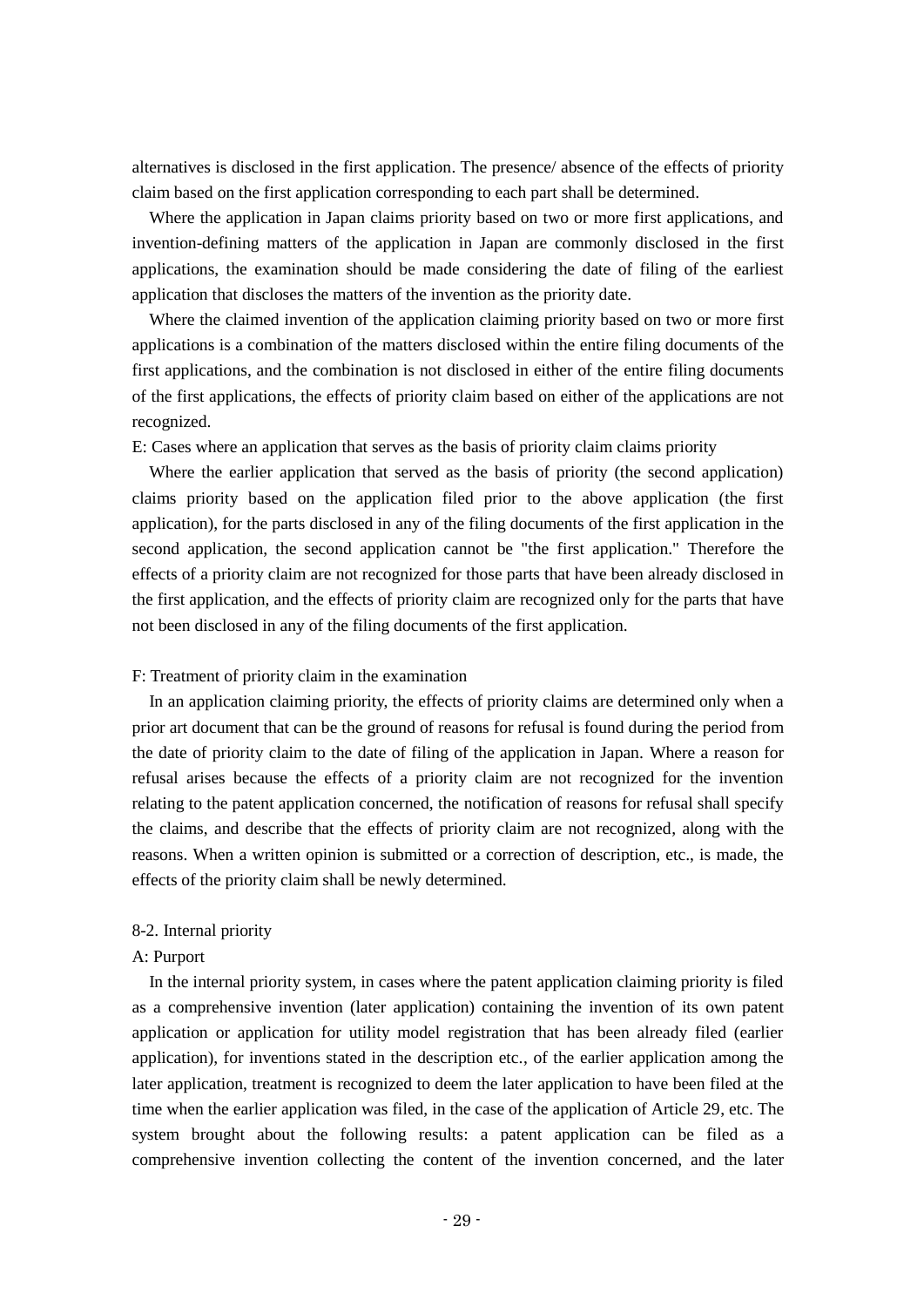alternatives is disclosed in the first application. The presence/ absence of the effects of priority claim based on the first application corresponding to each part shall be determined.

Where the application in Japan claims priority based on two or more first applications, and invention-defining matters of the application in Japan are commonly disclosed in the first applications, the examination should be made considering the date of filing of the earliest application that discloses the matters of the invention as the priority date.

Where the claimed invention of the application claiming priority based on two or more first applications is a combination of the matters disclosed within the entire filing documents of the first applications, and the combination is not disclosed in either of the entire filing documents of the first applications, the effects of priority claim based on either of the applications are not recognized.

E: Cases where an application that serves as the basis of priority claim claims priority

Where the earlier application that served as the basis of priority (the second application) claims priority based on the application filed prior to the above application (the first application), for the parts disclosed in any of the filing documents of the first application in the second application, the second application cannot be "the first application." Therefore the effects of a priority claim are not recognized for those parts that have been already disclosed in the first application, and the effects of priority claim are recognized only for the parts that have not been disclosed in any of the filing documents of the first application.

F: Treatment of priority claim in the examination

In an application claiming priority, the effects of priority claims are determined only when a prior art document that can be the ground of reasons for refusal is found during the period from the date of priority claim to the date of filing of the application in Japan. Where a reason for refusal arises because the effects of a priority claim are not recognized for the invention relating to the patent application concerned, the notification of reasons for refusal shall specify the claims, and describe that the effects of priority claim are not recognized, along with the reasons. When a written opinion is submitted or a correction of description, etc., is made, the effects of the priority claim shall be newly determined.

8-2. Internal priority

A: Purport

In the internal priority system, in cases where the patent application claiming priority is filed as a comprehensive invention (later application) containing the invention of its own patent application or application for utility model registration that has been already filed (earlier application), for inventions stated in the description etc., of the earlier application among the later application, treatment is recognized to deem the later application to have been filed at the time when the earlier application was filed, in the case of the application of Article 29, etc. The system brought about the following results: a patent application can be filed as a comprehensive invention collecting the content of the invention concerned, and the later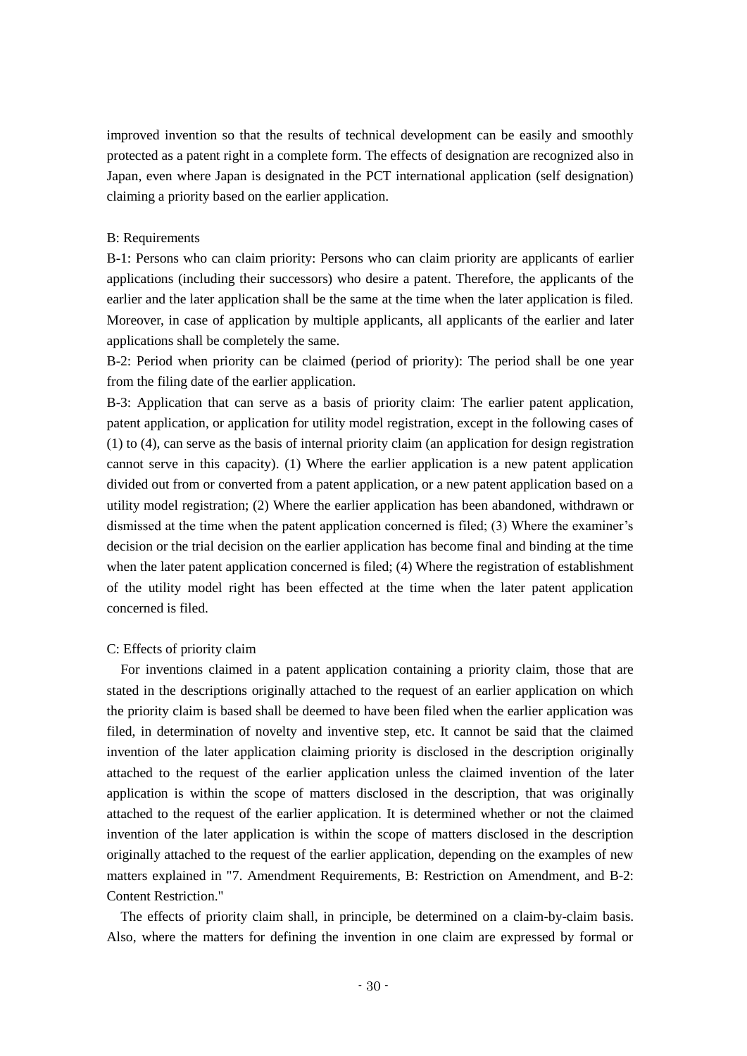improved invention so that the results of technical development can be easily and smoothly protected as a patent right in a complete form. The effects of designation are recognized also in Japan, even where Japan is designated in the PCT international application (self designation) claiming a priority based on the earlier application.

B: Requirements

B-1: Persons who can claim priority: Persons who can claim priority are applicants of earlier applications (including their successors) who desire a patent. Therefore, the applicants of the earlier and the later application shall be the same at the time when the later application is filed. Moreover, in case of application by multiple applicants, all applicants of the earlier and later applications shall be completely the same.

B-2: Period when priority can be claimed (period of priority): The period shall be one year from the filing date of the earlier application.

B-3: Application that can serve as a basis of priority claim: The earlier patent application, patent application, or application for utility model registration, except in the following cases of (1) to (4), can serve as the basis of internal priority claim (an application for design registration cannot serve in this capacity). (1) Where the earlier application is a new patent application divided out from or converted from a patent application, or a new patent application based on a utility model registration; (2) Where the earlier application has been abandoned, withdrawn or dismissed at the time when the patent application concerned is filed; (3) Where the examiner's decision or the trial decision on the earlier application has become final and binding at the time when the later patent application concerned is filed; (4) Where the registration of establishment of the utility model right has been effected at the time when the later patent application concerned is filed.

C: Effects of priority claim

For inventions claimed in a patent application containing a priority claim, those that are stated in the descriptions originally attached to the request of an earlier application on which the priority claim is based shall be deemed to have been filed when the earlier application was filed, in determination of novelty and inventive step, etc. It cannot be said that the claimed invention of the later application claiming priority is disclosed in the description originally attached to the request of the earlier application unless the claimed invention of the later application is within the scope of matters disclosed in the description, that was originally attached to the request of the earlier application. It is determined whether or not the claimed invention of the later application is within the scope of matters disclosed in the description originally attached to the request of the earlier application, depending on the examples of new matters explained in "7. Amendment Requirements, B: Restriction on Amendment, and B-2: Content Restriction."

The effects of priority claim shall, in principle, be determined on a claim-by-claim basis. Also, where the matters for defining the invention in one claim are expressed by formal or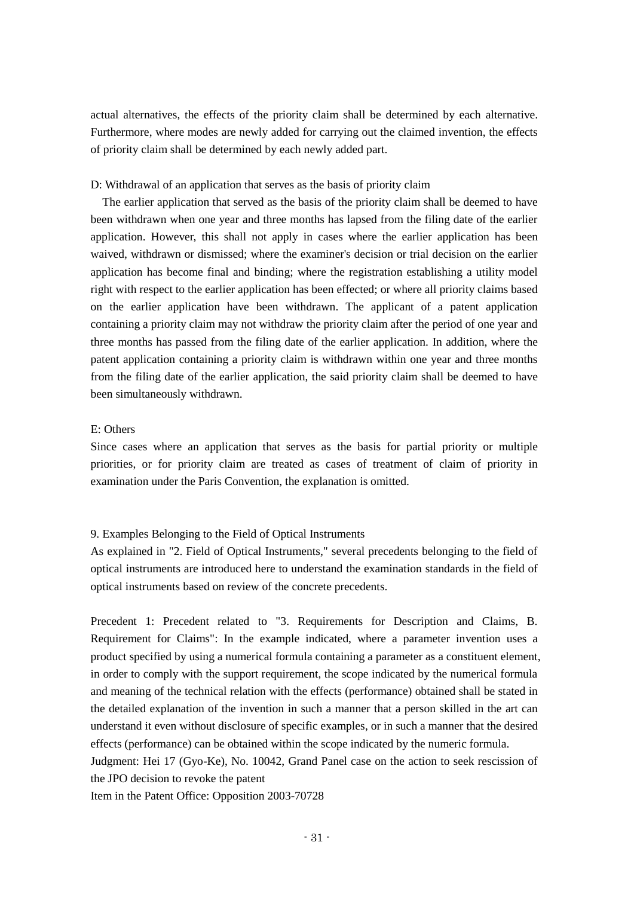actual alternatives, the effects of the priority claim shall be determined by each alternative. Furthermore, where modes are newly added for carrying out the claimed invention, the effects of priority claim shall be determined by each newly added part.

D: Withdrawal of an application that serves as the basis of priority claim

The earlier application that served as the basis of the priority claim shall be deemed to have been withdrawn when one year and three months has lapsed from the filing date of the earlier application. However, this shall not apply in cases where the earlier application has been waived, withdrawn or dismissed; where the examiner's decision or trial decision on the earlier application has become final and binding; where the registration establishing a utility model right with respect to the earlier application has been effected; or where all priority claims based on the earlier application have been withdrawn. The applicant of a patent application containing a priority claim may not withdraw the priority claim after the period of one year and three months has passed from the filing date of the earlier application. In addition, where the patent application containing a priority claim is withdrawn within one year and three months from the filing date of the earlier application, the said priority claim shall be deemed to have been simultaneously withdrawn.

E: Others

Since cases where an application that serves as the basis for partial priority or multiple priorities, or for priority claim are treated as cases of treatment of claim of priority in examination under the Paris Convention, the explanation is omitted.

## 9. Examples Belonging to the Field of Optical Instruments

As explained in "2. Field of Optical Instruments," several precedents belonging to the field of optical instruments are introduced here to understand the examination standards in the field of optical instruments based on review of the concrete precedents.

Precedent 1: Precedent related to "3. Requirements for Description and Claims, B. Requirement for Claims": In the example indicated, where a parameter invention uses a product specified by using a numerical formula containing a parameter as a constituent element, in order to comply with the support requirement, the scope indicated by the numerical formula and meaning of the technical relation with the effects (performance) obtained shall be stated in the detailed explanation of the invention in such a manner that a person skilled in the art can understand it even without disclosure of specific examples, or in such a manner that the desired effects (performance) can be obtained within the scope indicated by the numeric formula.

Judgment: Hei 17 (Gyo-Ke), No. 10042, Grand Panel case on the action to seek rescission of the JPO decision to revoke the patent

Item in the Patent Office: Opposition 2003-70728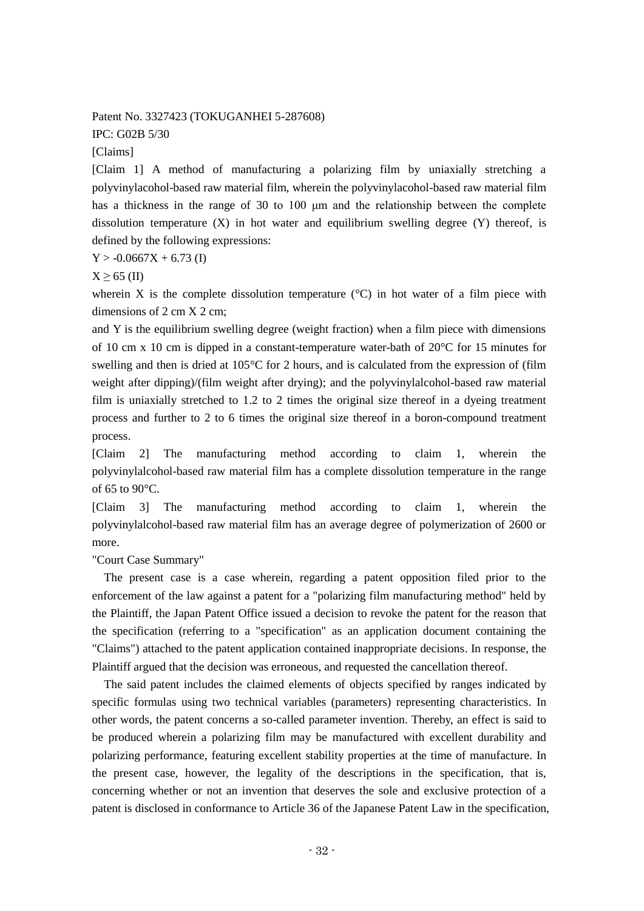Patent No. 3327423 (TOKUGANHEI 5-287608)

IPC: G02B 5/30

[Claims]

[Claim 1] A method of manufacturing a polarizing film by uniaxially stretching a polyvinylacohol-based raw material film, wherein the polyvinylacohol-based raw material film has a thickness in the range of 30 to 100 μm and the relationship between the complete dissolution temperature (X) in hot water and equilibrium swelling degree (Y) thereof, is defined by the following expressions:

$Y > -0.0667X + 6.73$ (I)

$X \geq 65$ (II)

wherein X is the complete dissolution temperature (°C) in hot water of a film piece with dimensions of 2 cm X 2 cm;

and Y is the equilibrium swelling degree (weight fraction) when a film piece with dimensions of 10 cm x 10 cm is dipped in a constant-temperature water-bath of 20°C for 15 minutes for swelling and then is dried at 105°C for 2 hours, and is calculated from the expression of (film weight after dipping)/(film weight after drying); and the polyvinylalcohol-based raw material film is uniaxially stretched to 1.2 to 2 times the original size thereof in a dyeing treatment process and further to 2 to 6 times the original size thereof in a boron-compound treatment process.

[Claim 2] The manufacturing method according to claim 1, wherein the polyvinylalcohol-based raw material film has a complete dissolution temperature in the range of 65 to 90°C.

[Claim 3] The manufacturing method according to claim 1, wherein the polyvinylalcohol-based raw material film has an average degree of polymerization of 2600 or more.

"Court Case Summary"

The present case is a case wherein, regarding a patent opposition filed prior to the enforcement of the law against a patent for a "polarizing film manufacturing method" held by the Plaintiff, the Japan Patent Office issued a decision to revoke the patent for the reason that the specification (referring to a "specification" as an application document containing the "Claims") attached to the patent application contained inappropriate decisions. In response, the Plaintiff argued that the decision was erroneous, and requested the cancellation thereof.

The said patent includes the claimed elements of objects specified by ranges indicated by specific formulas using two technical variables (parameters) representing characteristics. In other words, the patent concerns a so-called parameter invention. Thereby, an effect is said to be produced wherein a polarizing film may be manufactured with excellent durability and polarizing performance, featuring excellent stability properties at the time of manufacture. In the present case, however, the legality of the descriptions in the specification, that is, concerning whether or not an invention that deserves the sole and exclusive protection of a patent is disclosed in conformance to Article 36 of the Japanese Patent Law in the specification,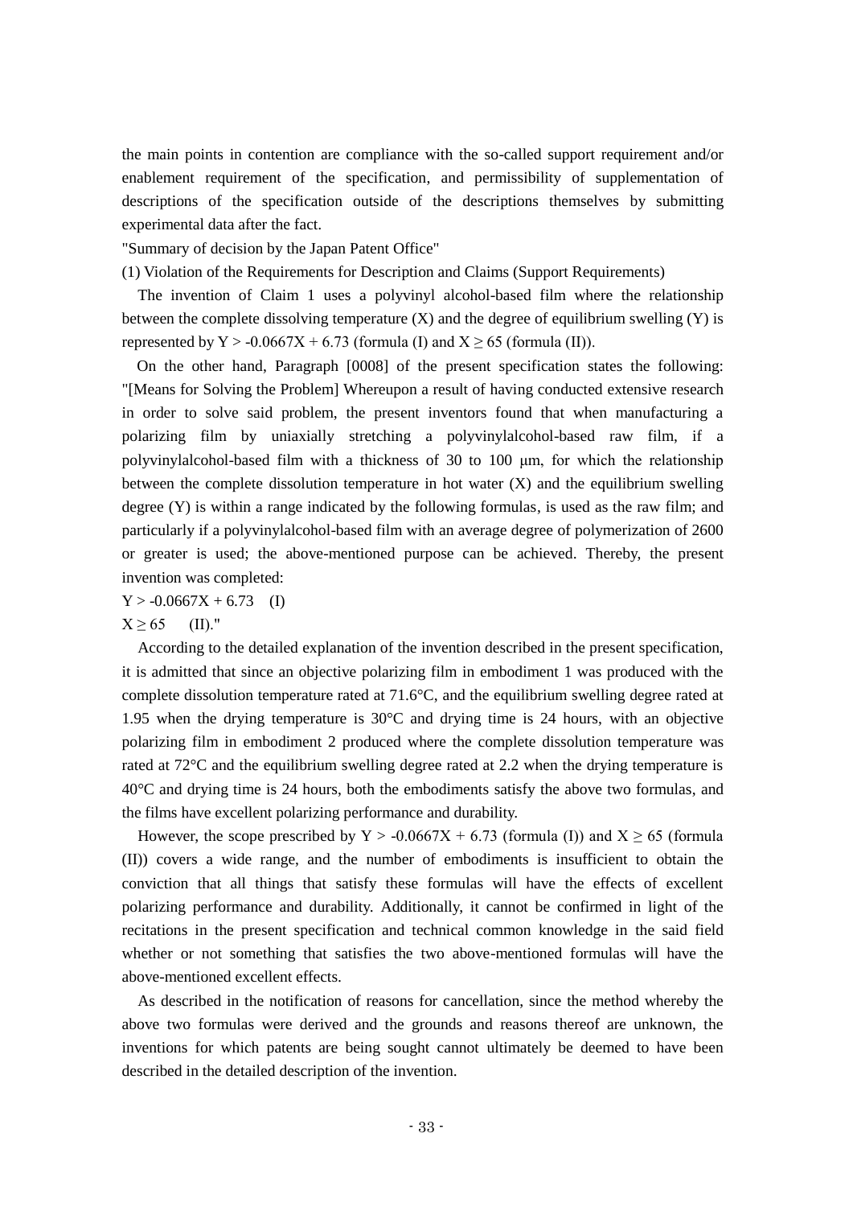the main points in contention are compliance with the so-called support requirement and/or enablement requirement of the specification, and permissibility of supplementation of descriptions of the specification outside of the descriptions themselves by submitting experimental data after the fact.

"Summary of decision by the Japan Patent Office"

(1) Violation of the Requirements for Description and Claims (Support Requirements)

The invention of Claim 1 uses a polyvinyl alcohol-based film where the relationship between the complete dissolving temperature (X) and the degree of equilibrium swelling (Y) is represented by $Y > -0.0667X + 6.73$ (formula (I) and $X \geq 65$ (formula (II)).

On the other hand, Paragraph [0008] of the present specification states the following: "[Means for Solving the Problem] Whereupon a result of having conducted extensive research in order to solve said problem, the present inventors found that when manufacturing a polarizing film by uniaxially stretching a polyvinylalcohol-based raw film, if a polyvinylalcohol-based film with a thickness of 30 to 100 μm, for which the relationship between the complete dissolution temperature in hot water (X) and the equilibrium swelling degree (Y) is within a range indicated by the following formulas, is used as the raw film; and particularly if a polyvinylalcohol-based film with an average degree of polymerization of 2600 or greater is used; the above-mentioned purpose can be achieved. Thereby, the present invention was completed:

$Y > -0.0667X + 6.73$ (I)

$X \geq 65$ (II)."

According to the detailed explanation of the invention described in the present specification, it is admitted that since an objective polarizing film in embodiment 1 was produced with the complete dissolution temperature rated at 71.6°C, and the equilibrium swelling degree rated at 1.95 when the drying temperature is 30°C and drying time is 24 hours, with an objective polarizing film in embodiment 2 produced where the complete dissolution temperature was rated at 72°C and the equilibrium swelling degree rated at 2.2 when the drying temperature is 40°C and drying time is 24 hours, both the embodiments satisfy the above two formulas, and the films have excellent polarizing performance and durability.

However, the scope prescribed by $Y > -0.0667X + 6.73$ (formula (I)) and $X \geq 65$ (formula (II)) covers a wide range, and the number of embodiments is insufficient to obtain the conviction that all things that satisfy these formulas will have the effects of excellent polarizing performance and durability. Additionally, it cannot be confirmed in light of the recitations in the present specification and technical common knowledge in the said field whether or not something that satisfies the two above-mentioned formulas will have the above-mentioned excellent effects.

As described in the notification of reasons for cancellation, since the method whereby the above two formulas were derived and the grounds and reasons thereof are unknown, the inventions for which patents are being sought cannot ultimately be deemed to have been described in the detailed description of the invention.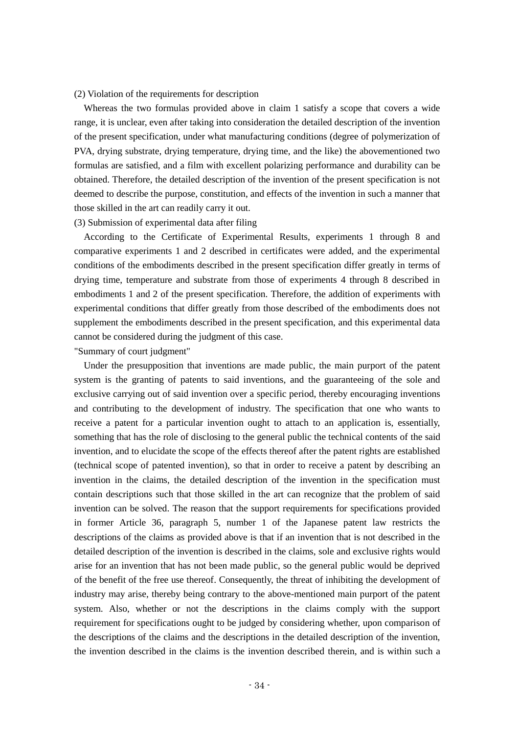(2) Violation of the requirements for description

Whereas the two formulas provided above in claim 1 satisfy a scope that covers a wide range, it is unclear, even after taking into consideration the detailed description of the invention of the present specification, under what manufacturing conditions (degree of polymerization of PVA, drying substrate, drying temperature, drying time, and the like) the abovementioned two formulas are satisfied, and a film with excellent polarizing performance and durability can be obtained. Therefore, the detailed description of the invention of the present specification is not deemed to describe the purpose, constitution, and effects of the invention in such a manner that those skilled in the art can readily carry it out.

(3) Submission of experimental data after filing

According to the Certificate of Experimental Results, experiments 1 through 8 and comparative experiments 1 and 2 described in certificates were added, and the experimental conditions of the embodiments described in the present specification differ greatly in terms of drying time, temperature and substrate from those of experiments 4 through 8 described in embodiments 1 and 2 of the present specification. Therefore, the addition of experiments with experimental conditions that differ greatly from those described of the embodiments does not supplement the embodiments described in the present specification, and this experimental data cannot be considered during the judgment of this case.

"Summary of court judgment"

Under the presupposition that inventions are made public, the main purport of the patent system is the granting of patents to said inventions, and the guaranteeing of the sole and exclusive carrying out of said invention over a specific period, thereby encouraging inventions and contributing to the development of industry. The specification that one who wants to receive a patent for a particular invention ought to attach to an application is, essentially, something that has the role of disclosing to the general public the technical contents of the said invention, and to elucidate the scope of the effects thereof after the patent rights are established (technical scope of patented invention), so that in order to receive a patent by describing an invention in the claims, the detailed description of the invention in the specification must contain descriptions such that those skilled in the art can recognize that the problem of said invention can be solved. The reason that the support requirements for specifications provided in former Article 36, paragraph 5, number 1 of the Japanese patent law restricts the descriptions of the claims as provided above is that if an invention that is not described in the detailed description of the invention is described in the claims, sole and exclusive rights would arise for an invention that has not been made public, so the general public would be deprived of the benefit of the free use thereof. Consequently, the threat of inhibiting the development of industry may arise, thereby being contrary to the above-mentioned main purport of the patent system. Also, whether or not the descriptions in the claims comply with the support requirement for specifications ought to be judged by considering whether, upon comparison of the descriptions of the claims and the descriptions in the detailed description of the invention, the invention described in the claims is the invention described therein, and is within such a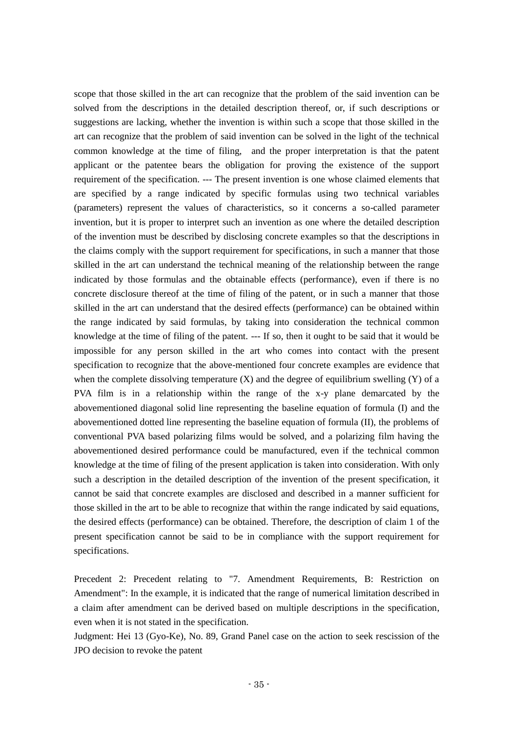scope that those skilled in the art can recognize that the problem of the said invention can be solved from the descriptions in the detailed description thereof, or, if such descriptions or suggestions are lacking, whether the invention is within such a scope that those skilled in the art can recognize that the problem of said invention can be solved in the light of the technical common knowledge at the time of filing, and the proper interpretation is that the patent applicant or the patentee bears the obligation for proving the existence of the support requirement of the specification. --- The present invention is one whose claimed elements that are specified by a range indicated by specific formulas using two technical variables (parameters) represent the values of characteristics, so it concerns a so-called parameter invention, but it is proper to interpret such an invention as one where the detailed description of the invention must be described by disclosing concrete examples so that the descriptions in the claims comply with the support requirement for specifications, in such a manner that those skilled in the art can understand the technical meaning of the relationship between the range indicated by those formulas and the obtainable effects (performance), even if there is no concrete disclosure thereof at the time of filing of the patent, or in such a manner that those skilled in the art can understand that the desired effects (performance) can be obtained within the range indicated by said formulas, by taking into consideration the technical common knowledge at the time of filing of the patent. --- If so, then it ought to be said that it would be impossible for any person skilled in the art who comes into contact with the present specification to recognize that the above-mentioned four concrete examples are evidence that when the complete dissolving temperature (X) and the degree of equilibrium swelling (Y) of a PVA film is in a relationship within the range of the x-y plane demarcated by the abovementioned diagonal solid line representing the baseline equation of formula (I) and the abovementioned dotted line representing the baseline equation of formula (II), the problems of conventional PVA based polarizing films would be solved, and a polarizing film having the abovementioned desired performance could be manufactured, even if the technical common knowledge at the time of filing of the present application is taken into consideration. With only such a description in the detailed description of the invention of the present specification, it cannot be said that concrete examples are disclosed and described in a manner sufficient for those skilled in the art to be able to recognize that within the range indicated by said equations, the desired effects (performance) can be obtained. Therefore, the description of claim 1 of the present specification cannot be said to be in compliance with the support requirement for specifications.

Precedent 2: Precedent relating to "7. Amendment Requirements, B: Restriction on Amendment": In the example, it is indicated that the range of numerical limitation described in a claim after amendment can be derived based on multiple descriptions in the specification, even when it is not stated in the specification.

Judgment: Hei 13 (Gyo-Ke), No. 89, Grand Panel case on the action to seek rescission of the JPO decision to revoke the patent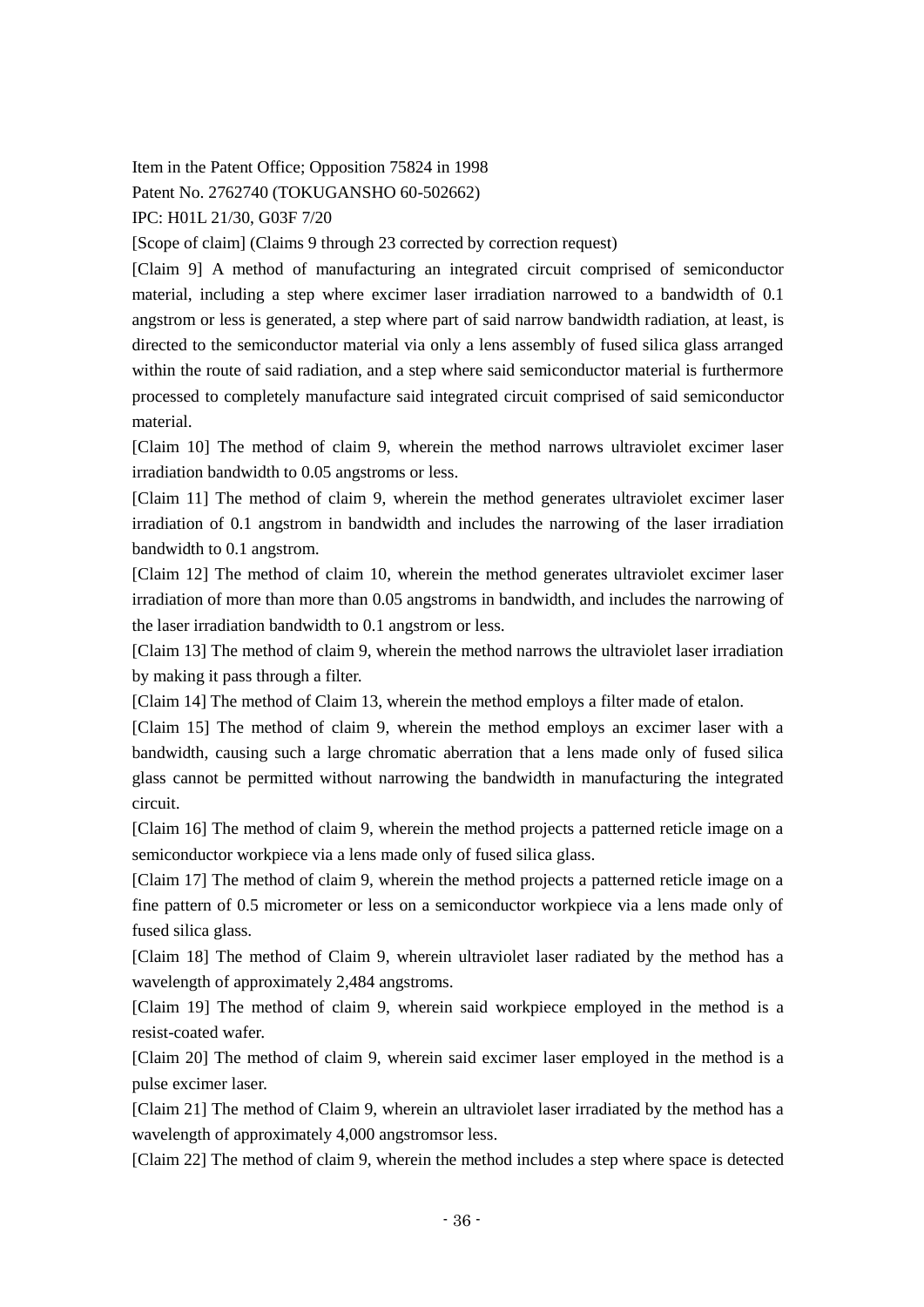Item in the Patent Office; Opposition 75824 in 1998

Patent No. 2762740 (TOKUGANSHO 60-502662)

IPC: H01L 21/30, G03F 7/20

[Scope of claim] (Claims 9 through 23 corrected by correction request)

[Claim 9] A method of manufacturing an integrated circuit comprised of semiconductor material, including a step where excimer laser irradiation narrowed to a bandwidth of 0.1 angstrom or less is generated, a step where part of said narrow bandwidth radiation, at least, is directed to the semiconductor material via only a lens assembly of fused silica glass arranged within the route of said radiation, and a step where said semiconductor material is furthermore processed to completely manufacture said integrated circuit comprised of said semiconductor material.

[Claim 10] The method of claim 9, wherein the method narrows ultraviolet excimer laser irradiation bandwidth to 0.05 angstroms or less.

[Claim 11] The method of claim 9, wherein the method generates ultraviolet excimer laser irradiation of 0.1 angstrom in bandwidth and includes the narrowing of the laser irradiation bandwidth to 0.1 angstrom.

[Claim 12] The method of claim 10, wherein the method generates ultraviolet excimer laser irradiation of more than more than 0.05 angstroms in bandwidth, and includes the narrowing of the laser irradiation bandwidth to 0.1 angstrom or less.

[Claim 13] The method of claim 9, wherein the method narrows the ultraviolet laser irradiation by making it pass through a filter.

[Claim 14] The method of Claim 13, wherein the method employs a filter made of etalon.

[Claim 15] The method of claim 9, wherein the method employs an excimer laser with a bandwidth, causing such a large chromatic aberration that a lens made only of fused silica glass cannot be permitted without narrowing the bandwidth in manufacturing the integrated circuit.

[Claim 16] The method of claim 9, wherein the method projects a patterned reticle image on a semiconductor workpiece via a lens made only of fused silica glass.

[Claim 17] The method of claim 9, wherein the method projects a patterned reticle image on a fine pattern of 0.5 micrometer or less on a semiconductor workpiece via a lens made only of fused silica glass.

[Claim 18] The method of Claim 9, wherein ultraviolet laser radiated by the method has a wavelength of approximately 2,484 angstroms.

[Claim 19] The method of claim 9, wherein said workpiece employed in the method is a resist-coated wafer.

[Claim 20] The method of claim 9, wherein said excimer laser employed in the method is a pulse excimer laser.

[Claim 21] The method of Claim 9, wherein an ultraviolet laser irradiated by the method has a wavelength of approximately 4,000 angstromsor less.

[Claim 22] The method of claim 9, wherein the method includes a step where space is detected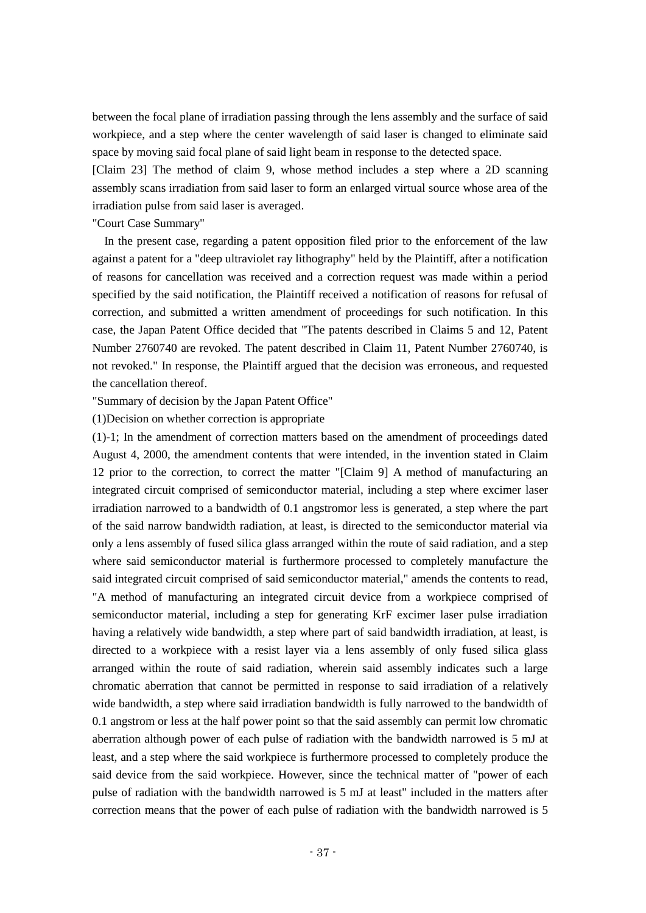between the focal plane of irradiation passing through the lens assembly and the surface of said workpiece, and a step where the center wavelength of said laser is changed to eliminate said space by moving said focal plane of said light beam in response to the detected space.

[Claim 23] The method of claim 9, whose method includes a step where a 2D scanning assembly scans irradiation from said laser to form an enlarged virtual source whose area of the irradiation pulse from said laser is averaged.

"Court Case Summary"

In the present case, regarding a patent opposition filed prior to the enforcement of the law against a patent for a "deep ultraviolet ray lithography" held by the Plaintiff, after a notification of reasons for cancellation was received and a correction request was made within a period specified by the said notification, the Plaintiff received a notification of reasons for refusal of correction, and submitted a written amendment of proceedings for such notification. In this case, the Japan Patent Office decided that "The patents described in Claims 5 and 12, Patent Number 2760740 are revoked. The patent described in Claim 11, Patent Number 2760740, is not revoked." In response, the Plaintiff argued that the decision was erroneous, and requested the cancellation thereof.

"Summary of decision by the Japan Patent Office"

(1)Decision on whether correction is appropriate

(1)-1; In the amendment of correction matters based on the amendment of proceedings dated August 4, 2000, the amendment contents that were intended, in the invention stated in Claim 12 prior to the correction, to correct the matter "[Claim 9] A method of manufacturing an integrated circuit comprised of semiconductor material, including a step where excimer laser irradiation narrowed to a bandwidth of 0.1 angstromor less is generated, a step where the part of the said narrow bandwidth radiation, at least, is directed to the semiconductor material via only a lens assembly of fused silica glass arranged within the route of said radiation, and a step where said semiconductor material is furthermore processed to completely manufacture the said integrated circuit comprised of said semiconductor material," amends the contents to read, "A method of manufacturing an integrated circuit device from a workpiece comprised of semiconductor material, including a step for generating KrF excimer laser pulse irradiation having a relatively wide bandwidth, a step where part of said bandwidth irradiation, at least, is directed to a workpiece with a resist layer via a lens assembly of only fused silica glass arranged within the route of said radiation, wherein said assembly indicates such a large chromatic aberration that cannot be permitted in response to said irradiation of a relatively wide bandwidth, a step where said irradiation bandwidth is fully narrowed to the bandwidth of 0.1 angstrom or less at the half power point so that the said assembly can permit low chromatic aberration although power of each pulse of radiation with the bandwidth narrowed is 5 mJ at least, and a step where the said workpiece is furthermore processed to completely produce the said device from the said workpiece. However, since the technical matter of "power of each pulse of radiation with the bandwidth narrowed is 5 mJ at least" included in the matters after correction means that the power of each pulse of radiation with the bandwidth narrowed is 5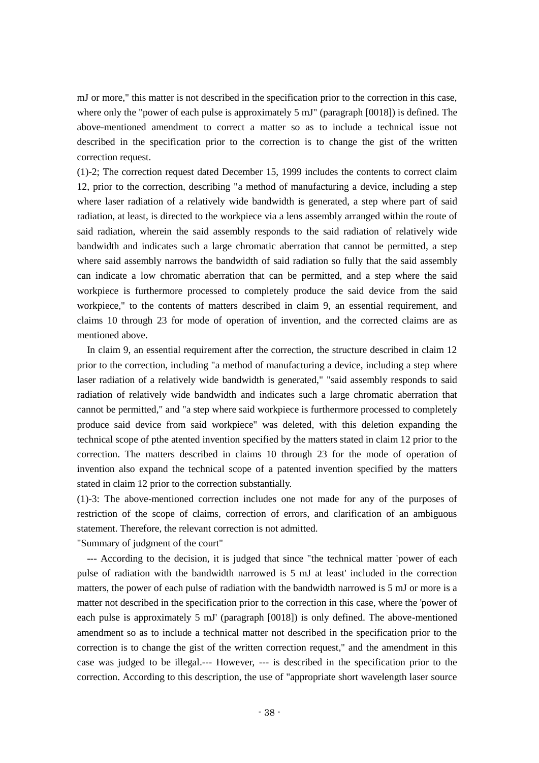mJ or more," this matter is not described in the specification prior to the correction in this case, where only the "power of each pulse is approximately 5 mJ" (paragraph [0018]) is defined. The above-mentioned amendment to correct a matter so as to include a technical issue not described in the specification prior to the correction is to change the gist of the written correction request.

(1)-2; The correction request dated December 15, 1999 includes the contents to correct claim 12, prior to the correction, describing "a method of manufacturing a device, including a step where laser radiation of a relatively wide bandwidth is generated, a step where part of said radiation, at least, is directed to the workpiece via a lens assembly arranged within the route of said radiation, wherein the said assembly responds to the said radiation of relatively wide bandwidth and indicates such a large chromatic aberration that cannot be permitted, a step where said assembly narrows the bandwidth of said radiation so fully that the said assembly can indicate a low chromatic aberration that can be permitted, and a step where the said workpiece is furthermore processed to completely produce the said device from the said workpiece," to the contents of matters described in claim 9, an essential requirement, and claims 10 through 23 for mode of operation of invention, and the corrected claims are as mentioned above.

In claim 9, an essential requirement after the correction, the structure described in claim 12 prior to the correction, including "a method of manufacturing a device, including a step where laser radiation of a relatively wide bandwidth is generated," "said assembly responds to said radiation of relatively wide bandwidth and indicates such a large chromatic aberration that cannot be permitted," and "a step where said workpiece is furthermore processed to completely produce said device from said workpiece" was deleted, with this deletion expanding the technical scope of pthe atented invention specified by the matters stated in claim 12 prior to the correction. The matters described in claims 10 through 23 for the mode of operation of invention also expand the technical scope of a patented invention specified by the matters stated in claim 12 prior to the correction substantially.

(1)-3: The above-mentioned correction includes one not made for any of the purposes of restriction of the scope of claims, correction of errors, and clarification of an ambiguous statement. Therefore, the relevant correction is not admitted.

"Summary of judgment of the court"

--- According to the decision, it is judged that since "the technical matter 'power of each pulse of radiation with the bandwidth narrowed is 5 mJ at least' included in the correction matters, the power of each pulse of radiation with the bandwidth narrowed is 5 mJ or more is a matter not described in the specification prior to the correction in this case, where the 'power of each pulse is approximately 5 mJ' (paragraph [0018]) is only defined. The above-mentioned amendment so as to include a technical matter not described in the specification prior to the correction is to change the gist of the written correction request," and the amendment in this case was judged to be illegal.--- However, --- is described in the specification prior to the correction. According to this description, the use of "appropriate short wavelength laser source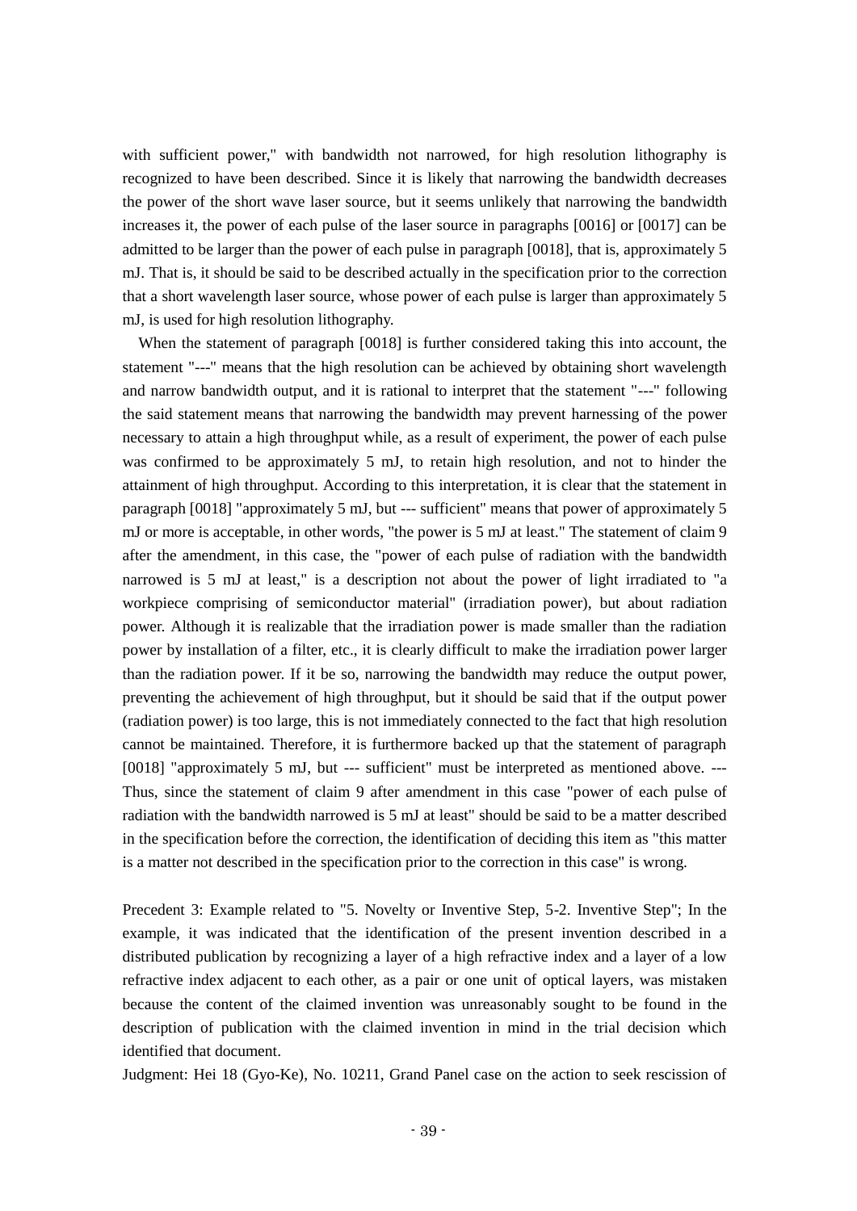with sufficient power," with bandwidth not narrowed, for high resolution lithography is recognized to have been described. Since it is likely that narrowing the bandwidth decreases the power of the short wave laser source, but it seems unlikely that narrowing the bandwidth increases it, the power of each pulse of the laser source in paragraphs [0016] or [0017] can be admitted to be larger than the power of each pulse in paragraph [0018], that is, approximately 5 mJ. That is, it should be said to be described actually in the specification prior to the correction that a short wavelength laser source, whose power of each pulse is larger than approximately 5 mJ, is used for high resolution lithography.

When the statement of paragraph [0018] is further considered taking this into account, the statement "---" means that the high resolution can be achieved by obtaining short wavelength and narrow bandwidth output, and it is rational to interpret that the statement "---" following the said statement means that narrowing the bandwidth may prevent harnessing of the power necessary to attain a high throughput while, as a result of experiment, the power of each pulse was confirmed to be approximately 5 mJ, to retain high resolution, and not to hinder the attainment of high throughput. According to this interpretation, it is clear that the statement in paragraph [0018] "approximately 5 mJ, but --- sufficient" means that power of approximately 5 mJ or more is acceptable, in other words, "the power is 5 mJ at least." The statement of claim 9 after the amendment, in this case, the "power of each pulse of radiation with the bandwidth narrowed is 5 mJ at least," is a description not about the power of light irradiated to "a workpiece comprising of semiconductor material" (irradiation power), but about radiation power. Although it is realizable that the irradiation power is made smaller than the radiation power by installation of a filter, etc., it is clearly difficult to make the irradiation power larger than the radiation power. If it be so, narrowing the bandwidth may reduce the output power, preventing the achievement of high throughput, but it should be said that if the output power (radiation power) is too large, this is not immediately connected to the fact that high resolution cannot be maintained. Therefore, it is furthermore backed up that the statement of paragraph [0018] "approximately 5 mJ, but --- sufficient" must be interpreted as mentioned above. --- Thus, since the statement of claim 9 after amendment in this case "power of each pulse of radiation with the bandwidth narrowed is 5 mJ at least" should be said to be a matter described in the specification before the correction, the identification of deciding this item as "this matter is a matter not described in the specification prior to the correction in this case" is wrong.

Precedent 3: Example related to "5. Novelty or Inventive Step, 5-2. Inventive Step"; In the example, it was indicated that the identification of the present invention described in a distributed publication by recognizing a layer of a high refractive index and a layer of a low refractive index adjacent to each other, as a pair or one unit of optical layers, was mistaken because the content of the claimed invention was unreasonably sought to be found in the description of publication with the claimed invention in mind in the trial decision which identified that document.

Judgment: Hei 18 (Gyo-Ke), No. 10211, Grand Panel case on the action to seek rescission of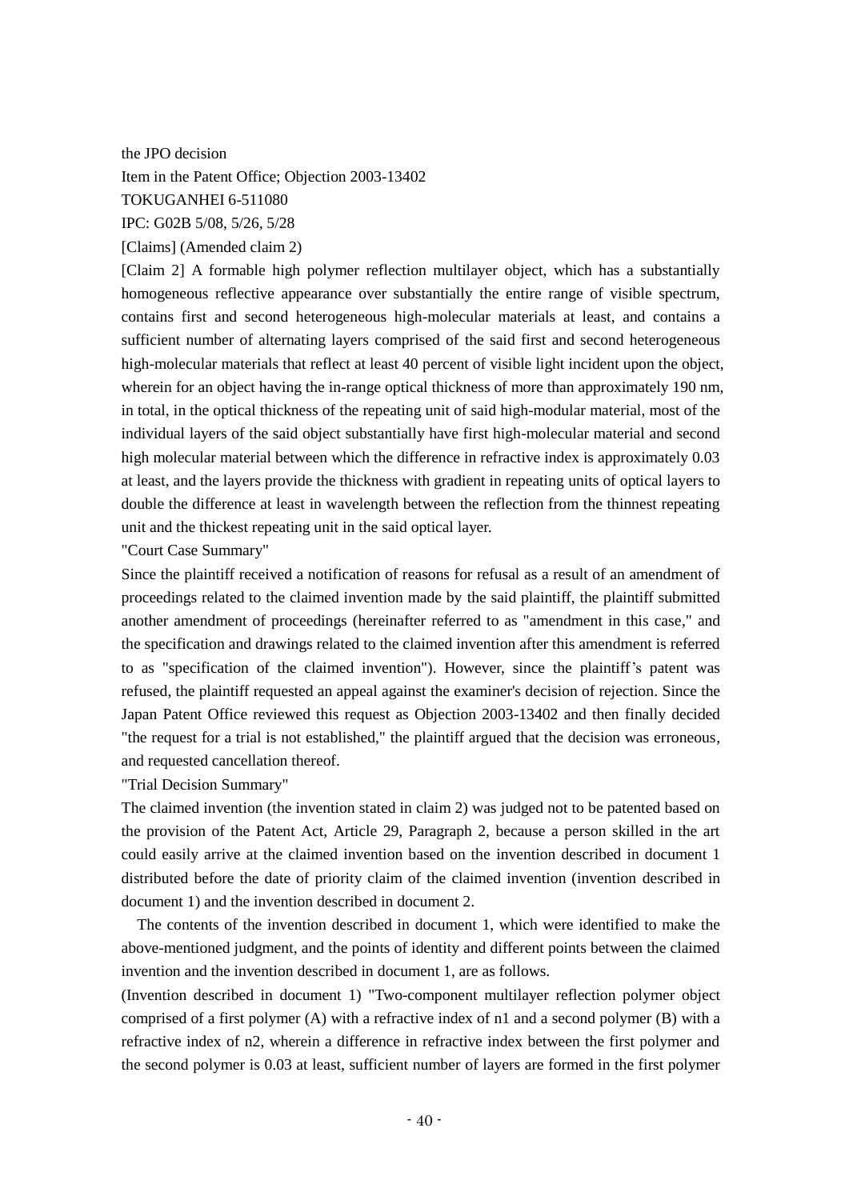the JPO decision

Item in the Patent Office; Objection 2003-13402

TOKUGANHEI 6-511080

IPC: G02B 5/08, 5/26, 5/28

[Claims] (Amended claim 2)

[Claim 2] A formable high polymer reflection multilayer object, which has a substantially homogeneous reflective appearance over substantially the entire range of visible spectrum, contains first and second heterogeneous high-molecular materials at least, and contains a sufficient number of alternating layers comprised of the said first and second heterogeneous high-molecular materials that reflect at least 40 percent of visible light incident upon the object, wherein for an object having the in-range optical thickness of more than approximately 190 nm, in total, in the optical thickness of the repeating unit of said high-modular material, most of the individual layers of the said object substantially have first high-molecular material and second high molecular material between which the difference in refractive index is approximately 0.03 at least, and the layers provide the thickness with gradient in repeating units of optical layers to double the difference at least in wavelength between the reflection from the thinnest repeating unit and the thickest repeating unit in the said optical layer.

"Court Case Summary"

Since the plaintiff received a notification of reasons for refusal as a result of an amendment of proceedings related to the claimed invention made by the said plaintiff, the plaintiff submitted another amendment of proceedings (hereinafter referred to as "amendment in this case," and the specification and drawings related to the claimed invention after this amendment is referred to as "specification of the claimed invention"). However, since the plaintiff's patent was refused, the plaintiff requested an appeal against the examiner's decision of rejection. Since the Japan Patent Office reviewed this request as Objection 2003-13402 and then finally decided "the request for a trial is not established," the plaintiff argued that the decision was erroneous, and requested cancellation thereof.

"Trial Decision Summary"

The claimed invention (the invention stated in claim 2) was judged not to be patented based on the provision of the Patent Act, Article 29, Paragraph 2, because a person skilled in the art could easily arrive at the claimed invention based on the invention described in document 1 distributed before the date of priority claim of the claimed invention (invention described in document 1) and the invention described in document 2.

The contents of the invention described in document 1, which were identified to make the above-mentioned judgment, and the points of identity and different points between the claimed invention and the invention described in document 1, are as follows.

(Invention described in document 1) "Two-component multilayer reflection polymer object comprised of a first polymer (A) with a refractive index of n1 and a second polymer (B) with a refractive index of n2, wherein a difference in refractive index between the first polymer and the second polymer is 0.03 at least, sufficient number of layers are formed in the first polymer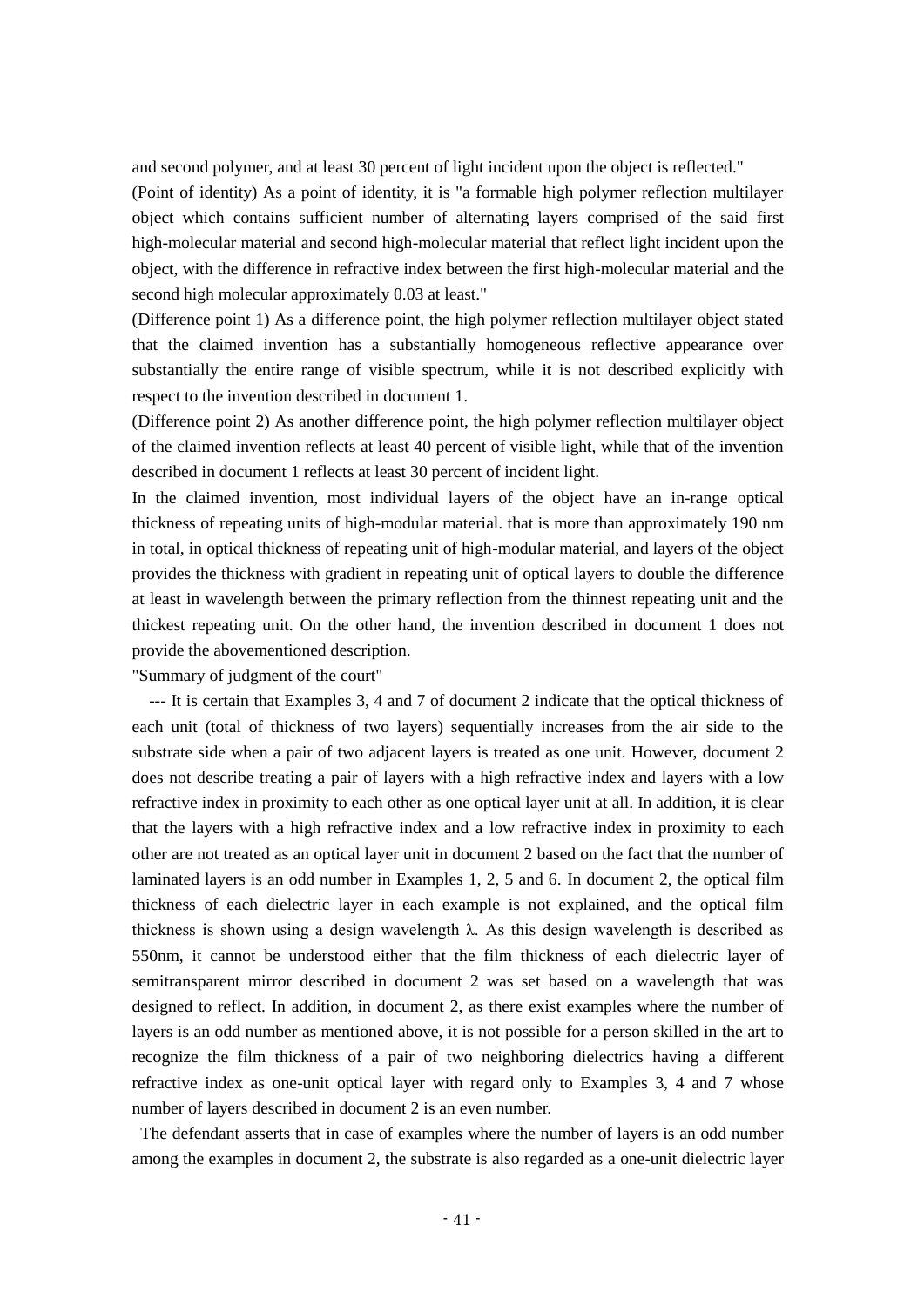and second polymer, and at least 30 percent of light incident upon the object is reflected."

(Point of identity) As a point of identity, it is "a formable high polymer reflection multilayer object which contains sufficient number of alternating layers comprised of the said first high-molecular material and second high-molecular material that reflect light incident upon the object, with the difference in refractive index between the first high-molecular material and the second high molecular approximately 0.03 at least."

(Difference point 1) As a difference point, the high polymer reflection multilayer object stated that the claimed invention has a substantially homogeneous reflective appearance over substantially the entire range of visible spectrum, while it is not described explicitly with respect to the invention described in document 1.

(Difference point 2) As another difference point, the high polymer reflection multilayer object of the claimed invention reflects at least 40 percent of visible light, while that of the invention described in document 1 reflects at least 30 percent of incident light.

In the claimed invention, most individual layers of the object have an in-range optical thickness of repeating units of high-modular material. that is more than approximately 190 nm in total, in optical thickness of repeating unit of high-modular material, and layers of the object provides the thickness with gradient in repeating unit of optical layers to double the difference at least in wavelength between the primary reflection from the thinnest repeating unit and the thickest repeating unit. On the other hand, the invention described in document 1 does not provide the abovementioned description.

"Summary of judgment of the court"

--- It is certain that Examples 3, 4 and 7 of document 2 indicate that the optical thickness of each unit (total of thickness of two layers) sequentially increases from the air side to the substrate side when a pair of two adjacent layers is treated as one unit. However, document 2 does not describe treating a pair of layers with a high refractive index and layers with a low refractive index in proximity to each other as one optical layer unit at all. In addition, it is clear that the layers with a high refractive index and a low refractive index in proximity to each other are not treated as an optical layer unit in document 2 based on the fact that the number of laminated layers is an odd number in Examples 1, 2, 5 and 6. In document 2, the optical film thickness of each dielectric layer in each example is not explained, and the optical film thickness is shown using a design wavelength λ. As this design wavelength is described as 550nm, it cannot be understood either that the film thickness of each dielectric layer of semitransparent mirror described in document 2 was set based on a wavelength that was designed to reflect. In addition, in document 2, as there exist examples where the number of layers is an odd number as mentioned above, it is not possible for a person skilled in the art to recognize the film thickness of a pair of two neighboring dielectrics having a different refractive index as one-unit optical layer with regard only to Examples 3, 4 and 7 whose number of layers described in document 2 is an even number.

The defendant asserts that in case of examples where the number of layers is an odd number among the examples in document 2, the substrate is also regarded as a one-unit dielectric layer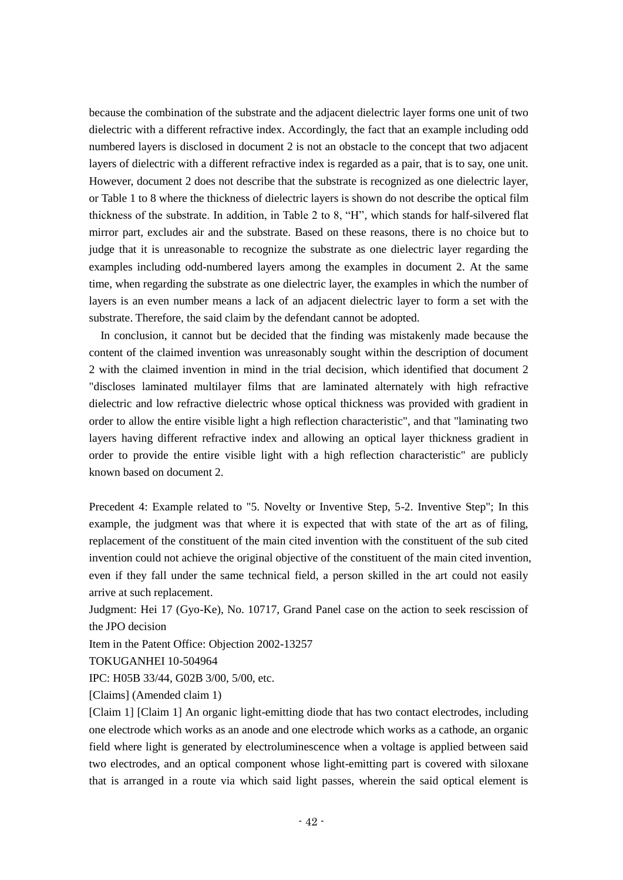because the combination of the substrate and the adjacent dielectric layer forms one unit of two dielectric with a different refractive index. Accordingly, the fact that an example including odd numbered layers is disclosed in document 2 is not an obstacle to the concept that two adjacent layers of dielectric with a different refractive index is regarded as a pair, that is to say, one unit. However, document 2 does not describe that the substrate is recognized as one dielectric layer, or Table 1 to 8 where the thickness of dielectric layers is shown do not describe the optical film thickness of the substrate. In addition, in Table 2 to 8, “H”, which stands for half-silvered flat mirror part, excludes air and the substrate. Based on these reasons, there is no choice but to judge that it is unreasonable to recognize the substrate as one dielectric layer regarding the examples including odd-numbered layers among the examples in document 2. At the same time, when regarding the substrate as one dielectric layer, the examples in which the number of layers is an even number means a lack of an adjacent dielectric layer to form a set with the substrate. Therefore, the said claim by the defendant cannot be adopted.

In conclusion, it cannot but be decided that the finding was mistakenly made because the content of the claimed invention was unreasonably sought within the description of document 2 with the claimed invention in mind in the trial decision, which identified that document 2 "discloses laminated multilayer films that are laminated alternately with high refractive dielectric and low refractive dielectric whose optical thickness was provided with gradient in order to allow the entire visible light a high reflection characteristic", and that "laminating two layers having different refractive index and allowing an optical layer thickness gradient in order to provide the entire visible light with a high reflection characteristic" are publicly known based on document 2.

Precedent 4: Example related to "5. Novelty or Inventive Step, 5-2. Inventive Step"; In this example, the judgment was that where it is expected that with state of the art as of filing, replacement of the constituent of the main cited invention with the constituent of the sub cited invention could not achieve the original objective of the constituent of the main cited invention, even if they fall under the same technical field, a person skilled in the art could not easily arrive at such replacement.

Judgment: Hei 17 (Gyo-Ke), No. 10717, Grand Panel case on the action to seek rescission of the JPO decision

Item in the Patent Office: Objection 2002-13257

TOKUGANHEI 10-504964

IPC: H05B 33/44, G02B 3/00, 5/00, etc.

[Claims] (Amended claim 1)

[Claim 1] [Claim 1] An organic light-emitting diode that has two contact electrodes, including one electrode which works as an anode and one electrode which works as a cathode, an organic field where light is generated by electroluminescence when a voltage is applied between said two electrodes, and an optical component whose light-emitting part is covered with siloxane that is arranged in a route via which said light passes, wherein the said optical element is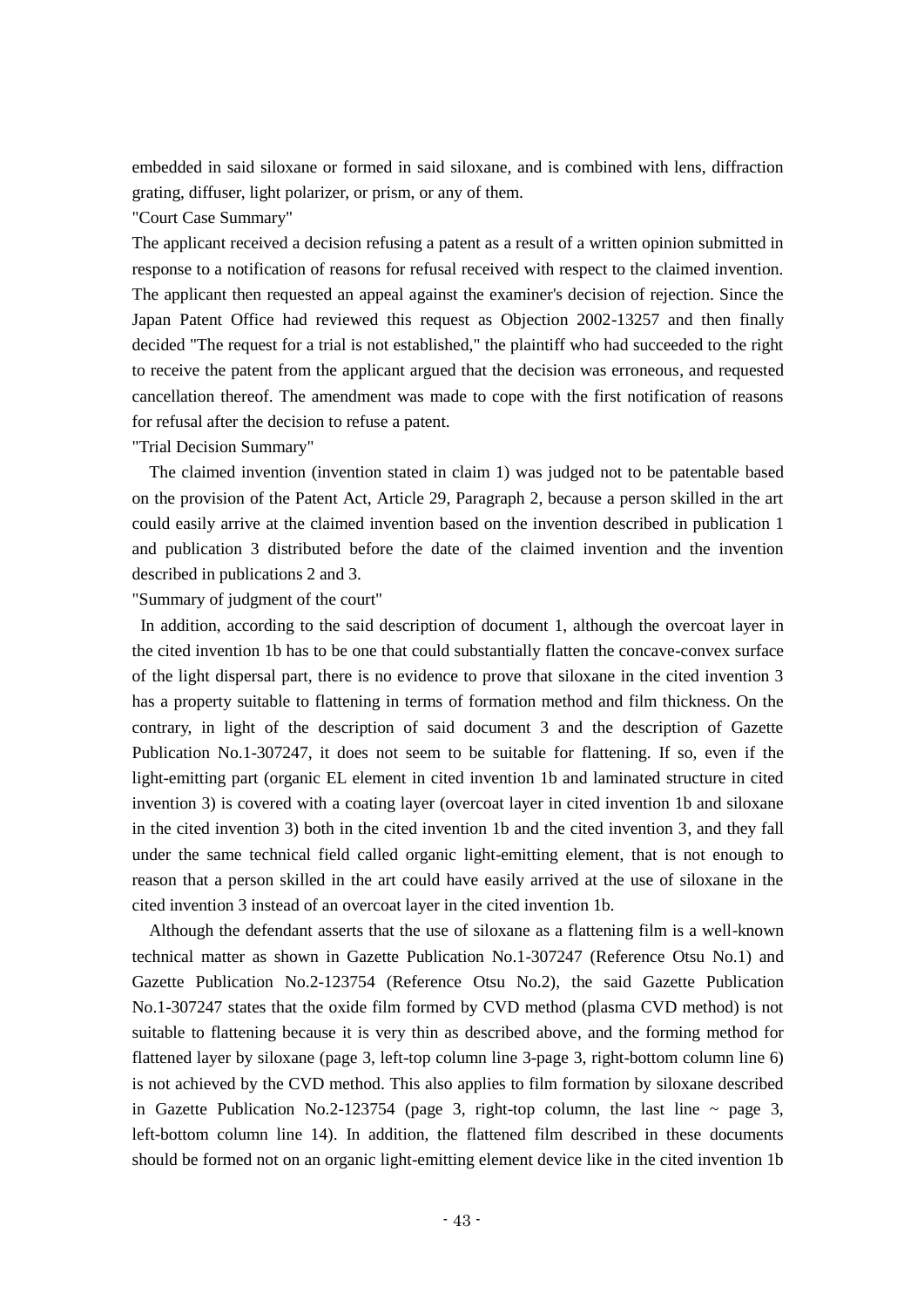embedded in said siloxane or formed in said siloxane, and is combined with lens, diffraction grating, diffuser, light polarizer, or prism, or any of them.

"Court Case Summary"

The applicant received a decision refusing a patent as a result of a written opinion submitted in response to a notification of reasons for refusal received with respect to the claimed invention. The applicant then requested an appeal against the examiner's decision of rejection. Since the Japan Patent Office had reviewed this request as Objection 2002-13257 and then finally decided "The request for a trial is not established," the plaintiff who had succeeded to the right to receive the patent from the applicant argued that the decision was erroneous, and requested cancellation thereof. The amendment was made to cope with the first notification of reasons for refusal after the decision to refuse a patent.

"Trial Decision Summary"

The claimed invention (invention stated in claim 1) was judged not to be patentable based on the provision of the Patent Act, Article 29, Paragraph 2, because a person skilled in the art could easily arrive at the claimed invention based on the invention described in publication 1 and publication 3 distributed before the date of the claimed invention and the invention described in publications 2 and 3.

"Summary of judgment of the court"

In addition, according to the said description of document 1, although the overcoat layer in the cited invention 1b has to be one that could substantially flatten the concave-convex surface of the light dispersal part, there is no evidence to prove that siloxane in the cited invention 3 has a property suitable to flattening in terms of formation method and film thickness. On the contrary, in light of the description of said document 3 and the description of Gazette Publication No.1-307247, it does not seem to be suitable for flattening. If so, even if the light-emitting part (organic EL element in cited invention 1b and laminated structure in cited invention 3) is covered with a coating layer (overcoat layer in cited invention 1b and siloxane in the cited invention 3) both in the cited invention 1b and the cited invention 3, and they fall under the same technical field called organic light-emitting element, that is not enough to reason that a person skilled in the art could have easily arrived at the use of siloxane in the cited invention 3 instead of an overcoat layer in the cited invention 1b.

Although the defendant asserts that the use of siloxane as a flattening film is a well-known technical matter as shown in Gazette Publication No.1-307247 (Reference Otsu No.1) and Gazette Publication No.2-123754 (Reference Otsu No.2), the said Gazette Publication No.1-307247 states that the oxide film formed by CVD method (plasma CVD method) is not suitable to flattening because it is very thin as described above, and the forming method for flattened layer by siloxane (page 3, left-top column line 3-page 3, right-bottom column line 6) is not achieved by the CVD method. This also applies to film formation by siloxane described in Gazette Publication No.2-123754 (page 3, right-top column, the last line ~ page 3, left-bottom column line 14). In addition, the flattened film described in these documents should be formed not on an organic light-emitting element device like in the cited invention 1b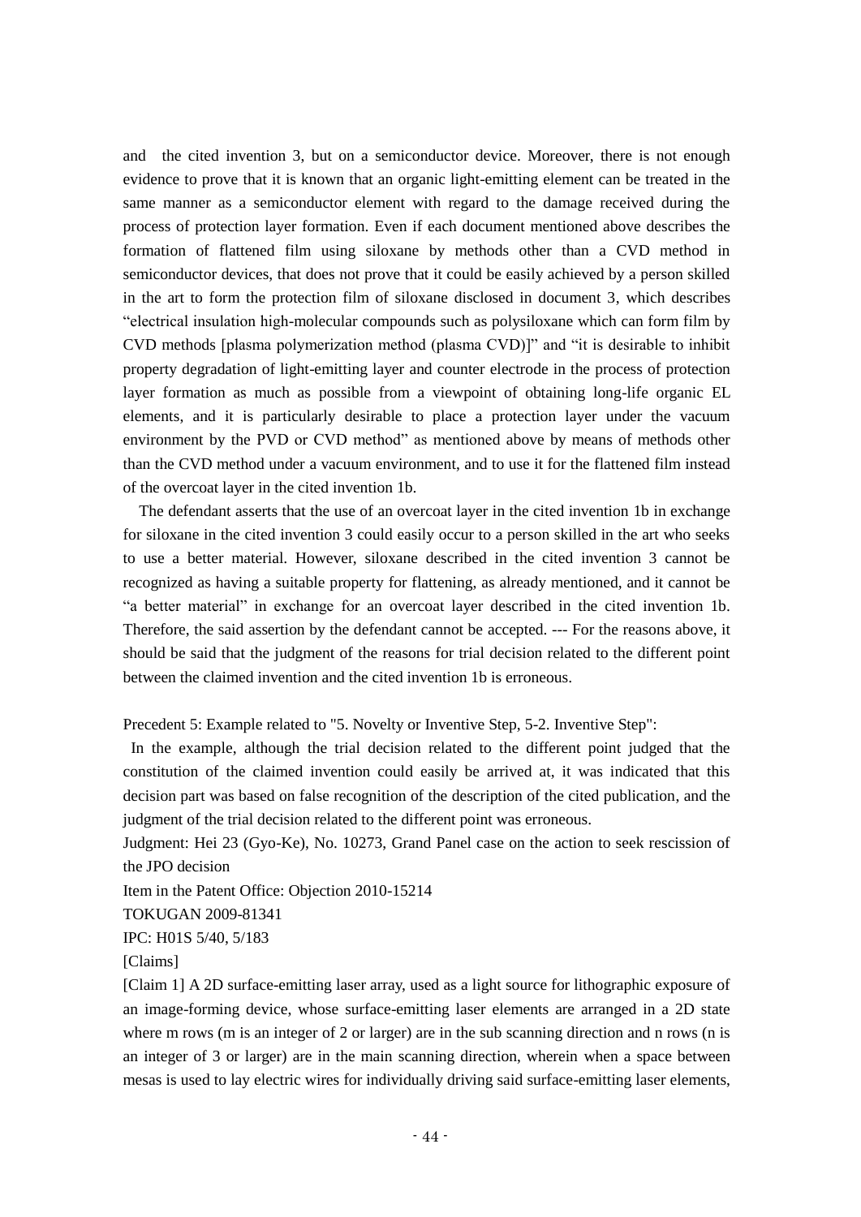and the cited invention 3, but on a semiconductor device. Moreover, there is not enough evidence to prove that it is known that an organic light-emitting element can be treated in the same manner as a semiconductor element with regard to the damage received during the process of protection layer formation. Even if each document mentioned above describes the formation of flattened film using siloxane by methods other than a CVD method in semiconductor devices, that does not prove that it could be easily achieved by a person skilled in the art to form the protection film of siloxane disclosed in document 3, which describes "electrical insulation high-molecular compounds such as polysiloxane which can form film by CVD methods [plasma polymerization method (plasma CVD)]" and "it is desirable to inhibit property degradation of light-emitting layer and counter electrode in the process of protection layer formation as much as possible from a viewpoint of obtaining long-life organic EL elements, and it is particularly desirable to place a protection layer under the vacuum environment by the PVD or CVD method" as mentioned above by means of methods other than the CVD method under a vacuum environment, and to use it for the flattened film instead of the overcoat layer in the cited invention 1b.

The defendant asserts that the use of an overcoat layer in the cited invention 1b in exchange for siloxane in the cited invention 3 could easily occur to a person skilled in the art who seeks to use a better material. However, siloxane described in the cited invention 3 cannot be recognized as having a suitable property for flattening, as already mentioned, and it cannot be "a better material" in exchange for an overcoat layer described in the cited invention 1b. Therefore, the said assertion by the defendant cannot be accepted. --- For the reasons above, it should be said that the judgment of the reasons for trial decision related to the different point between the claimed invention and the cited invention 1b is erroneous.

Precedent 5: Example related to "5. Novelty or Inventive Step, 5-2. Inventive Step":

In the example, although the trial decision related to the different point judged that the constitution of the claimed invention could easily be arrived at, it was indicated that this decision part was based on false recognition of the description of the cited publication, and the judgment of the trial decision related to the different point was erroneous.

Judgment: Hei 23 (Gyo-Ke), No. 10273, Grand Panel case on the action to seek rescission of the JPO decision

Item in the Patent Office: Objection 2010-15214

TOKUGAN 2009-81341

IPC: H01S 5/40, 5/183

[Claims]

[Claim 1] A 2D surface-emitting laser array, used as a light source for lithographic exposure of an image-forming device, whose surface-emitting laser elements are arranged in a 2D state where m rows (m is an integer of 2 or larger) are in the sub scanning direction and n rows (n is an integer of 3 or larger) are in the main scanning direction, wherein when a space between mesas is used to lay electric wires for individually driving said surface-emitting laser elements,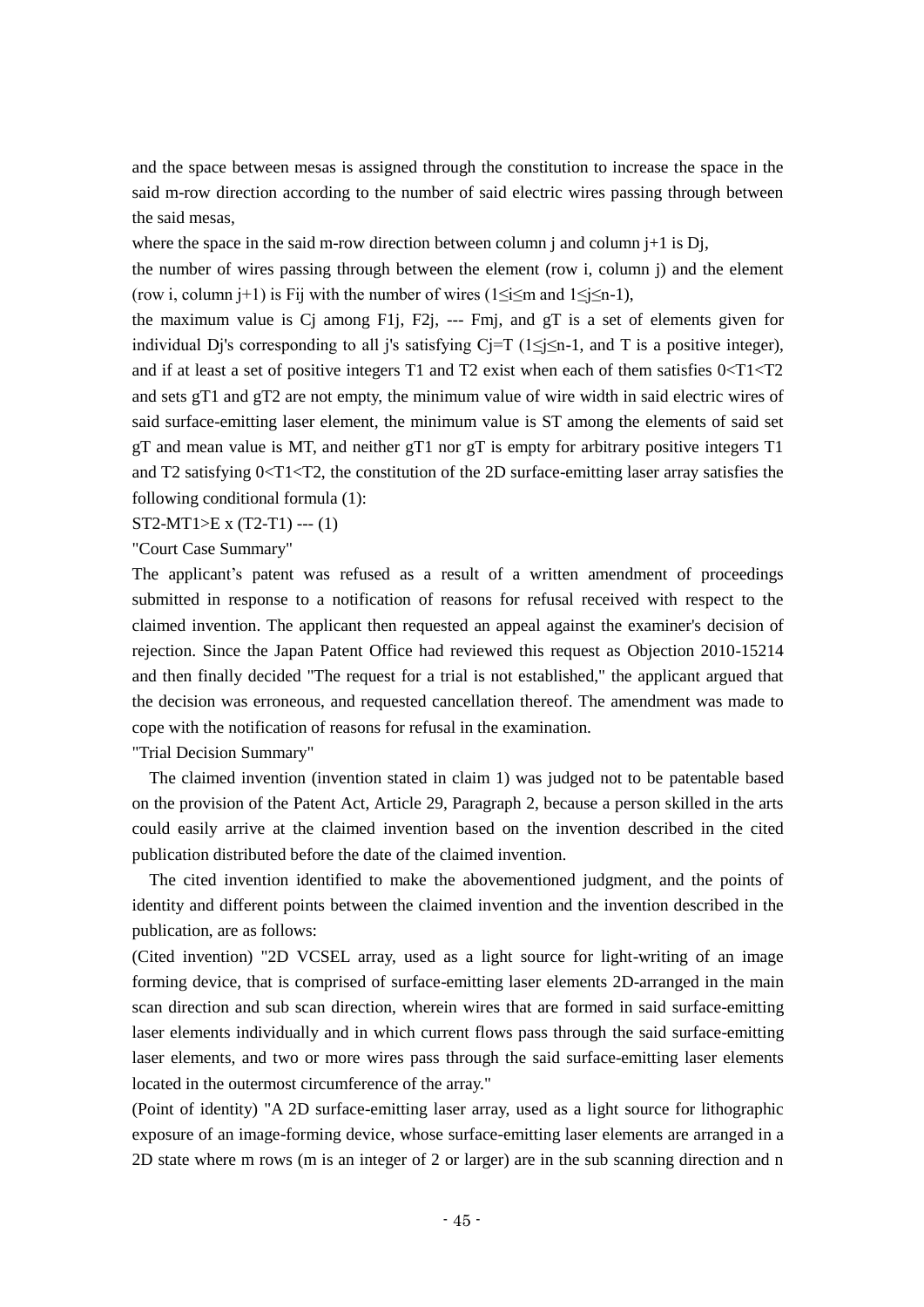and the space between mesas is assigned through the constitution to increase the space in the said m-row direction according to the number of said electric wires passing through between the said mesas,

where the space in the said m-row direction between column j and column j+1 is $D_j$,

the number of wires passing through between the element (row i, column j) and the element (row i, column j+1) is $F_{ij}$ with the number of wires ($1 \leq i \leq m$ and $1 \leq j \leq n-1$),

the maximum value is $C_j$ among $F_{1j}$, $F_{2j}$, --- $F_{mj}$, and gT is a set of elements given for individual $D_j$'s corresponding to all j's satisfying $C_j = T$ ($1 \leq j \leq n-1$, and T is a positive integer), and if at least a set of positive integers T1 and T2 exist when each of them satisfies $0 < T1 < T2$ and sets gT1 and gT2 are not empty, the minimum value of wire width in said electric wires of said surface-emitting laser element, the minimum value is ST among the elements of said set gT and mean value is MT, and neither gT1 nor gT is empty for arbitrary positive integers T1 and T2 satisfying $0 < T1 < T2$, the constitution of the 2D surface-emitting laser array satisfies the following conditional formula (1):

$ST2 - MT1 > E \times (T2 - T1)$ --- (1)

"Court Case Summary"

The applicant's patent was refused as a result of a written amendment of proceedings submitted in response to a notification of reasons for refusal received with respect to the claimed invention. The applicant then requested an appeal against the examiner's decision of rejection. Since the Japan Patent Office had reviewed this request as Objection 2010-15214 and then finally decided "The request for a trial is not established," the applicant argued that the decision was erroneous, and requested cancellation thereof. The amendment was made to cope with the notification of reasons for refusal in the examination.

"Trial Decision Summary"

The claimed invention (invention stated in claim 1) was judged not to be patentable based on the provision of the Patent Act, Article 29, Paragraph 2, because a person skilled in the arts could easily arrive at the claimed invention based on the invention described in the cited publication distributed before the date of the claimed invention.

The cited invention identified to make the abovementioned judgment, and the points of identity and different points between the claimed invention and the invention described in the publication, are as follows:

(Cited invention) "2D VCSEL array, used as a light source for light-writing of an image forming device, that is comprised of surface-emitting laser elements 2D-arranged in the main scan direction and sub scan direction, wherein wires that are formed in said surface-emitting laser elements individually and in which current flows pass through the said surface-emitting laser elements, and two or more wires pass through the said surface-emitting laser elements located in the outermost circumference of the array."

(Point of identity) "A 2D surface-emitting laser array, used as a light source for lithographic exposure of an image-forming device, whose surface-emitting laser elements are arranged in a 2D state where m rows (m is an integer of 2 or larger) are in the sub scanning direction and n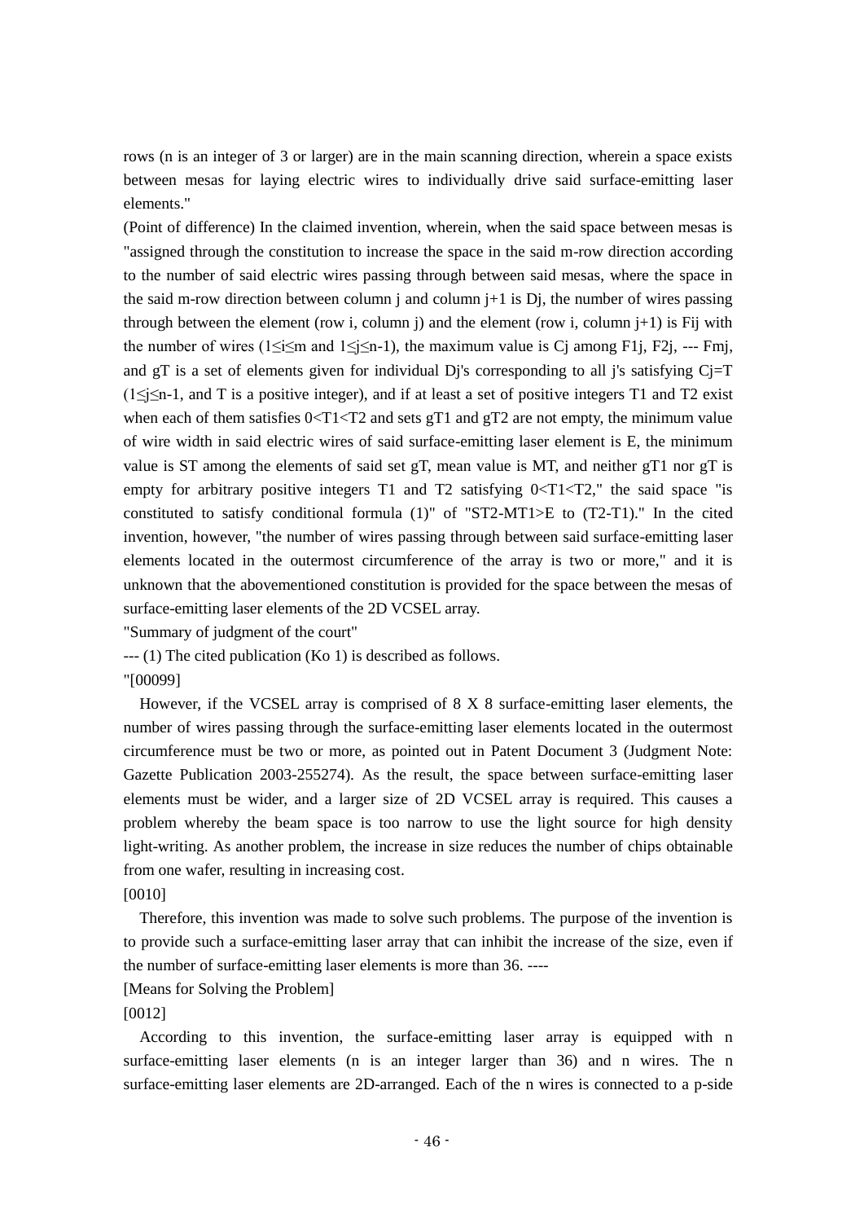rows (n is an integer of 3 or larger) are in the main scanning direction, wherein a space exists between mesas for laying electric wires to individually drive said surface-emitting laser elements."

(Point of difference) In the claimed invention, wherein, when the said space between mesas is "assigned through the constitution to increase the space in the said m-row direction according to the number of said electric wires passing through between said mesas, where the space in the said m-row direction between column j and column j+1 is Dj, the number of wires passing through between the element (row i, column j) and the element (row i, column j+1) is Fij with the number of wires ($1 \leq i \leq m$ and $1 \leq j \leq n-1$), the maximum value is Cj among F1j, F2j, --- Fmj, and gT is a set of elements given for individual Dj's corresponding to all j's satisfying Cj=T ($1 \leq j \leq n-1$, and T is a positive integer), and if at least a set of positive integers T1 and T2 exist when each of them satisfies 0<T1<T2 and sets gT1 and gT2 are not empty, the minimum value of wire width in said electric wires of said surface-emitting laser element is E, the minimum value is ST among the elements of said set gT, mean value is MT, and neither gT1 nor gT is empty for arbitrary positive integers T1 and T2 satisfying 0<T1<T2," the said space "is constituted to satisfy conditional formula (1)" of "ST2-MT1>E to (T2-T1)." In the cited invention, however, "the number of wires passing through between said surface-emitting laser elements located in the outermost circumference of the array is two or more," and it is unknown that the abovementioned constitution is provided for the space between the mesas of surface-emitting laser elements of the 2D VCSEL array.

"Summary of judgment of the court"

--- (1) The cited publication (Ko 1) is described as follows.

"[00099]

However, if the VCSEL array is comprised of 8 X 8 surface-emitting laser elements, the number of wires passing through the surface-emitting laser elements located in the outermost circumference must be two or more, as pointed out in Patent Document 3 (Judgment Note: Gazette Publication 2003-255274). As the result, the space between surface-emitting laser elements must be wider, and a larger size of 2D VCSEL array is required. This causes a problem whereby the beam space is too narrow to use the light source for high density light-writing. As another problem, the increase in size reduces the number of chips obtainable from one wafer, resulting in increasing cost.

[0010]

Therefore, this invention was made to solve such problems. The purpose of the invention is to provide such a surface-emitting laser array that can inhibit the increase of the size, even if the number of surface-emitting laser elements is more than 36. ----

[Means for Solving the Problem]

[0012]

According to this invention, the surface-emitting laser array is equipped with n surface-emitting laser elements (n is an integer larger than 36) and n wires. The n surface-emitting laser elements are 2D-arranged. Each of the n wires is connected to a p-side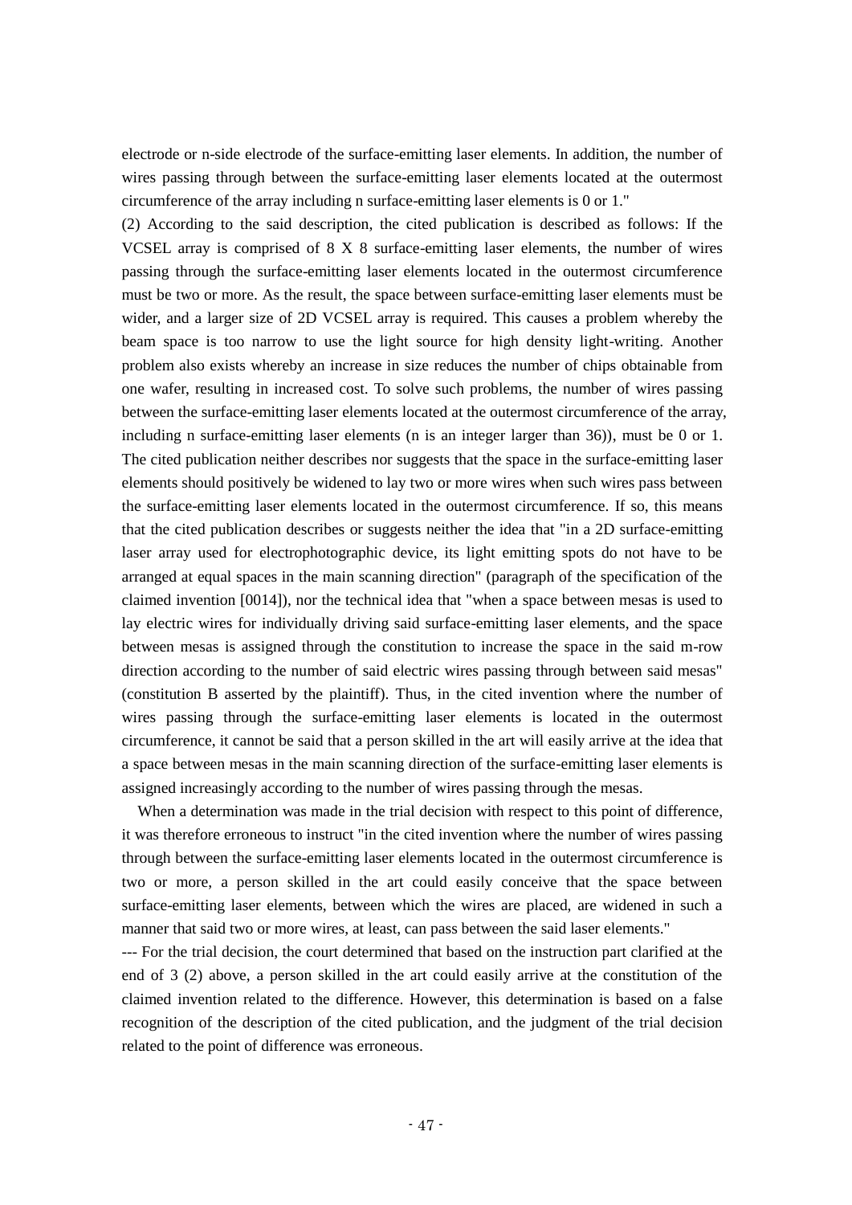electrode or n-side electrode of the surface-emitting laser elements. In addition, the number of wires passing through between the surface-emitting laser elements located at the outermost circumference of the array including n surface-emitting laser elements is 0 or 1."

(2) According to the said description, the cited publication is described as follows: If the VCSEL array is comprised of 8 X 8 surface-emitting laser elements, the number of wires passing through the surface-emitting laser elements located in the outermost circumference must be two or more. As the result, the space between surface-emitting laser elements must be wider, and a larger size of 2D VCSEL array is required. This causes a problem whereby the beam space is too narrow to use the light source for high density light-writing. Another problem also exists whereby an increase in size reduces the number of chips obtainable from one wafer, resulting in increased cost. To solve such problems, the number of wires passing between the surface-emitting laser elements located at the outermost circumference of the array, including n surface-emitting laser elements (n is an integer larger than 36)), must be 0 or 1. The cited publication neither describes nor suggests that the space in the surface-emitting laser elements should positively be widened to lay two or more wires when such wires pass between the surface-emitting laser elements located in the outermost circumference. If so, this means that the cited publication describes or suggests neither the idea that "in a 2D surface-emitting laser array used for electrophotographic device, its light emitting spots do not have to be arranged at equal spaces in the main scanning direction" (paragraph of the specification of the claimed invention [0014]), nor the technical idea that "when a space between mesas is used to lay electric wires for individually driving said surface-emitting laser elements, and the space between mesas is assigned through the constitution to increase the space in the said m-row direction according to the number of said electric wires passing through between said mesas" (constitution B asserted by the plaintiff). Thus, in the cited invention where the number of wires passing through the surface-emitting laser elements is located in the outermost circumference, it cannot be said that a person skilled in the art will easily arrive at the idea that a space between mesas in the main scanning direction of the surface-emitting laser elements is assigned increasingly according to the number of wires passing through the mesas.

When a determination was made in the trial decision with respect to this point of difference, it was therefore erroneous to instruct "in the cited invention where the number of wires passing through between the surface-emitting laser elements located in the outermost circumference is two or more, a person skilled in the art could easily conceive that the space between surface-emitting laser elements, between which the wires are placed, are widened in such a manner that said two or more wires, at least, can pass between the said laser elements."

--- For the trial decision, the court determined that based on the instruction part clarified at the end of 3 (2) above, a person skilled in the art could easily arrive at the constitution of the claimed invention related to the difference. However, this determination is based on a false recognition of the description of the cited publication, and the judgment of the trial decision related to the point of difference was erroneous.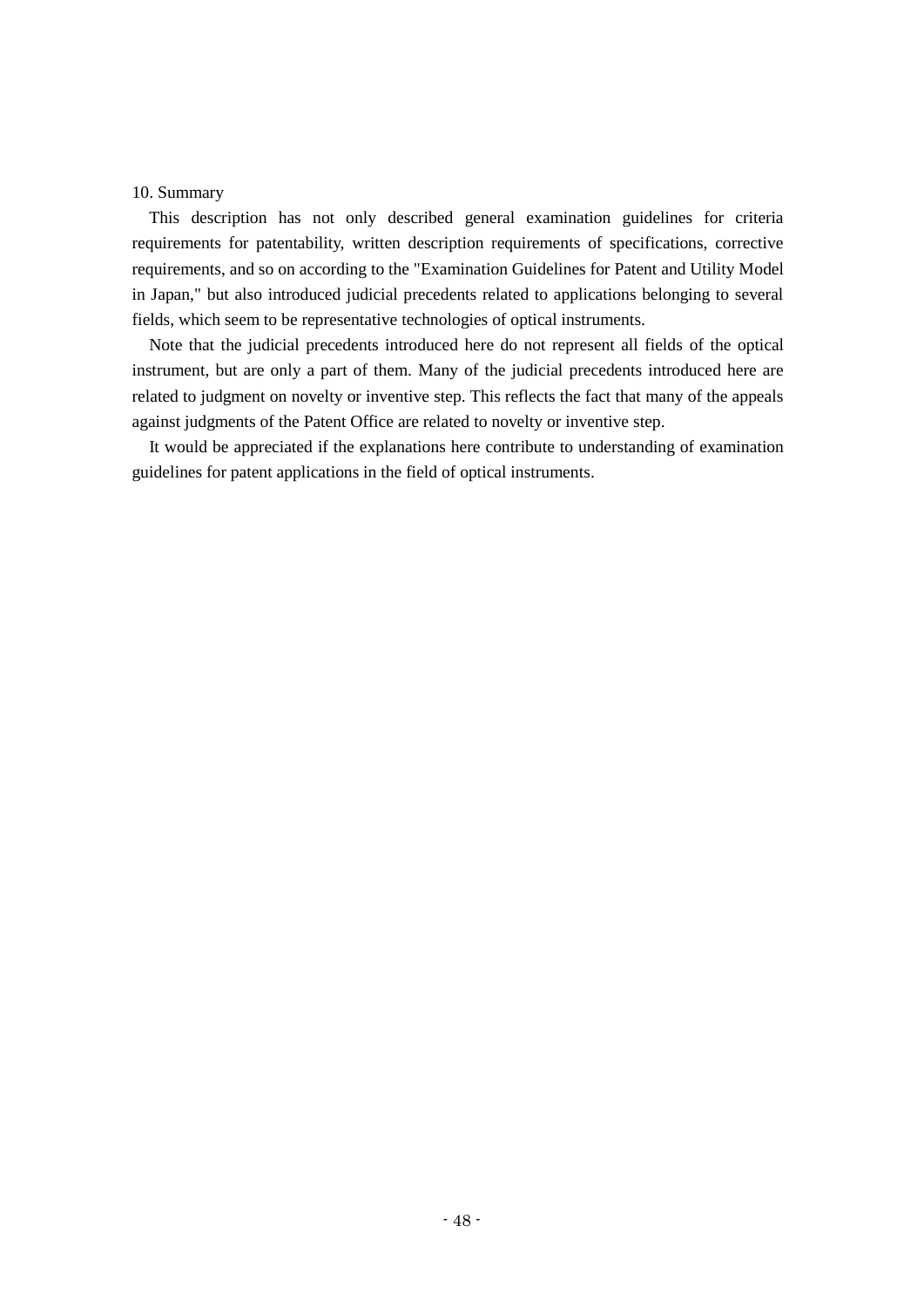## 10. Summary

This description has not only described general examination guidelines for criteria requirements for patentability, written description requirements of specifications, corrective requirements, and so on according to the "Examination Guidelines for Patent and Utility Model in Japan," but also introduced judicial precedents related to applications belonging to several fields, which seem to be representative technologies of optical instruments.

Note that the judicial precedents introduced here do not represent all fields of the optical instrument, but are only a part of them. Many of the judicial precedents introduced here are related to judgment on novelty or inventive step. This reflects the fact that many of the appeals against judgments of the Patent Office are related to novelty or inventive step.

It would be appreciated if the explanations here contribute to understanding of examination guidelines for patent applications in the field of optical instruments.